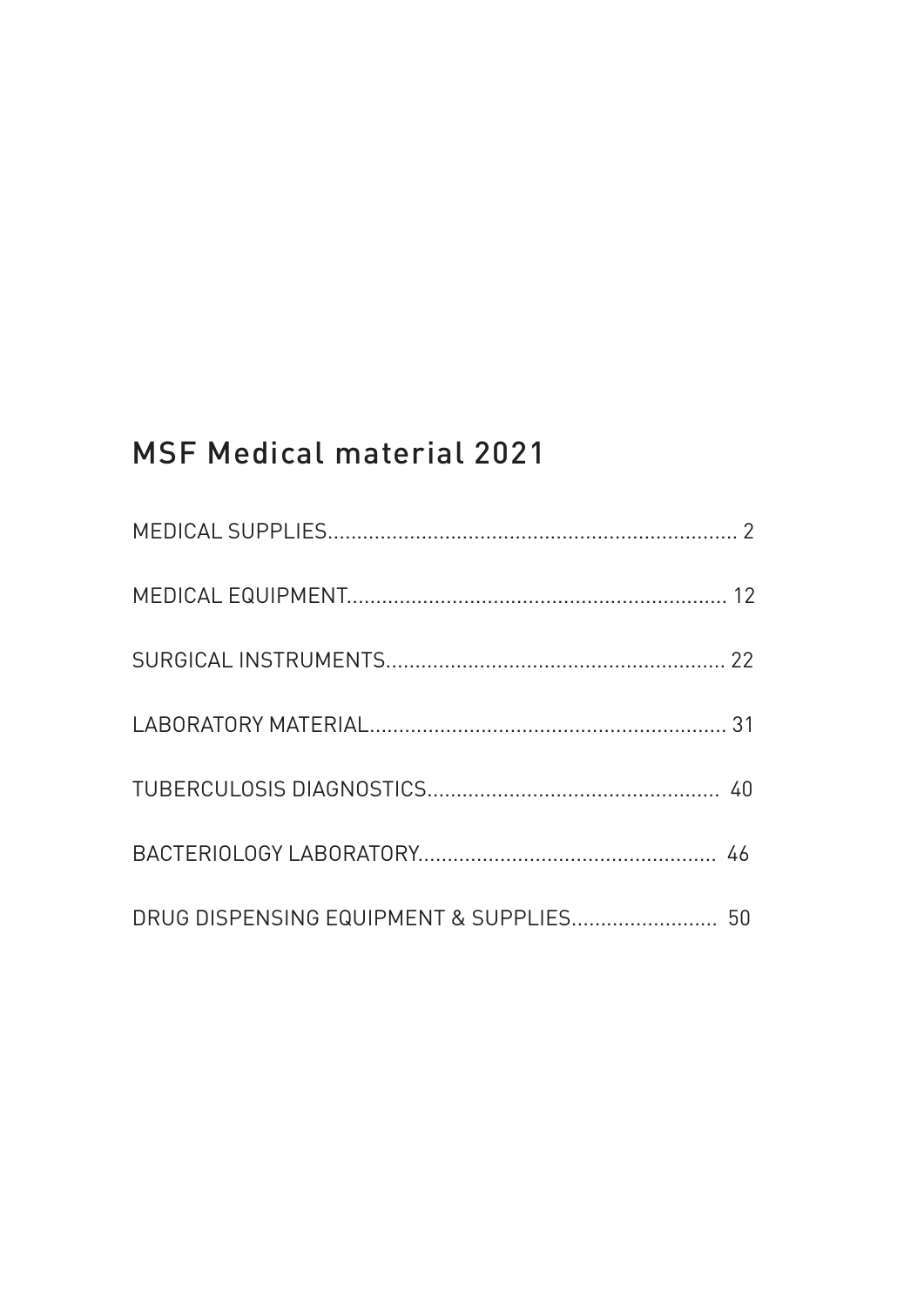# MSF Medical material 2021

MEDICAL SUPPLIES........................................................................ 2

MEDICAL EQUIPMENT.................................................................. 12

SURGICAL INSTRUMENTS.......................................................... 22

LABORATORY MATERIAL............................................................ 31

TUBERCULOSIS DIAGNOSTICS................................................. 40

BACTERIOLOGY LABORATORY.................................................. 46

DRUG DISPENSING EQUIPMENT & SUPPLIES......................... 50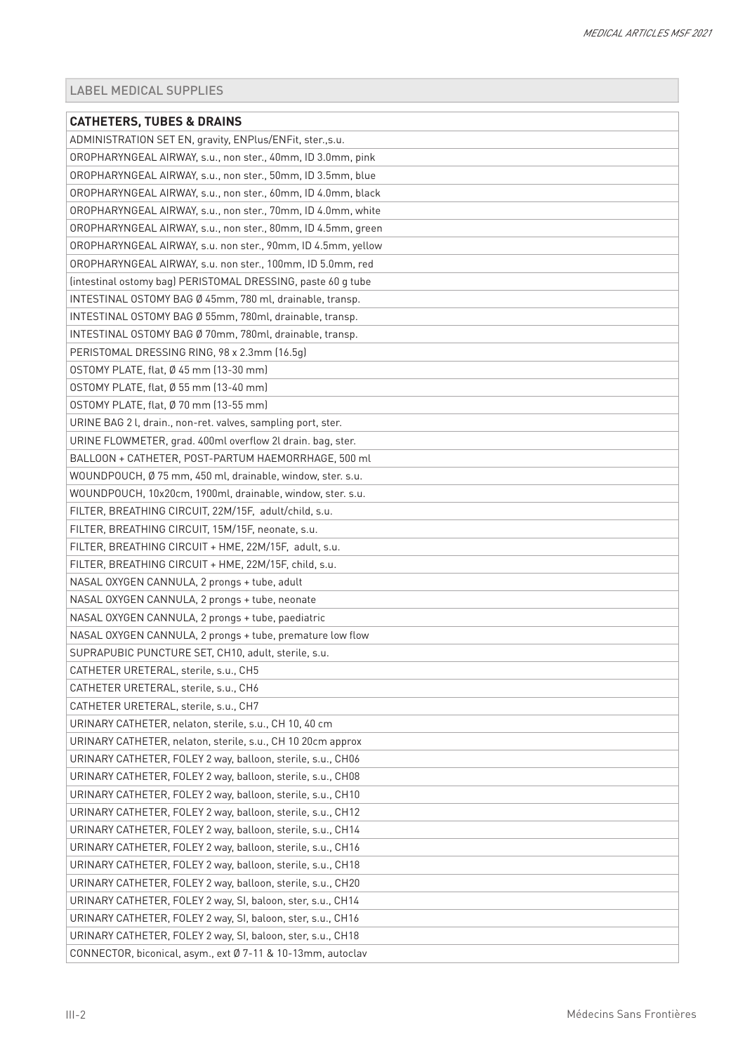## LABEL MEDICAL SUPPLIES

| **CATHETERS, TUBES & DRAINS** |
|---|
| ADMINISTRATION SET EN, gravity, ENPlus/ENFit, ster.,s.u. |
| OROPHARYNGEAL AIRWAY, s.u., non ster., 40mm, ID 3.0mm, pink |
| OROPHARYNGEAL AIRWAY, s.u., non ster., 50mm, ID 3.5mm, blue |
| OROPHARYNGEAL AIRWAY, s.u., non ster., 60mm, ID 4.0mm, black |
| OROPHARYNGEAL AIRWAY, s.u., non ster., 70mm, ID 4.0mm, white |
| OROPHARYNGEAL AIRWAY, s.u., non ster., 80mm, ID 4.5mm, green |
| OROPHARYNGEAL AIRWAY, s.u. non ster., 90mm, ID 4.5mm, yellow |
| OROPHARYNGEAL AIRWAY, s.u. non ster., 100mm, ID 5.0mm, red |
| (intestinal ostomy bag) PERISTOMAL DRESSING, paste 60 g tube |
| INTESTINAL OSTOMY BAG Ø 45mm, 780 ml, drainable, transp. |
| INTESTINAL OSTOMY BAG Ø 55mm, 780ml, drainable, transp. |
| INTESTINAL OSTOMY BAG Ø 70mm, 780ml, drainable, transp. |
| PERISTOMAL DRESSING RING, 98 x 2.3mm (16.5g) |
| OSTOMY PLATE, flat, Ø 45 mm (13-30 mm) |
| OSTOMY PLATE, flat, Ø 55 mm (13-40 mm) |
| OSTOMY PLATE, flat, Ø 70 mm (13-55 mm) |
| URINE BAG 2 l, drain., non-ret. valves, sampling port, ster. |
| URINE FLOWMETER, grad. 400ml overflow 2l drain. bag, ster. |
| BALLOON + CATHETER, POST-PARTUM HAEMORRHAGE, 500 ml |
| WOUNDPOUCH, Ø 75 mm, 450 ml, drainable, window, ster. s.u. |
| WOUNDPOUCH, 10x20cm, 1900ml, drainable, window, ster. s.u. |
| FILTER, BREATHING CIRCUIT, 22M/15F, adult/child, s.u. |
| FILTER, BREATHING CIRCUIT, 15M/15F, neonate, s.u. |
| FILTER, BREATHING CIRCUIT + HME, 22M/15F, adult, s.u. |
| FILTER, BREATHING CIRCUIT + HME, 22M/15F, child, s.u. |
| NASAL OXYGEN CANNULA, 2 prongs + tube, adult |
| NASAL OXYGEN CANNULA, 2 prongs + tube, neonate |
| NASAL OXYGEN CANNULA, 2 prongs + tube, paediatric |
| NASAL OXYGEN CANNULA, 2 prongs + tube, premature low flow |
| SUPRAPUBIC PUNCTURE SET, CH10, adult, sterile, s.u. |
| CATHETER URETERAL, sterile, s.u., CH5 |
| CATHETER URETERAL, sterile, s.u., CH6 |
| CATHETER URETERAL, sterile, s.u., CH7 |
| URINARY CATHETER, nelaton, sterile, s.u., CH 10, 40 cm |
| URINARY CATHETER, nelaton, sterile, s.u., CH 10 20cm approx |
| URINARY CATHETER, FOLEY 2 way, balloon, sterile, s.u., CH06 |
| URINARY CATHETER, FOLEY 2 way, balloon, sterile, s.u., CH08 |
| URINARY CATHETER, FOLEY 2 way, balloon, sterile, s.u., CH10 |
| URINARY CATHETER, FOLEY 2 way, balloon, sterile, s.u., CH12 |
| URINARY CATHETER, FOLEY 2 way, balloon, sterile, s.u., CH14 |
| URINARY CATHETER, FOLEY 2 way, balloon, sterile, s.u., CH16 |
| URINARY CATHETER, FOLEY 2 way, balloon, sterile, s.u., CH18 |
| URINARY CATHETER, FOLEY 2 way, balloon, sterile, s.u., CH20 |
| URINARY CATHETER, FOLEY 2 way, SI, baloon, ster, s.u., CH14 |
| URINARY CATHETER, FOLEY 2 way, SI, baloon, ster, s.u., CH16 |
| URINARY CATHETER, FOLEY 2 way, SI, baloon, ster, s.u., CH18 |
| CONNECTOR, biconical, asym., ext Ø 7-11 & 10-13mm, autoclav |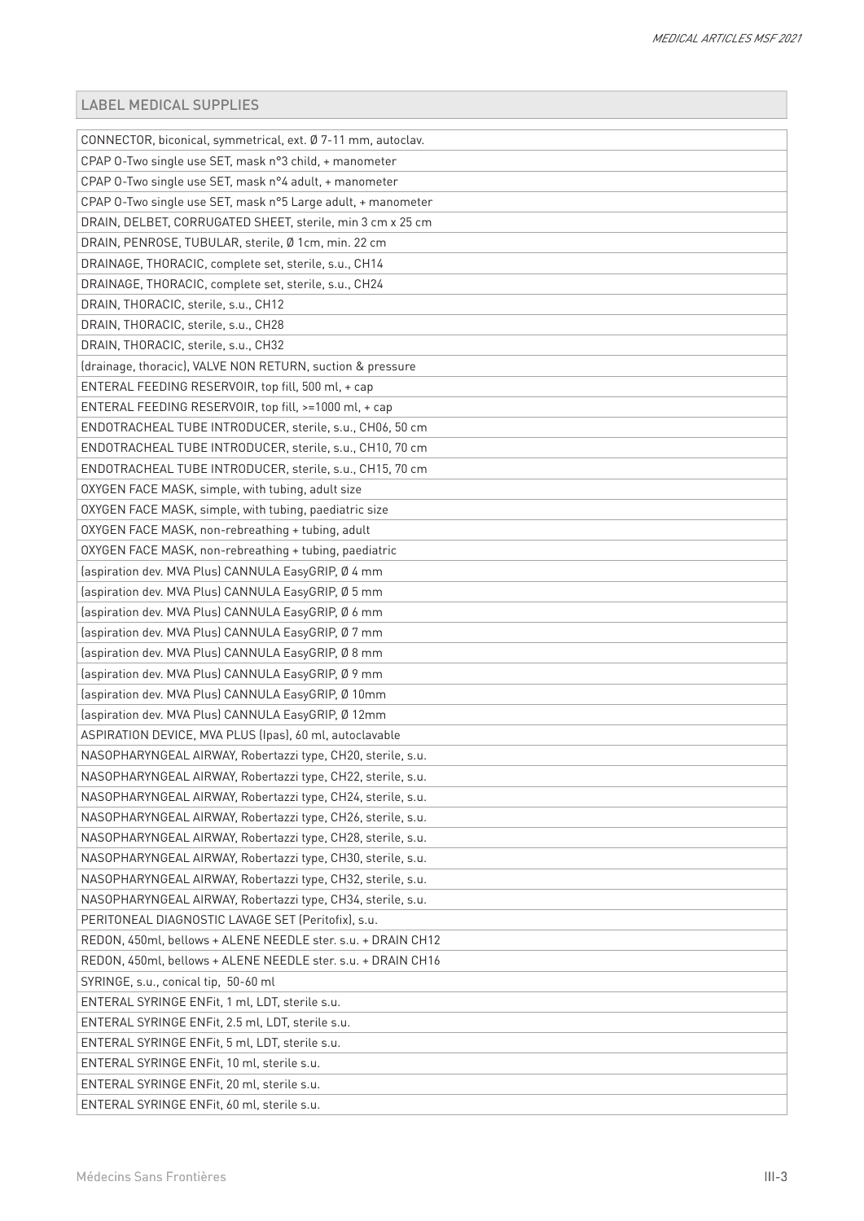| LABEL MEDICAL SUPPLIES |
|---|
| CONNECTOR, biconical, symmetrical, ext. Ø 7-11 mm, autoclav. |
| CPAP O-Two single use SET, mask n°3 child, + manometer |
| CPAP O-Two single use SET, mask n°4 adult, + manometer |
| CPAP O-Two single use SET, mask n°5 Large adult, + manometer |
| DRAIN, DELBET, CORRUGATED SHEET, sterile, min 3 cm x 25 cm |
| DRAIN, PENROSE, TUBULAR, sterile, Ø 1cm, min. 22 cm |
| DRAINAGE, THORACIC, complete set, sterile, s.u., CH14 |
| DRAINAGE, THORACIC, complete set, sterile, s.u., CH24 |
| DRAIN, THORACIC, sterile, s.u., CH12 |
| DRAIN, THORACIC, sterile, s.u., CH28 |
| DRAIN, THORACIC, sterile, s.u., CH32 |
| (drainage, thoracic), VALVE NON RETURN, suction & pressure |
| ENTERAL FEEDING RESERVOIR, top fill, 500 ml, + cap |
| ENTERAL FEEDING RESERVOIR, top fill, >=1000 ml, + cap |
| ENDOTRACHEAL TUBE INTRODUCER, sterile, s.u., CH06, 50 cm |
| ENDOTRACHEAL TUBE INTRODUCER, sterile, s.u., CH10, 70 cm |
| ENDOTRACHEAL TUBE INTRODUCER, sterile, s.u., CH15, 70 cm |
| OXYGEN FACE MASK, simple, with tubing, adult size |
| OXYGEN FACE MASK, simple, with tubing, paediatric size |
| OXYGEN FACE MASK, non-rebreathing + tubing, adult |
| OXYGEN FACE MASK, non-rebreathing + tubing, paediatric |
| (aspiration dev. MVA Plus) CANNULA EasyGRIP, Ø 4 mm |
| (aspiration dev. MVA Plus) CANNULA EasyGRIP, Ø 5 mm |
| (aspiration dev. MVA Plus) CANNULA EasyGRIP, Ø 6 mm |
| (aspiration dev. MVA Plus) CANNULA EasyGRIP, Ø 7 mm |
| (aspiration dev. MVA Plus) CANNULA EasyGRIP, Ø 8 mm |
| (aspiration dev. MVA Plus) CANNULA EasyGRIP, Ø 9 mm |
| (aspiration dev. MVA Plus) CANNULA EasyGRIP, Ø 10mm |
| (aspiration dev. MVA Plus) CANNULA EasyGRIP, Ø 12mm |
| ASPIRATION DEVICE, MVA PLUS (Ipas), 60 ml, autoclavable |
| NASOPHARYNGEAL AIRWAY, Robertazzi type, CH20, sterile, s.u. |
| NASOPHARYNGEAL AIRWAY, Robertazzi type, CH22, sterile, s.u. |
| NASOPHARYNGEAL AIRWAY, Robertazzi type, CH24, sterile, s.u. |
| NASOPHARYNGEAL AIRWAY, Robertazzi type, CH26, sterile, s.u. |
| NASOPHARYNGEAL AIRWAY, Robertazzi type, CH28, sterile, s.u. |
| NASOPHARYNGEAL AIRWAY, Robertazzi type, CH30, sterile, s.u. |
| NASOPHARYNGEAL AIRWAY, Robertazzi type, CH32, sterile, s.u. |
| NASOPHARYNGEAL AIRWAY, Robertazzi type, CH34, sterile, s.u. |
| PERITONEAL DIAGNOSTIC LAVAGE SET (Peritofix), s.u. |
| REDON, 450ml, bellows + ALENE NEEDLE ster. s.u. + DRAIN CH12 |
| REDON, 450ml, bellows + ALENE NEEDLE ster. s.u. + DRAIN CH16 |
| SYRINGE, s.u., conical tip, 50-60 ml |
| ENTERAL SYRINGE ENFit, 1 ml, LDT, sterile s.u. |
| ENTERAL SYRINGE ENFit, 2.5 ml, LDT, sterile s.u. |
| ENTERAL SYRINGE ENFit, 5 ml, LDT, sterile s.u. |
| ENTERAL SYRINGE ENFit, 10 ml, sterile s.u. |
| ENTERAL SYRINGE ENFit, 20 ml, sterile s.u. |
| ENTERAL SYRINGE ENFit, 60 ml, sterile s.u. |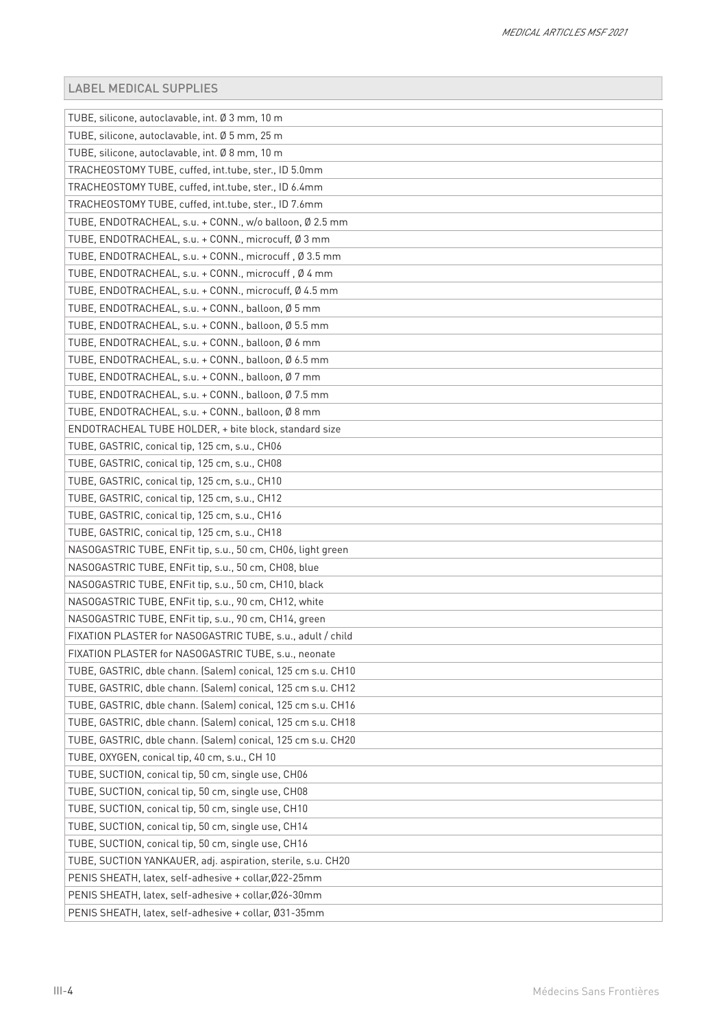| LABEL MEDICAL SUPPLIES |
|---|
| TUBE, silicone, autoclavable, int. Ø 3 mm, 10 m |
| TUBE, silicone, autoclavable, int. Ø 5 mm, 25 m |
| TUBE, silicone, autoclavable, int. Ø 8 mm, 10 m |
| TRACHEOSTOMY TUBE, cuffed, int.tube, ster., ID 5.0mm |
| TRACHEOSTOMY TUBE, cuffed, int.tube, ster., ID 6.4mm |
| TRACHEOSTOMY TUBE, cuffed, int.tube, ster., ID 7.6mm |
| TUBE, ENDOTRACHEAL, s.u. + CONN., w/o balloon, Ø 2.5 mm |
| TUBE, ENDOTRACHEAL, s.u. + CONN., microcuff, Ø 3 mm |
| TUBE, ENDOTRACHEAL, s.u. + CONN., microcuff , Ø 3.5 mm |
| TUBE, ENDOTRACHEAL, s.u. + CONN., microcuff , Ø 4 mm |
| TUBE, ENDOTRACHEAL, s.u. + CONN., microcuff, Ø 4.5 mm |
| TUBE, ENDOTRACHEAL, s.u. + CONN., balloon, Ø 5 mm |
| TUBE, ENDOTRACHEAL, s.u. + CONN., balloon, Ø 5.5 mm |
| TUBE, ENDOTRACHEAL, s.u. + CONN., balloon, Ø 6 mm |
| TUBE, ENDOTRACHEAL, s.u. + CONN., balloon, Ø 6.5 mm |
| TUBE, ENDOTRACHEAL, s.u. + CONN., balloon, Ø 7 mm |
| TUBE, ENDOTRACHEAL, s.u. + CONN., balloon, Ø 7.5 mm |
| TUBE, ENDOTRACHEAL, s.u. + CONN., balloon, Ø 8 mm |
| ENDOTRACHEAL TUBE HOLDER, + bite block, standard size |
| TUBE, GASTRIC, conical tip, 125 cm, s.u., CH06 |
| TUBE, GASTRIC, conical tip, 125 cm, s.u., CH08 |
| TUBE, GASTRIC, conical tip, 125 cm, s.u., CH10 |
| TUBE, GASTRIC, conical tip, 125 cm, s.u., CH12 |
| TUBE, GASTRIC, conical tip, 125 cm, s.u., CH16 |
| TUBE, GASTRIC, conical tip, 125 cm, s.u., CH18 |
| NASOGASTRIC TUBE, ENFit tip, s.u., 50 cm, CH06, light green |
| NASOGASTRIC TUBE, ENFit tip, s.u., 50 cm, CH08, blue |
| NASOGASTRIC TUBE, ENFit tip, s.u., 50 cm, CH10, black |
| NASOGASTRIC TUBE, ENFit tip, s.u., 90 cm, CH12, white |
| NASOGASTRIC TUBE, ENFit tip, s.u., 90 cm, CH14, green |
| FIXATION PLASTER for NASOGASTRIC TUBE, s.u., adult / child |
| FIXATION PLASTER for NASOGASTRIC TUBE, s.u., neonate |
| TUBE, GASTRIC, dble chann. (Salem) conical, 125 cm s.u. CH10 |
| TUBE, GASTRIC, dble chann. (Salem) conical, 125 cm s.u. CH12 |
| TUBE, GASTRIC, dble chann. (Salem) conical, 125 cm s.u. CH16 |
| TUBE, GASTRIC, dble chann. (Salem) conical, 125 cm s.u. CH18 |
| TUBE, GASTRIC, dble chann. (Salem) conical, 125 cm s.u. CH20 |
| TUBE, OXYGEN, conical tip, 40 cm, s.u., CH 10 |
| TUBE, SUCTION, conical tip, 50 cm, single use, CH06 |
| TUBE, SUCTION, conical tip, 50 cm, single use, CH08 |
| TUBE, SUCTION, conical tip, 50 cm, single use, CH10 |
| TUBE, SUCTION, conical tip, 50 cm, single use, CH14 |
| TUBE, SUCTION, conical tip, 50 cm, single use, CH16 |
| TUBE, SUCTION YANKAUER, adj. aspiration, sterile, s.u. CH20 |
| PENIS SHEATH, latex, self-adhesive + collar,Ø22-25mm |
| PENIS SHEATH, latex, self-adhesive + collar,Ø26-30mm |
| PENIS SHEATH, latex, self-adhesive + collar, Ø31-35mm |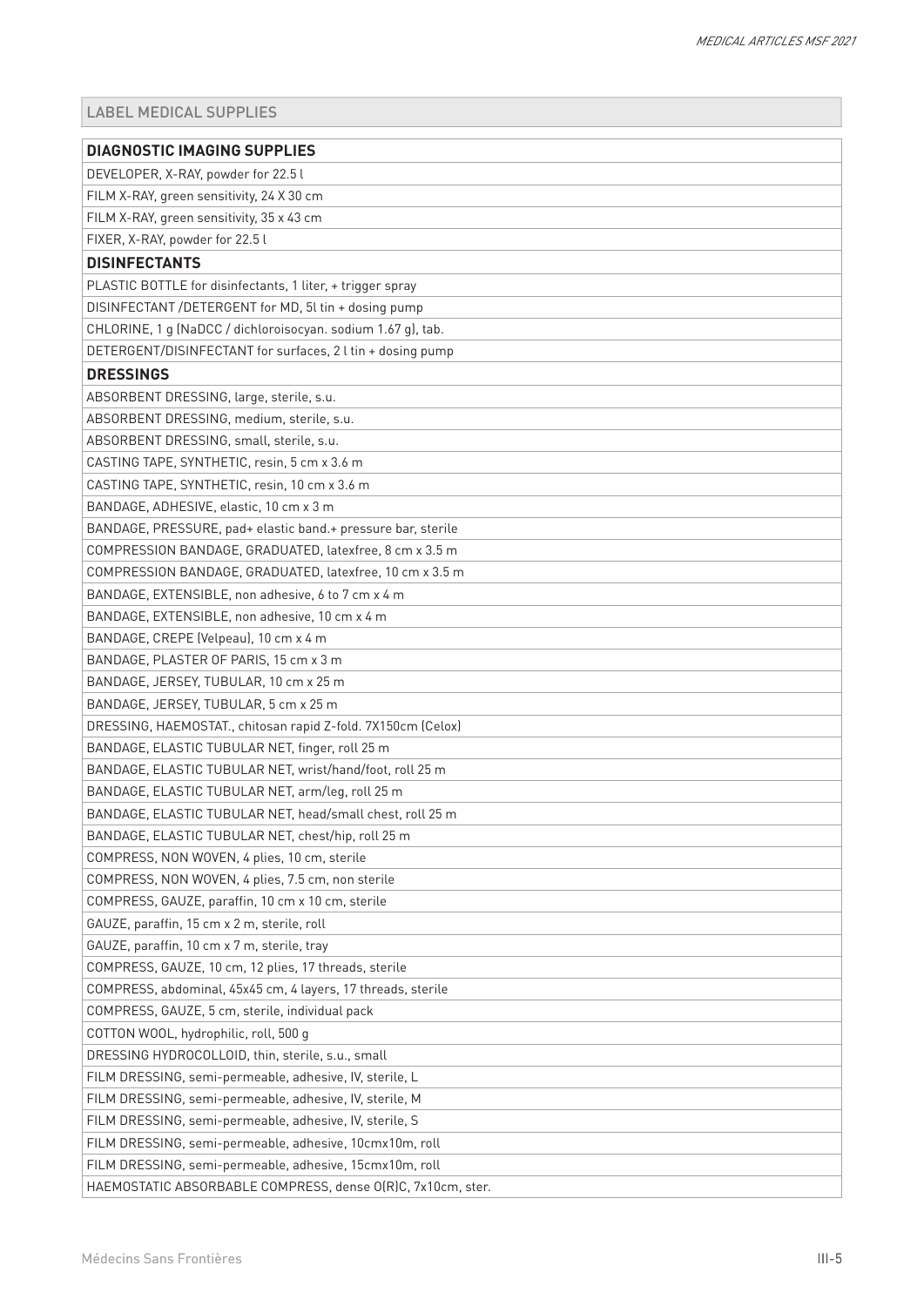## LABEL MEDICAL SUPPLIES

| DIAGNOSTIC IMAGING SUPPLIES |
|---|
| DEVELOPER, X-RAY, powder for 22.5 l |
| FILM X-RAY, green sensitivity, 24 X 30 cm |
| FILM X-RAY, green sensitivity, 35 x 43 cm |
| FIXER, X-RAY, powder for 22.5 l |
| **DISINFECTANTS** |
| PLASTIC BOTTLE for disinfectants, 1 liter, + trigger spray |
| DISINFECTANT /DETERGENT for MD, 5l tin + dosing pump |
| CHLORINE, 1 g (NaDCC / dichloroisocyan. sodium 1.67 g), tab. |
| DETERGENT/DISINFECTANT for surfaces, 2 l tin + dosing pump |
| **DRESSINGS** |
| ABSORBENT DRESSING, large, sterile, s.u. |
| ABSORBENT DRESSING, medium, sterile, s.u. |
| ABSORBENT DRESSING, small, sterile, s.u. |
| CASTING TAPE, SYNTHETIC, resin, 5 cm x 3.6 m |
| CASTING TAPE, SYNTHETIC, resin, 10 cm x 3.6 m |
| BANDAGE, ADHESIVE, elastic, 10 cm x 3 m |
| BANDAGE, PRESSURE, pad+ elastic band.+ pressure bar, sterile |
| COMPRESSION BANDAGE, GRADUATED, latexfree, 8 cm x 3.5 m |
| COMPRESSION BANDAGE, GRADUATED, latexfree, 10 cm x 3.5 m |
| BANDAGE, EXTENSIBLE, non adhesive, 6 to 7 cm x 4 m |
| BANDAGE, EXTENSIBLE, non adhesive, 10 cm x 4 m |
| BANDAGE, CREPE (Velpeau), 10 cm x 4 m |
| BANDAGE, PLASTER OF PARIS, 15 cm x 3 m |
| BANDAGE, JERSEY, TUBULAR, 10 cm x 25 m |
| BANDAGE, JERSEY, TUBULAR, 5 cm x 25 m |
| DRESSING, HAEMOSTAT., chitosan rapid Z-fold. 7X150cm (Celox) |
| BANDAGE, ELASTIC TUBULAR NET, finger, roll 25 m |
| BANDAGE, ELASTIC TUBULAR NET, wrist/hand/foot, roll 25 m |
| BANDAGE, ELASTIC TUBULAR NET, arm/leg, roll 25 m |
| BANDAGE, ELASTIC TUBULAR NET, head/small chest, roll 25 m |
| BANDAGE, ELASTIC TUBULAR NET, chest/hip, roll 25 m |
| COMPRESS, NON WOVEN, 4 plies, 10 cm, sterile |
| COMPRESS, NON WOVEN, 4 plies, 7.5 cm, non sterile |
| COMPRESS, GAUZE, paraffin, 10 cm x 10 cm, sterile |
| GAUZE, paraffin, 15 cm x 2 m, sterile, roll |
| GAUZE, paraffin, 10 cm x 7 m, sterile, tray |
| COMPRESS, GAUZE, 10 cm, 12 plies, 17 threads, sterile |
| COMPRESS, abdominal, 45x45 cm, 4 layers, 17 threads, sterile |
| COMPRESS, GAUZE, 5 cm, sterile, individual pack |
| COTTON WOOL, hydrophilic, roll, 500 g |
| DRESSING HYDROCOLLOID, thin, sterile, s.u., small |
| FILM DRESSING, semi-permeable, adhesive, IV, sterile, L |
| FILM DRESSING, semi-permeable, adhesive, IV, sterile, M |
| FILM DRESSING, semi-permeable, adhesive, IV, sterile, S |
| FILM DRESSING, semi-permeable, adhesive, 10cmx10m, roll |
| FILM DRESSING, semi-permeable, adhesive, 15cmx10m, roll |
| HAEMOSTATIC ABSORBABLE COMPRESS, dense O(R)C, 7x10cm, ster. |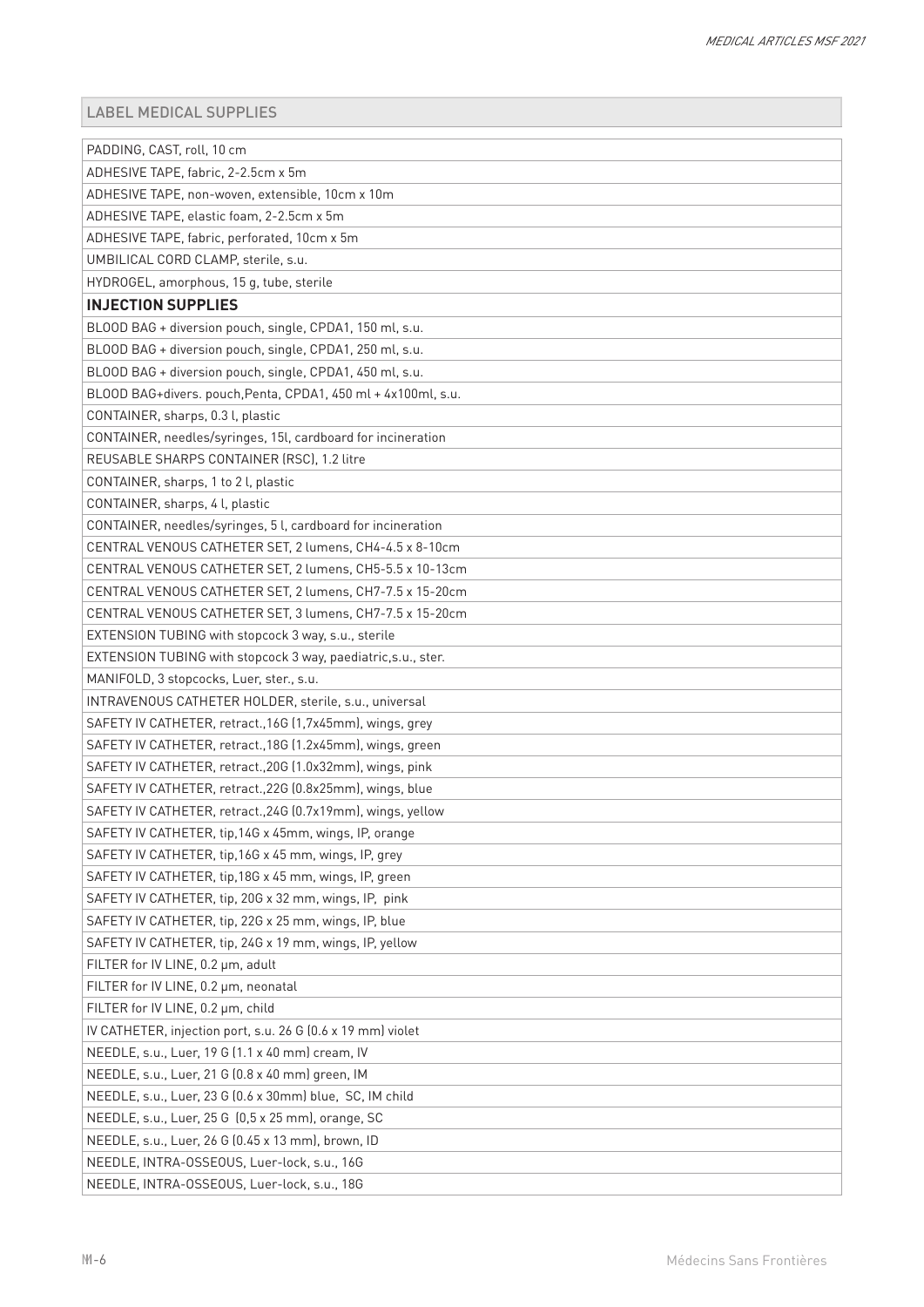| LABEL MEDICAL SUPPLIES |
|---|
| PADDING, CAST, roll, 10 cm |
| ADHESIVE TAPE, fabric, 2-2.5cm x 5m |
| ADHESIVE TAPE, non-woven, extensible, 10cm x 10m |
| ADHESIVE TAPE, elastic foam, 2-2.5cm x 5m |
| ADHESIVE TAPE, fabric, perforated, 10cm x 5m |
| UMBILICAL CORD CLAMP, sterile, s.u. |
| HYDROGEL, amorphous, 15 g, tube, sterile |
| **INJECTION SUPPLIES** |
| BLOOD BAG + diversion pouch, single, CPDA1, 150 ml, s.u. |
| BLOOD BAG + diversion pouch, single, CPDA1, 250 ml, s.u. |
| BLOOD BAG + diversion pouch, single, CPDA1, 450 ml, s.u. |
| BLOOD BAG+divers. pouch,Penta, CPDA1, 450 ml + 4x100ml, s.u. |
| CONTAINER, sharps, 0.3 l, plastic |
| CONTAINER, needles/syringes, 15l, cardboard for incineration |
| REUSABLE SHARPS CONTAINER (RSC), 1.2 litre |
| CONTAINER, sharps, 1 to 2 l, plastic |
| CONTAINER, sharps, 4 l, plastic |
| CONTAINER, needles/syringes, 5 l, cardboard for incineration |
| CENTRAL VENOUS CATHETER SET, 2 lumens, CH4-4.5 x 8-10cm |
| CENTRAL VENOUS CATHETER SET, 2 lumens, CH5-5.5 x 10-13cm |
| CENTRAL VENOUS CATHETER SET, 2 lumens, CH7-7.5 x 15-20cm |
| CENTRAL VENOUS CATHETER SET, 3 lumens, CH7-7.5 x 15-20cm |
| EXTENSION TUBING with stopcock 3 way, s.u., sterile |
| EXTENSION TUBING with stopcock 3 way, paediatric,s.u., ster. |
| MANIFOLD, 3 stopcocks, Luer, ster., s.u. |
| INTRAVENOUS CATHETER HOLDER, sterile, s.u., universal |
| SAFETY IV CATHETER, retract.,16G (1,7x45mm), wings, grey |
| SAFETY IV CATHETER, retract.,18G (1.2x45mm), wings, green |
| SAFETY IV CATHETER, retract.,20G (1.0x32mm), wings, pink |
| SAFETY IV CATHETER, retract.,22G (0.8x25mm), wings, blue |
| SAFETY IV CATHETER, retract.,24G (0.7x19mm), wings, yellow |
| SAFETY IV CATHETER, tip,14G x 45mm, wings, IP, orange |
| SAFETY IV CATHETER, tip,16G x 45 mm, wings, IP, grey |
| SAFETY IV CATHETER, tip,18G x 45 mm, wings, IP, green |
| SAFETY IV CATHETER, tip, 20G x 32 mm, wings, IP, pink |
| SAFETY IV CATHETER, tip, 22G x 25 mm, wings, IP, blue |
| SAFETY IV CATHETER, tip, 24G x 19 mm, wings, IP, yellow |
| FILTER for IV LINE, 0.2 µm, adult |
| FILTER for IV LINE, 0.2 µm, neonatal |
| FILTER for IV LINE, 0.2 µm, child |
| IV CATHETER, injection port, s.u. 26 G (0.6 x 19 mm) violet |
| NEEDLE, s.u., Luer, 19 G (1.1 x 40 mm) cream, IV |
| NEEDLE, s.u., Luer, 21 G (0.8 x 40 mm) green, IM |
| NEEDLE, s.u., Luer, 23 G (0.6 x 30mm) blue, SC, IM child |
| NEEDLE, s.u., Luer, 25 G (0,5 x 25 mm), orange, SC |
| NEEDLE, s.u., Luer, 26 G (0.45 x 13 mm), brown, ID |
| NEEDLE, INTRA-OSSEOUS, Luer-lock, s.u., 16G |
| NEEDLE, INTRA-OSSEOUS, Luer-lock, s.u., 18G |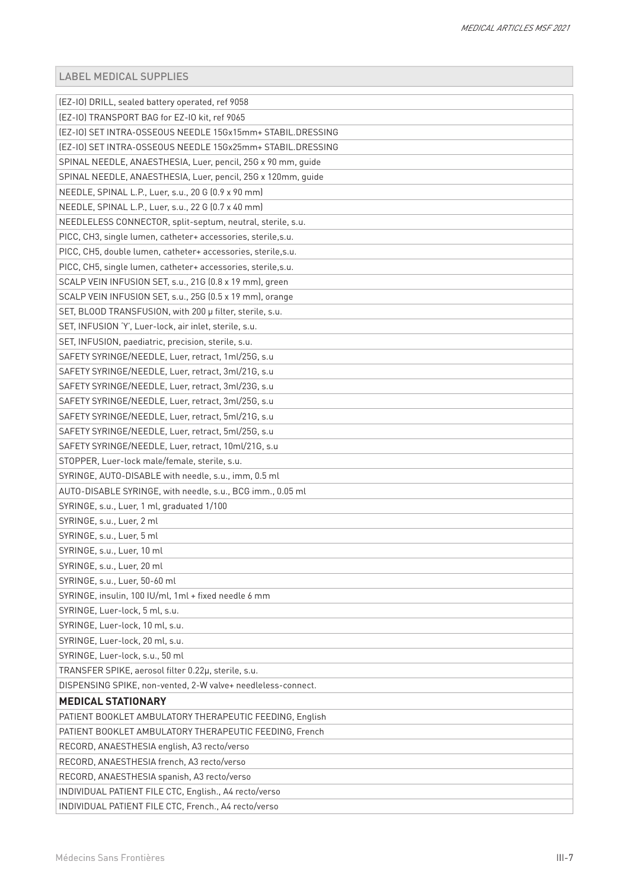| LABEL MEDICAL SUPPLIES |
|---|
| (EZ-IO) DRILL, sealed battery operated, ref 9058 |
| (EZ-IO) TRANSPORT BAG for EZ-IO kit, ref 9065 |
| (EZ-IO) SET INTRA-OSSEOUS NEEDLE 15Gx15mm+ STABIL.DRESSING |
| (EZ-IO) SET INTRA-OSSEOUS NEEDLE 15Gx25mm+ STABIL.DRESSING |
| SPINAL NEEDLE, ANAESTHESIA, Luer, pencil, 25G x 90 mm, guide |
| SPINAL NEEDLE, ANAESTHESIA, Luer, pencil, 25G x 120mm, guide |
| NEEDLE, SPINAL L.P., Luer, s.u., 20 G (0.9 x 90 mm) |
| NEEDLE, SPINAL L.P., Luer, s.u., 22 G (0.7 x 40 mm) |
| NEEDLELESS CONNECTOR, split-septum, neutral, sterile, s.u. |
| PICC, CH3, single lumen, catheter+ accessories, sterile,s.u. |
| PICC, CH5, double lumen, catheter+ accessories, sterile,s.u. |
| PICC, CH5, single lumen, catheter+ accessories, sterile,s.u. |
| SCALP VEIN INFUSION SET, s.u., 21G (0.8 x 19 mm), green |
| SCALP VEIN INFUSION SET, s.u., 25G (0.5 x 19 mm), orange |
| SET, BLOOD TRANSFUSION, with 200 µ filter, sterile, s.u. |
| SET, INFUSION 'Y', Luer-lock, air inlet, sterile, s.u. |
| SET, INFUSION, paediatric, precision, sterile, s.u. |
| SAFETY SYRINGE/NEEDLE, Luer, retract, 1ml/25G, s.u |
| SAFETY SYRINGE/NEEDLE, Luer, retract, 3ml/21G, s.u |
| SAFETY SYRINGE/NEEDLE, Luer, retract, 3ml/23G, s.u |
| SAFETY SYRINGE/NEEDLE, Luer, retract, 3ml/25G, s.u |
| SAFETY SYRINGE/NEEDLE, Luer, retract, 5ml/21G, s.u |
| SAFETY SYRINGE/NEEDLE, Luer, retract, 5ml/25G, s.u |
| SAFETY SYRINGE/NEEDLE, Luer, retract, 10ml/21G, s.u |
| STOPPER, Luer-lock male/female, sterile, s.u. |
| SYRINGE, AUTO-DISABLE with needle, s.u., imm, 0.5 ml |
| AUTO-DISABLE SYRINGE, with needle, s.u., BCG imm., 0.05 ml |
| SYRINGE, s.u., Luer, 1 ml, graduated 1/100 |
| SYRINGE, s.u., Luer, 2 ml |
| SYRINGE, s.u., Luer, 5 ml |
| SYRINGE, s.u., Luer, 10 ml |
| SYRINGE, s.u., Luer, 20 ml |
| SYRINGE, s.u., Luer, 50-60 ml |
| SYRINGE, insulin, 100 IU/ml, 1ml + fixed needle 6 mm |
| SYRINGE, Luer-lock, 5 ml, s.u. |
| SYRINGE, Luer-lock, 10 ml, s.u. |
| SYRINGE, Luer-lock, 20 ml, s.u. |
| SYRINGE, Luer-lock, s.u., 50 ml |
| TRANSFER SPIKE, aerosol filter 0.22µ, sterile, s.u. |
| DISPENSING SPIKE, non-vented, 2-W valve+ needleless-connect. |
| **MEDICAL STATIONARY** |
| PATIENT BOOKLET AMBULATORY THERAPEUTIC FEEDING, English |
| PATIENT BOOKLET AMBULATORY THERAPEUTIC FEEDING, French |
| RECORD, ANAESTHESIA english, A3 recto/verso |
| RECORD, ANAESTHESIA french, A3 recto/verso |
| RECORD, ANAESTHESIA spanish, A3 recto/verso |
| INDIVIDUAL PATIENT FILE CTC, English., A4 recto/verso |
| INDIVIDUAL PATIENT FILE CTC, French., A4 recto/verso |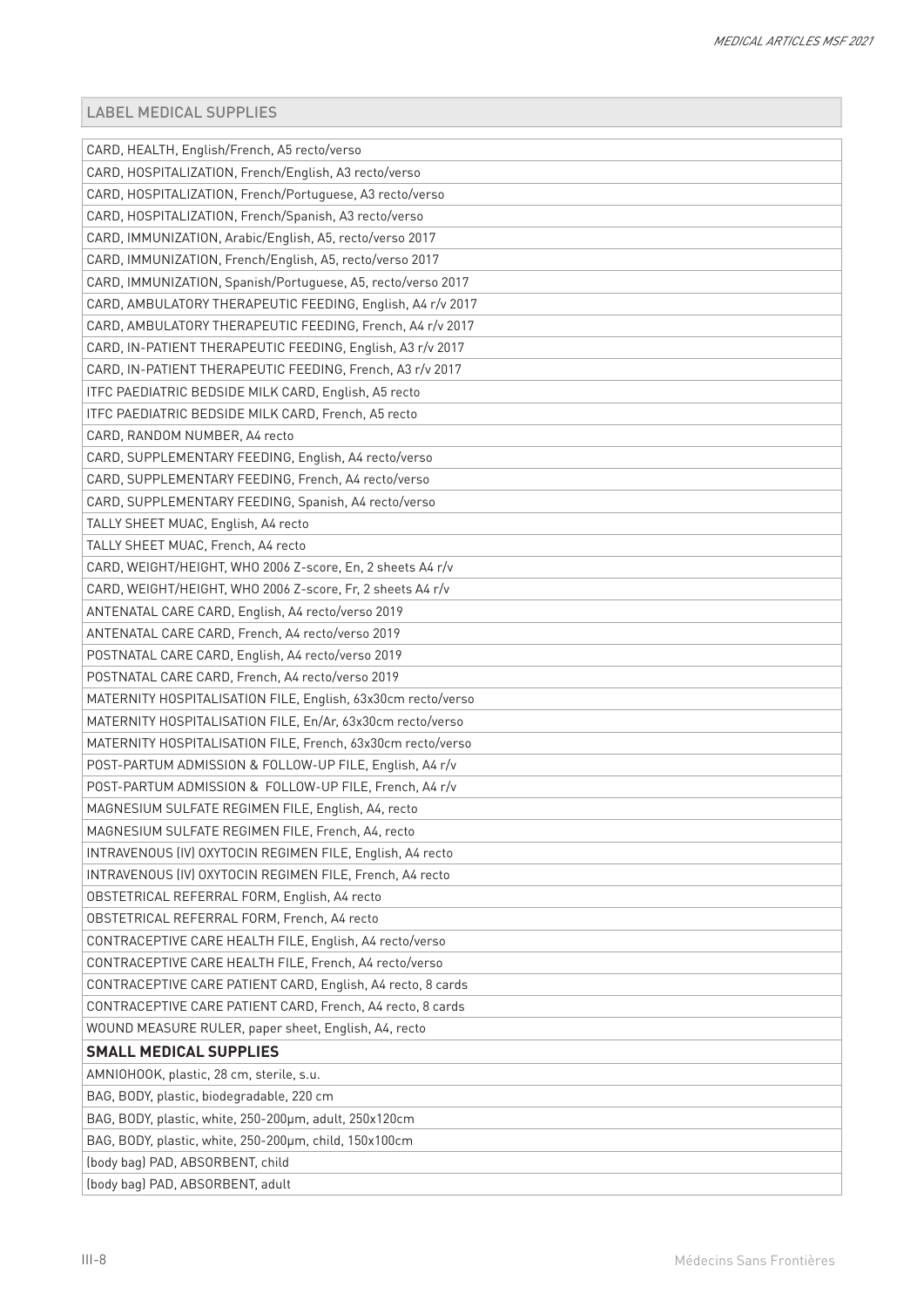## LABEL MEDICAL SUPPLIES

| |
|---|
| CARD, HEALTH, English/French, A5 recto/verso |
| CARD, HOSPITALIZATION, French/English, A3 recto/verso |
| CARD, HOSPITALIZATION, French/Portuguese, A3 recto/verso |
| CARD, HOSPITALIZATION, French/Spanish, A3 recto/verso |
| CARD, IMMUNIZATION, Arabic/English, A5, recto/verso 2017 |
| CARD, IMMUNIZATION, French/English, A5, recto/verso 2017 |
| CARD, IMMUNIZATION, Spanish/Portuguese, A5, recto/verso 2017 |
| CARD, AMBULATORY THERAPEUTIC FEEDING, English, A4 r/v 2017 |
| CARD, AMBULATORY THERAPEUTIC FEEDING, French, A4 r/v 2017 |
| CARD, IN-PATIENT THERAPEUTIC FEEDING, English, A3 r/v 2017 |
| CARD, IN-PATIENT THERAPEUTIC FEEDING, French, A3 r/v 2017 |
| ITFC PAEDIATRIC BEDSIDE MILK CARD, English, A5 recto |
| ITFC PAEDIATRIC BEDSIDE MILK CARD, French, A5 recto |
| CARD, RANDOM NUMBER, A4 recto |
| CARD, SUPPLEMENTARY FEEDING, English, A4 recto/verso |
| CARD, SUPPLEMENTARY FEEDING, French, A4 recto/verso |
| CARD, SUPPLEMENTARY FEEDING, Spanish, A4 recto/verso |
| TALLY SHEET MUAC, English, A4 recto |
| TALLY SHEET MUAC, French, A4 recto |
| CARD, WEIGHT/HEIGHT, WHO 2006 Z-score, En, 2 sheets A4 r/v |
| CARD, WEIGHT/HEIGHT, WHO 2006 Z-score, Fr, 2 sheets A4 r/v |
| ANTENATAL CARE CARD, English, A4 recto/verso 2019 |
| ANTENATAL CARE CARD, French, A4 recto/verso 2019 |
| POSTNATAL CARE CARD, English, A4 recto/verso 2019 |
| POSTNATAL CARE CARD, French, A4 recto/verso 2019 |
| MATERNITY HOSPITALISATION FILE, English, 63x30cm recto/verso |
| MATERNITY HOSPITALISATION FILE, En/Ar, 63x30cm recto/verso |
| MATERNITY HOSPITALISATION FILE, French, 63x30cm recto/verso |
| POST-PARTUM ADMISSION & FOLLOW-UP FILE, English, A4 r/v |
| POST-PARTUM ADMISSION & FOLLOW-UP FILE, French, A4 r/v |
| MAGNESIUM SULFATE REGIMEN FILE, English, A4, recto |
| MAGNESIUM SULFATE REGIMEN FILE, French, A4, recto |
| INTRAVENOUS (IV) OXYTOCIN REGIMEN FILE, English, A4 recto |
| INTRAVENOUS (IV) OXYTOCIN REGIMEN FILE, French, A4 recto |
| OBSTETRICAL REFERRAL FORM, English, A4 recto |
| OBSTETRICAL REFERRAL FORM, French, A4 recto |
| CONTRACEPTIVE CARE HEALTH FILE, English, A4 recto/verso |
| CONTRACEPTIVE CARE HEALTH FILE, French, A4 recto/verso |
| CONTRACEPTIVE CARE PATIENT CARD, English, A4 recto, 8 cards |
| CONTRACEPTIVE CARE PATIENT CARD, French, A4 recto, 8 cards |
| WOUND MEASURE RULER, paper sheet, English, A4, recto |
| **SMALL MEDICAL SUPPLIES** |
| AMNIOHOOK, plastic, 28 cm, sterile, s.u. |
| BAG, BODY, plastic, biodegradable, 220 cm |
| BAG, BODY, plastic, white, 250-200µm, adult, 250x120cm |
| BAG, BODY, plastic, white, 250-200µm, child, 150x100cm |
| (body bag) PAD, ABSORBENT, child |
| (body bag) PAD, ABSORBENT, adult |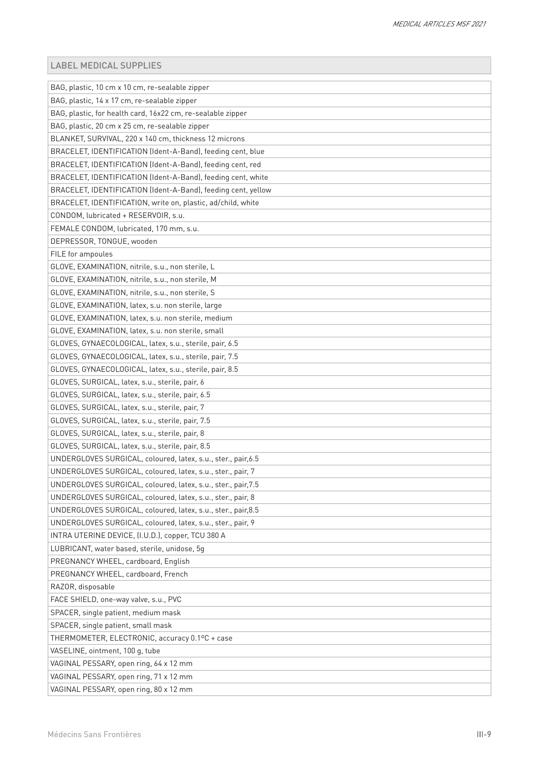| LABEL MEDICAL SUPPLIES |
|---|
| BAG, plastic, 10 cm x 10 cm, re-sealable zipper |
| BAG, plastic, 14 x 17 cm, re-sealable zipper |
| BAG, plastic, for health card, 16x22 cm, re-sealable zipper |
| BAG, plastic, 20 cm x 25 cm, re-sealable zipper |
| BLANKET, SURVIVAL, 220 x 140 cm, thickness 12 microns |
| BRACELET, IDENTIFICATION (Ident-A-Band), feeding cent, blue |
| BRACELET, IDENTIFICATION (Ident-A-Band), feeding cent, red |
| BRACELET, IDENTIFICATION (Ident-A-Band), feeding cent, white |
| BRACELET, IDENTIFICATION (Ident-A-Band), feeding cent, yellow |
| BRACELET, IDENTIFICATION, write on, plastic, ad/child, white |
| CONDOM, lubricated + RESERVOIR, s.u. |
| FEMALE CONDOM, lubricated, 170 mm, s.u. |
| DEPRESSOR, TONGUE, wooden |
| FILE for ampoules |
| GLOVE, EXAMINATION, nitrile, s.u., non sterile, L |
| GLOVE, EXAMINATION, nitrile, s.u., non sterile, M |
| GLOVE, EXAMINATION, nitrile, s.u., non sterile, S |
| GLOVE, EXAMINATION, latex, s.u. non sterile, large |
| GLOVE, EXAMINATION, latex, s.u. non sterile, medium |
| GLOVE, EXAMINATION, latex, s.u. non sterile, small |
| GLOVES, GYNAECOLOGICAL, latex, s.u., sterile, pair, 6.5 |
| GLOVES, GYNAECOLOGICAL, latex, s.u., sterile, pair, 7.5 |
| GLOVES, GYNAECOLOGICAL, latex, s.u., sterile, pair, 8.5 |
| GLOVES, SURGICAL, latex, s.u., sterile, pair, 6 |
| GLOVES, SURGICAL, latex, s.u., sterile, pair, 6.5 |
| GLOVES, SURGICAL, latex, s.u., sterile, pair, 7 |
| GLOVES, SURGICAL, latex, s.u., sterile, pair, 7.5 |
| GLOVES, SURGICAL, latex, s.u., sterile, pair, 8 |
| GLOVES, SURGICAL, latex, s.u., sterile, pair, 8.5 |
| UNDERGLOVES SURGICAL, coloured, latex, s.u., ster., pair,6.5 |
| UNDERGLOVES SURGICAL, coloured, latex, s.u., ster., pair, 7 |
| UNDERGLOVES SURGICAL, coloured, latex, s.u., ster., pair,7.5 |
| UNDERGLOVES SURGICAL, coloured, latex, s.u., ster., pair, 8 |
| UNDERGLOVES SURGICAL, coloured, latex, s.u., ster., pair,8.5 |
| UNDERGLOVES SURGICAL, coloured, latex, s.u., ster., pair, 9 |
| INTRA UTERINE DEVICE, (I.U.D.), copper, TCU 380 A |
| LUBRICANT, water based, sterile, unidose, 5g |
| PREGNANCY WHEEL, cardboard, English |
| PREGNANCY WHEEL, cardboard, French |
| RAZOR, disposable |
| FACE SHIELD, one-way valve, s.u., PVC |
| SPACER, single patient, medium mask |
| SPACER, single patient, small mask |
| THERMOMETER, ELECTRONIC, accuracy 0.1ºC + case |
| VASELINE, ointment, 100 g, tube |
| VAGINAL PESSARY, open ring, 64 x 12 mm |
| VAGINAL PESSARY, open ring, 71 x 12 mm |
| VAGINAL PESSARY, open ring, 80 x 12 mm |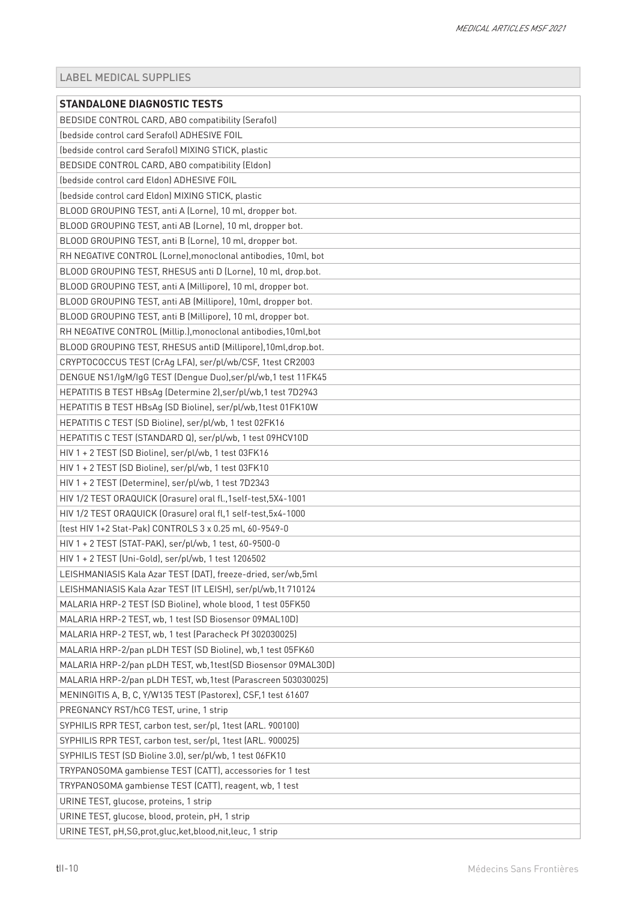## LABEL MEDICAL SUPPLIES

| STANDALONE DIAGNOSTIC TESTS |
|---|
| BEDSIDE CONTROL CARD, ABO compatibility (Serafol) |
| (bedside control card Serafol) ADHESIVE FOIL |
| (bedside control card Serafol) MIXING STICK, plastic |
| BEDSIDE CONTROL CARD, ABO compatibility (Eldon) |
| (bedside control card Eldon) ADHESIVE FOIL |
| (bedside control card Eldon) MIXING STICK, plastic |
| BLOOD GROUPING TEST, anti A (Lorne), 10 ml, dropper bot. |
| BLOOD GROUPING TEST, anti AB (Lorne), 10 ml, dropper bot. |
| BLOOD GROUPING TEST, anti B (Lorne), 10 ml, dropper bot. |
| RH NEGATIVE CONTROL (Lorne),monoclonal antibodies, 10ml, bot |
| BLOOD GROUPING TEST, RHESUS anti D (Lorne), 10 ml, drop.bot. |
| BLOOD GROUPING TEST, anti A (Millipore), 10 ml, dropper bot. |
| BLOOD GROUPING TEST, anti AB (Millipore), 10ml, dropper bot. |
| BLOOD GROUPING TEST, anti B (Millipore), 10 ml, dropper bot. |
| RH NEGATIVE CONTROL (Millip.),monoclonal antibodies,10ml,bot |
| BLOOD GROUPING TEST, RHESUS antiD (Millipore),10ml,drop.bot. |
| CRYPTOCOCCUS TEST (CrAg LFA), ser/pl/wb/CSF, 1test CR2003 |
| DENGUE NS1/IgM/IgG TEST (Dengue Duo),ser/pl/wb,1 test 11FK45 |
| HEPATITIS B TEST HBsAg (Determine 2),ser/pl/wb,1 test 7D2943 |
| HEPATITIS B TEST HBsAg (SD Bioline), ser/pl/wb,1test 01FK10W |
| HEPATITIS C TEST (SD Bioline), ser/pl/wb, 1 test 02FK16 |
| HEPATITIS C TEST (STANDARD Q), ser/pl/wb, 1 test 09HCV10D |
| HIV 1 + 2 TEST (SD Bioline), ser/pl/wb, 1 test 03FK16 |
| HIV 1 + 2 TEST (SD Bioline), ser/pl/wb, 1 test 03FK10 |
| HIV 1 + 2 TEST (Determine), ser/pl/wb, 1 test 7D2343 |
| HIV 1/2 TEST ORAQUICK (Orasure) oral fl.,1self-test,5X4-1001 |
| HIV 1/2 TEST ORAQUICK (Orasure) oral fl,1 self-test,5x4-1000 |
| (test HIV 1+2 Stat-Pak) CONTROLS 3 x 0.25 ml, 60-9549-0 |
| HIV 1 + 2 TEST (STAT-PAK), ser/pl/wb, 1 test, 60-9500-0 |
| HIV 1 + 2 TEST (Uni-Gold), ser/pl/wb, 1 test 1206502 |
| LEISHMANIASIS Kala Azar TEST (DAT), freeze-dried, ser/wb,5ml |
| LEISHMANIASIS Kala Azar TEST (IT LEISH), ser/pl/wb,1t 710124 |
| MALARIA HRP-2 TEST (SD Bioline), whole blood, 1 test 05FK50 |
| MALARIA HRP-2 TEST, wb, 1 test (SD Biosensor 09MAL10D) |
| MALARIA HRP-2 TEST, wb, 1 test (Paracheck Pf 302030025) |
| MALARIA HRP-2/pan pLDH TEST (SD Bioline), wb,1 test 05FK60 |
| MALARIA HRP-2/pan pLDH TEST, wb,1test(SD Biosensor 09MAL30D) |
| MALARIA HRP-2/pan pLDH TEST, wb,1test (Parascreen 503030025) |
| MENINGITIS A, B, C, Y/W135 TEST (Pastorex), CSF,1 test 61607 |
| PREGNANCY RST/hCG TEST, urine, 1 strip |
| SYPHILIS RPR TEST, carbon test, ser/pl, 1test (ARL. 900100) |
| SYPHILIS RPR TEST, carbon test, ser/pl, 1test (ARL. 900025) |
| SYPHILIS TEST (SD Bioline 3.0), ser/pl/wb, 1 test 06FK10 |
| TRYPANOSOMA gambiense TEST (CATT), accessories for 1 test |
| TRYPANOSOMA gambiense TEST (CATT), reagent, wb, 1 test |
| URINE TEST, glucose, proteins, 1 strip |
| URINE TEST, glucose, blood, protein, pH, 1 strip |
| URINE TEST, pH,SG,prot,gluc,ket,blood,nit,leuc, 1 strip |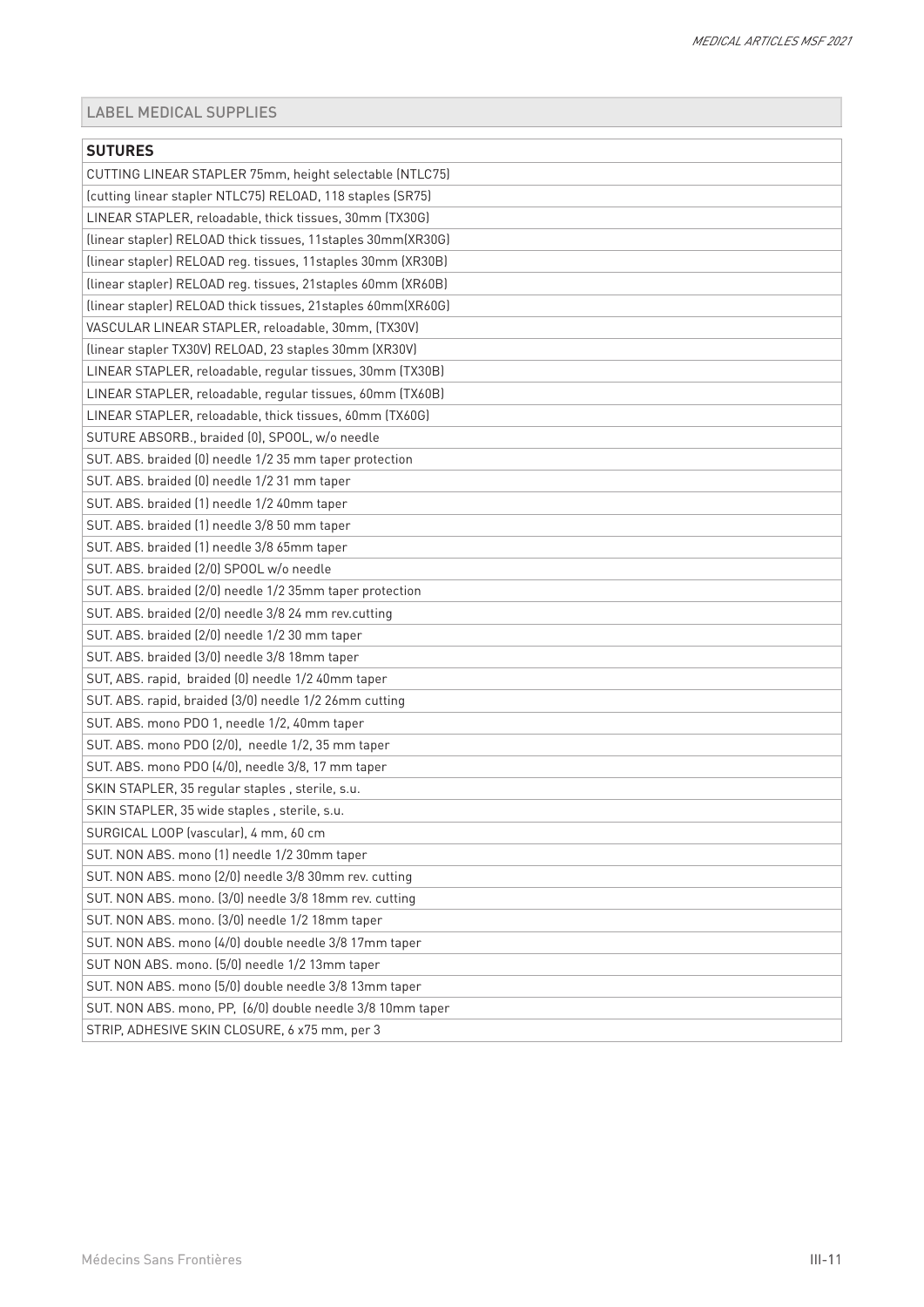| LABEL MEDICAL SUPPLIES |
|---|

| **SUTURES** |
|---|
| CUTTING LINEAR STAPLER 75mm, height selectable (NTLC75) |
| (cutting linear stapler NTLC75) RELOAD, 118 staples (SR75) |
| LINEAR STAPLER, reloadable, thick tissues, 30mm (TX30G) |
| (linear stapler) RELOAD thick tissues, 11staples 30mm(XR30G) |
| (linear stapler) RELOAD reg. tissues, 11staples 30mm (XR30B) |
| (linear stapler) RELOAD reg. tissues, 21staples 60mm (XR60B) |
| (linear stapler) RELOAD thick tissues, 21staples 60mm(XR60G) |
| VASCULAR LINEAR STAPLER, reloadable, 30mm, (TX30V) |
| (linear stapler TX30V) RELOAD, 23 staples 30mm (XR30V) |
| LINEAR STAPLER, reloadable, regular tissues, 30mm (TX30B) |
| LINEAR STAPLER, reloadable, regular tissues, 60mm (TX60B) |
| LINEAR STAPLER, reloadable, thick tissues, 60mm (TX60G) |
| SUTURE ABSORB., braided (0), SPOOL, w/o needle |
| SUT. ABS. braided (0) needle 1/2 35 mm taper protection |
| SUT. ABS. braided (0) needle 1/2 31 mm taper |
| SUT. ABS. braided (1) needle 1/2 40mm taper |
| SUT. ABS. braided (1) needle 3/8 50 mm taper |
| SUT. ABS. braided (1) needle 3/8 65mm taper |
| SUT. ABS. braided (2/0) SPOOL w/o needle |
| SUT. ABS. braided (2/0) needle 1/2 35mm taper protection |
| SUT. ABS. braided (2/0) needle 3/8 24 mm rev.cutting |
| SUT. ABS. braided (2/0) needle 1/2 30 mm taper |
| SUT. ABS. braided (3/0) needle 3/8 18mm taper |
| SUT, ABS. rapid, braided (0) needle 1/2 40mm taper |
| SUT. ABS. rapid, braided (3/0) needle 1/2 26mm cutting |
| SUT. ABS. mono PDO 1, needle 1/2, 40mm taper |
| SUT. ABS. mono PDO (2/0), needle 1/2, 35 mm taper |
| SUT. ABS. mono PDO (4/0), needle 3/8, 17 mm taper |
| SKIN STAPLER, 35 regular staples , sterile, s.u. |
| SKIN STAPLER, 35 wide staples , sterile, s.u. |
| SURGICAL LOOP (vascular), 4 mm, 60 cm |
| SUT. NON ABS. mono (1) needle 1/2 30mm taper |
| SUT. NON ABS. mono (2/0) needle 3/8 30mm rev. cutting |
| SUT. NON ABS. mono. (3/0) needle 3/8 18mm rev. cutting |
| SUT. NON ABS. mono. (3/0) needle 1/2 18mm taper |
| SUT. NON ABS. mono (4/0) double needle 3/8 17mm taper |
| SUT NON ABS. mono. (5/0) needle 1/2 13mm taper |
| SUT. NON ABS. mono (5/0) double needle 3/8 13mm taper |
| SUT. NON ABS. mono, PP, (6/0) double needle 3/8 10mm taper |
| STRIP, ADHESIVE SKIN CLOSURE, 6 x75 mm, per 3 |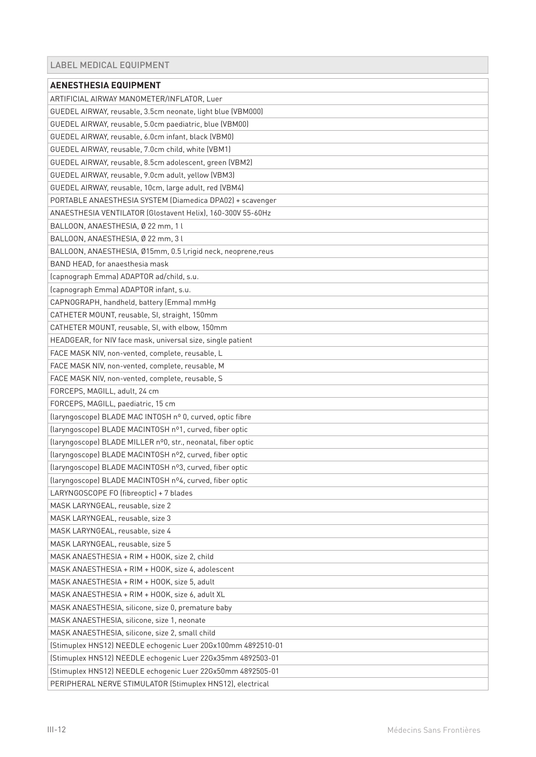| LABEL MEDICAL EQUIPMENT |
|---|
| **AENESTHESIA EQUIPMENT** |
| ARTIFICIAL AIRWAY MANOMETER/INFLATOR, Luer |
| GUEDEL AIRWAY, reusable, 3.5cm neonate, light blue (VBM000) |
| GUEDEL AIRWAY, reusable, 5.0cm paediatric, blue (VBM00) |
| GUEDEL AIRWAY, reusable, 6.0cm infant, black (VBM0) |
| GUEDEL AIRWAY, reusable, 7.0cm child, white (VBM1) |
| GUEDEL AIRWAY, reusable, 8.5cm adolescent, green (VBM2) |
| GUEDEL AIRWAY, reusable, 9.0cm adult, yellow (VBM3) |
| GUEDEL AIRWAY, reusable, 10cm, large adult, red (VBM4) |
| PORTABLE ANAESTHESIA SYSTEM (Diamedica DPA02) + scavenger |
| ANAESTHESIA VENTILATOR (Glostavent Helix), 160-300V 55-60Hz |
| BALLOON, ANAESTHESIA, Ø 22 mm, 1 l |
| BALLOON, ANAESTHESIA, Ø 22 mm, 3 l |
| BALLOON, ANAESTHESIA, Ø15mm, 0.5 l,rigid neck, neoprene,reus |
| BAND HEAD, for anaesthesia mask |
| (capnograph Emma) ADAPTOR ad/child, s.u. |
| (capnograph Emma) ADAPTOR infant, s.u. |
| CAPNOGRAPH, handheld, battery (Emma) mmHg |
| CATHETER MOUNT, reusable, SI, straight, 150mm |
| CATHETER MOUNT, reusable, SI, with elbow, 150mm |
| HEADGEAR, for NIV face mask, universal size, single patient |
| FACE MASK NIV, non-vented, complete, reusable, L |
| FACE MASK NIV, non-vented, complete, reusable, M |
| FACE MASK NIV, non-vented, complete, reusable, S |
| FORCEPS, MAGILL, adult, 24 cm |
| FORCEPS, MAGILL, paediatric, 15 cm |
| (laryngoscope) BLADE MAC INTOSH nº 0, curved, optic fibre |
| (laryngoscope) BLADE MACINTOSH nº1, curved, fiber optic |
| (laryngoscope) BLADE MILLER nº0, str., neonatal, fiber optic |
| (laryngoscope) BLADE MACINTOSH nº2, curved, fiber optic |
| (laryngoscope) BLADE MACINTOSH nº3, curved, fiber optic |
| (laryngoscope) BLADE MACINTOSH nº4, curved, fiber optic |
| LARYNGOSCOPE FO (fibreoptic) + 7 blades |
| MASK LARYNGEAL, reusable, size 2 |
| MASK LARYNGEAL, reusable, size 3 |
| MASK LARYNGEAL, reusable, size 4 |
| MASK LARYNGEAL, reusable, size 5 |
| MASK ANAESTHESIA + RIM + HOOK, size 2, child |
| MASK ANAESTHESIA + RIM + HOOK, size 4, adolescent |
| MASK ANAESTHESIA + RIM + HOOK, size 5, adult |
| MASK ANAESTHESIA + RIM + HOOK, size 6, adult XL |
| MASK ANAESTHESIA, silicone, size 0, premature baby |
| MASK ANAESTHESIA, silicone, size 1, neonate |
| MASK ANAESTHESIA, silicone, size 2, small child |
| (Stimuplex HNS12) NEEDLE echogenic Luer 20Gx100mm 4892510-01 |
| (Stimuplex HNS12) NEEDLE echogenic Luer 22Gx35mm 4892503-01 |
| (Stimuplex HNS12) NEEDLE echogenic Luer 22Gx50mm 4892505-01 |
| PERIPHERAL NERVE STIMULATOR (Stimuplex HNS12), electrical |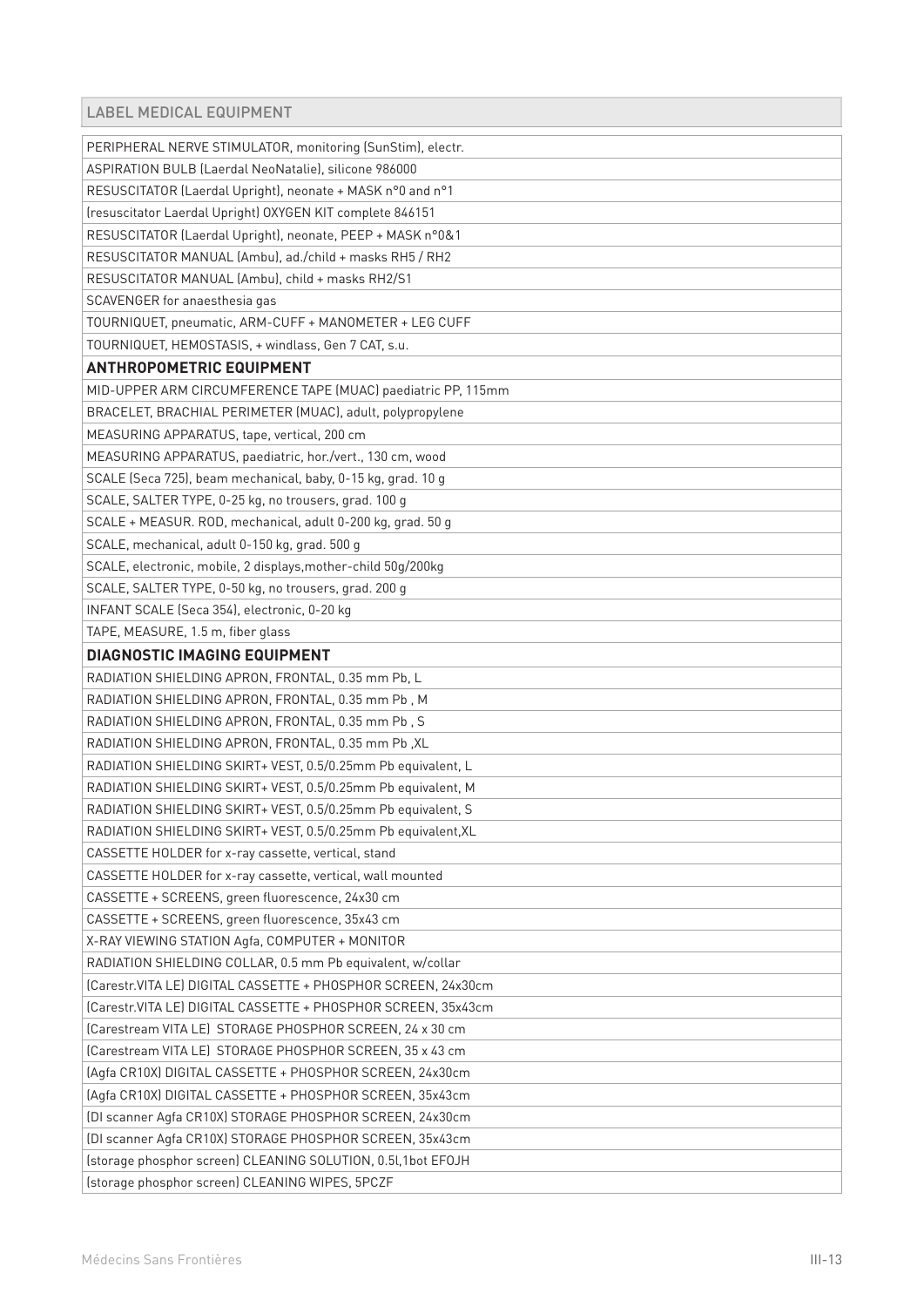| LABEL MEDICAL EQUIPMENT |
|---|
| PERIPHERAL NERVE STIMULATOR, monitoring (SunStim), electr. |
| ASPIRATION BULB (Laerdal NeoNatalie), silicone 986000 |
| RESUSCITATOR (Laerdal Upright), neonate + MASK n°0 and n°1 |
| (resuscitator Laerdal Upright) OXYGEN KIT complete 846151 |
| RESUSCITATOR (Laerdal Upright), neonate, PEEP + MASK n°0&1 |
| RESUSCITATOR MANUAL (Ambu), ad./child + masks RH5 / RH2 |
| RESUSCITATOR MANUAL (Ambu), child + masks RH2/S1 |
| SCAVENGER for anaesthesia gas |
| TOURNIQUET, pneumatic, ARM-CUFF + MANOMETER + LEG CUFF |
| TOURNIQUET, HEMOSTASIS, + windlass, Gen 7 CAT, s.u. |
| **ANTHROPOMETRIC EQUIPMENT** |
| MID-UPPER ARM CIRCUMFERENCE TAPE (MUAC) paediatric PP, 115mm |
| BRACELET, BRACHIAL PERIMETER (MUAC), adult, polypropylene |
| MEASURING APPARATUS, tape, vertical, 200 cm |
| MEASURING APPARATUS, paediatric, hor./vert., 130 cm, wood |
| SCALE (Seca 725), beam mechanical, baby, 0-15 kg, grad. 10 g |
| SCALE, SALTER TYPE, 0-25 kg, no trousers, grad. 100 g |
| SCALE + MEASUR. ROD, mechanical, adult 0-200 kg, grad. 50 g |
| SCALE, mechanical, adult 0-150 kg, grad. 500 g |
| SCALE, electronic, mobile, 2 displays,mother-child 50g/200kg |
| SCALE, SALTER TYPE, 0-50 kg, no trousers, grad. 200 g |
| INFANT SCALE (Seca 354), electronic, 0-20 kg |
| TAPE, MEASURE, 1.5 m, fiber glass |
| **DIAGNOSTIC IMAGING EQUIPMENT** |
| RADIATION SHIELDING APRON, FRONTAL, 0.35 mm Pb, L |
| RADIATION SHIELDING APRON, FRONTAL, 0.35 mm Pb , M |
| RADIATION SHIELDING APRON, FRONTAL, 0.35 mm Pb , S |
| RADIATION SHIELDING APRON, FRONTAL, 0.35 mm Pb ,XL |
| RADIATION SHIELDING SKIRT+ VEST, 0.5/0.25mm Pb equivalent, L |
| RADIATION SHIELDING SKIRT+ VEST, 0.5/0.25mm Pb equivalent, M |
| RADIATION SHIELDING SKIRT+ VEST, 0.5/0.25mm Pb equivalent, S |
| RADIATION SHIELDING SKIRT+ VEST, 0.5/0.25mm Pb equivalent,XL |
| CASSETTE HOLDER for x-ray cassette, vertical, stand |
| CASSETTE HOLDER for x-ray cassette, vertical, wall mounted |
| CASSETTE + SCREENS, green fluorescence, 24x30 cm |
| CASSETTE + SCREENS, green fluorescence, 35x43 cm |
| X-RAY VIEWING STATION Agfa, COMPUTER + MONITOR |
| RADIATION SHIELDING COLLAR, 0.5 mm Pb equivalent, w/collar |
| (Carestr.VITA LE) DIGITAL CASSETTE + PHOSPHOR SCREEN, 24x30cm |
| (Carestr.VITA LE) DIGITAL CASSETTE + PHOSPHOR SCREEN, 35x43cm |
| (Carestream VITA LE) STORAGE PHOSPHOR SCREEN, 24 x 30 cm |
| (Carestream VITA LE) STORAGE PHOSPHOR SCREEN, 35 x 43 cm |
| (Agfa CR10X) DIGITAL CASSETTE + PHOSPHOR SCREEN, 24x30cm |
| (Agfa CR10X) DIGITAL CASSETTE + PHOSPHOR SCREEN, 35x43cm |
| (DI scanner Agfa CR10X) STORAGE PHOSPHOR SCREEN, 24x30cm |
| (DI scanner Agfa CR10X) STORAGE PHOSPHOR SCREEN, 35x43cm |
| (storage phosphor screen) CLEANING SOLUTION, 0.5l,1bot EFOJH |
| (storage phosphor screen) CLEANING WIPES, 5PCZF |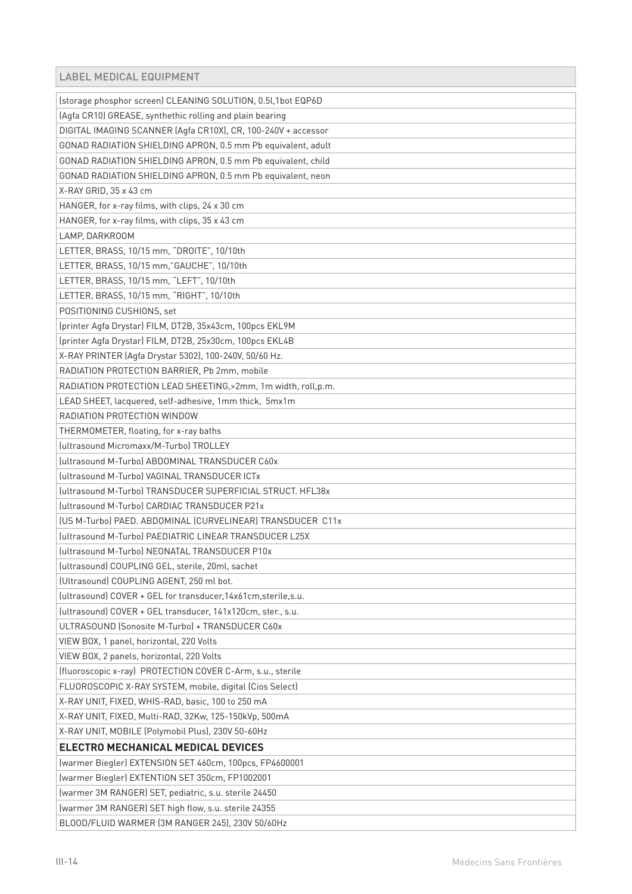| LABEL MEDICAL EQUIPMENT |
| --- |
| (storage phosphor screen) CLEANING SOLUTION, 0.5l,1bot EQP6D |
| (Agfa CR10) GREASE, synthethic rolling and plain bearing |
| DIGITAL IMAGING SCANNER (Agfa CR10X), CR, 100-240V + accessor |
| GONAD RADIATION SHIELDING APRON, 0.5 mm Pb equivalent, adult |
| GONAD RADIATION SHIELDING APRON, 0.5 mm Pb equivalent, child |
| GONAD RADIATION SHIELDING APRON, 0.5 mm Pb equivalent, neon |
| X-RAY GRID, 35 x 43 cm |
| HANGER, for x-ray films, with clips, 24 x 30 cm |
| HANGER, for x-ray films, with clips, 35 x 43 cm |
| LAMP, DARKROOM |
| LETTER, BRASS, 10/15 mm, "DROITE", 10/10th |
| LETTER, BRASS, 10/15 mm,"GAUCHE", 10/10th |
| LETTER, BRASS, 10/15 mm, "LEFT", 10/10th |
| LETTER, BRASS, 10/15 mm, "RIGHT", 10/10th |
| POSITIONING CUSHIONS, set |
| (printer Agfa Drystar) FILM, DT2B, 35x43cm, 100pcs EKL9M |
| (printer Agfa Drystar) FILM, DT2B, 25x30cm, 100pcs EKL4B |
| X-RAY PRINTER (Agfa Drystar 5302), 100-240V, 50/60 Hz. |
| RADIATION PROTECTION BARRIER, Pb 2mm, mobile |
| RADIATION PROTECTION LEAD SHEETING,>2mm, 1m width, roll,p.m. |
| LEAD SHEET, lacquered, self-adhesive, 1mm thick, 5mx1m |
| RADIATION PROTECTION WINDOW |
| THERMOMETER, floating, for x-ray baths |
| (ultrasound Micromaxx/M-Turbo) TROLLEY |
| (ultrasound M-Turbo) ABDOMINAL TRANSDUCER C60x |
| (ultrasound M-Turbo) VAGINAL TRANSDUCER ICTx |
| (ultrasound M-Turbo) TRANSDUCER SUPERFICIAL STRUCT. HFL38x |
| (ultrasound M-Turbo) CARDIAC TRANSDUCER P21x |
| (US M-Turbo) PAED. ABDOMINAL (CURVELINEAR) TRANSDUCER C11x |
| (ultrasound M-Turbo) PAEDIATRIC LINEAR TRANSDUCER L25X |
| (ultrasound M-Turbo) NEONATAL TRANSDUCER P10x |
| (ultrasound) COUPLING GEL, sterile, 20ml, sachet |
| (Ultrasound) COUPLING AGENT, 250 ml bot. |
| (ultrasound) COVER + GEL for transducer,14x61cm,sterile,s.u. |
| (ultrasound) COVER + GEL transducer, 141x120cm, ster., s.u. |
| ULTRASOUND (Sonosite M-Turbo) + TRANSDUCER C60x |
| VIEW BOX, 1 panel, horizontal, 220 Volts |
| VIEW BOX, 2 panels, horizontal, 220 Volts |
| (fluoroscopic x-ray) PROTECTION COVER C-Arm, s.u., sterile |
| FLUOROSCOPIC X-RAY SYSTEM, mobile, digital (Cios Select) |
| X-RAY UNIT, FIXED, WHIS-RAD, basic, 100 to 250 mA |
| X-RAY UNIT, FIXED, Multi-RAD, 32Kw, 125-150kVp, 500mA |
| X-RAY UNIT, MOBILE (Polymobil Plus), 230V 50-60Hz |
| **ELECTRO MECHANICAL MEDICAL DEVICES** |
| (warmer Biegler) EXTENSION SET 460cm, 100pcs, FP4600001 |
| (warmer Biegler) EXTENTION SET 350cm, FP1002001 |
| (warmer 3M RANGER) SET, pediatric, s.u. sterile 24450 |
| (warmer 3M RANGER) SET high flow, s.u. sterile 24355 |
| BLOOD/FLUID WARMER (3M RANGER 245), 230V 50/60Hz |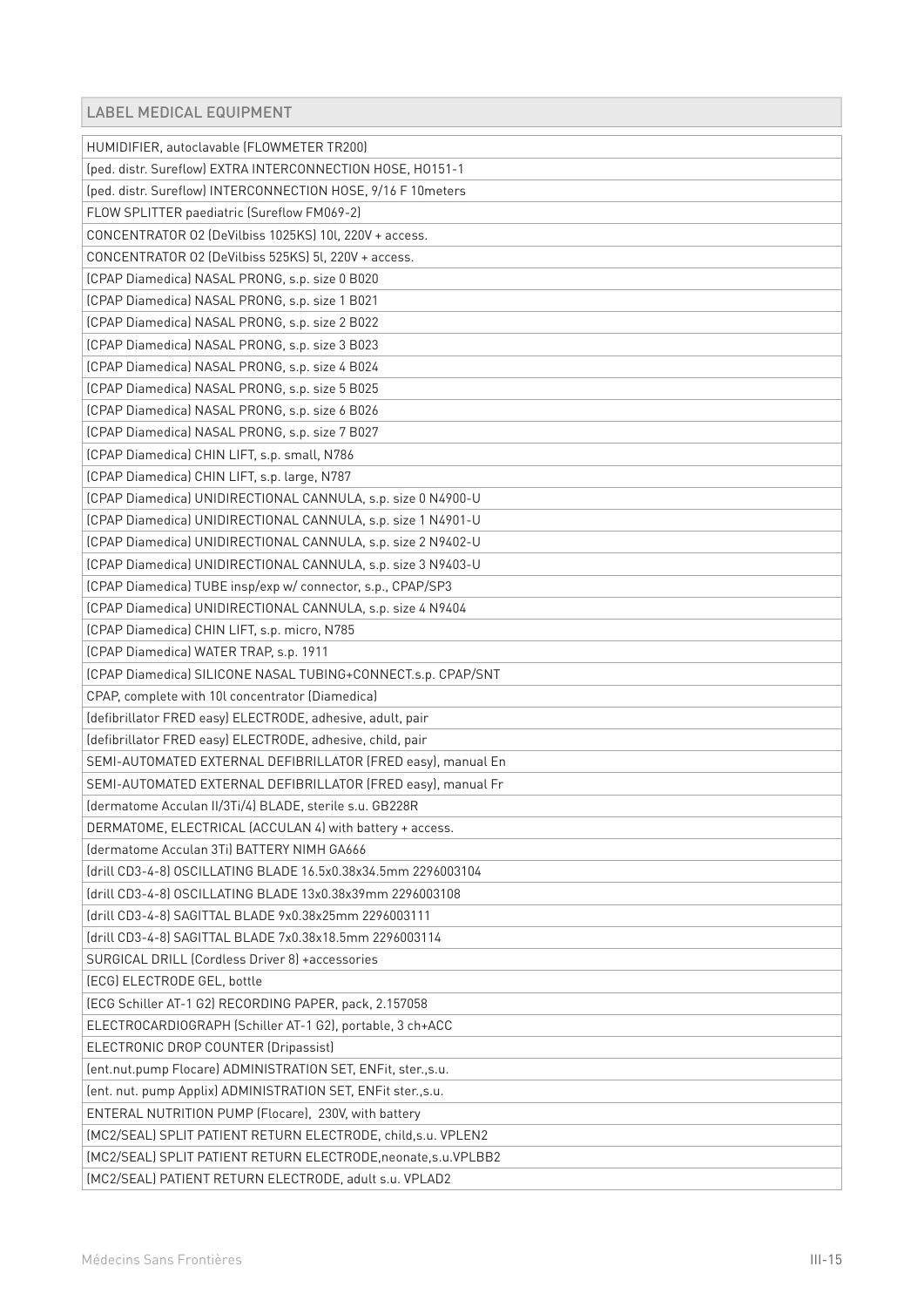| LABEL MEDICAL EQUIPMENT |
|---|
| HUMIDIFIER, autoclavable (FLOWMETER TR200) |
| (ped. distr. Sureflow) EXTRA INTERCONNECTION HOSE, HO151-1 |
| (ped. distr. Sureflow) INTERCONNECTION HOSE, 9/16 F 10meters |
| FLOW SPLITTER paediatric (Sureflow FM069-2) |
| CONCENTRATOR O2 (DeVilbiss 1025KS) 10l, 220V + access. |
| CONCENTRATOR O2 (DeVilbiss 525KS) 5l, 220V + access. |
| (CPAP Diamedica) NASAL PRONG, s.p. size 0 B020 |
| (CPAP Diamedica) NASAL PRONG, s.p. size 1 B021 |
| (CPAP Diamedica) NASAL PRONG, s.p. size 2 B022 |
| (CPAP Diamedica) NASAL PRONG, s.p. size 3 B023 |
| (CPAP Diamedica) NASAL PRONG, s.p. size 4 B024 |
| (CPAP Diamedica) NASAL PRONG, s.p. size 5 B025 |
| (CPAP Diamedica) NASAL PRONG, s.p. size 6 B026 |
| (CPAP Diamedica) NASAL PRONG, s.p. size 7 B027 |
| (CPAP Diamedica) CHIN LIFT, s.p. small, N786 |
| (CPAP Diamedica) CHIN LIFT, s.p. large, N787 |
| (CPAP Diamedica) UNIDIRECTIONAL CANNULA, s.p. size 0 N4900-U |
| (CPAP Diamedica) UNIDIRECTIONAL CANNULA, s.p. size 1 N4901-U |
| (CPAP Diamedica) UNIDIRECTIONAL CANNULA, s.p. size 2 N9402-U |
| (CPAP Diamedica) UNIDIRECTIONAL CANNULA, s.p. size 3 N9403-U |
| (CPAP Diamedica) TUBE insp/exp w/ connector, s.p., CPAP/SP3 |
| (CPAP Diamedica) UNIDIRECTIONAL CANNULA, s.p. size 4 N9404 |
| (CPAP Diamedica) CHIN LIFT, s.p. micro, N785 |
| (CPAP Diamedica) WATER TRAP, s.p. 1911 |
| (CPAP Diamedica) SILICONE NASAL TUBING+CONNECT.s.p. CPAP/SNT |
| CPAP, complete with 10l concentrator (Diamedica) |
| (defibrillator FRED easy) ELECTRODE, adhesive, adult, pair |
| (defibrillator FRED easy) ELECTRODE, adhesive, child, pair |
| SEMI-AUTOMATED EXTERNAL DEFIBRILLATOR (FRED easy), manual En |
| SEMI-AUTOMATED EXTERNAL DEFIBRILLATOR (FRED easy), manual Fr |
| (dermatome Acculan II/3Ti/4) BLADE, sterile s.u. GB228R |
| DERMATOME, ELECTRICAL (ACCULAN 4) with battery + access. |
| (dermatome Acculan 3Ti) BATTERY NIMH GA666 |
| (drill CD3-4-8) OSCILLATING BLADE 16.5x0.38x34.5mm 2296003104 |
| (drill CD3-4-8) OSCILLATING BLADE 13x0.38x39mm 2296003108 |
| (drill CD3-4-8) SAGITTAL BLADE 9x0.38x25mm 2296003111 |
| (drill CD3-4-8) SAGITTAL BLADE 7x0.38x18.5mm 2296003114 |
| SURGICAL DRILL (Cordless Driver 8) +accessories |
| (ECG) ELECTRODE GEL, bottle |
| (ECG Schiller AT-1 G2) RECORDING PAPER, pack, 2.157058 |
| ELECTROCARDIOGRAPH (Schiller AT-1 G2), portable, 3 ch+ACC |
| ELECTRONIC DROP COUNTER (Dripassist) |
| (ent.nut.pump Flocare) ADMINISTRATION SET, ENFit, ster.,s.u. |
| (ent. nut. pump Applix) ADMINISTRATION SET, ENFit ster.,s.u. |
| ENTERAL NUTRITION PUMP (Flocare), 230V, with battery |
| (MC2/SEAL) SPLIT PATIENT RETURN ELECTRODE, child,s.u. VPLEN2 |
| (MC2/SEAL) SPLIT PATIENT RETURN ELECTRODE,neonate,s.u.VPLBB2 |
| (MC2/SEAL) PATIENT RETURN ELECTRODE, adult s.u. VPLAD2 |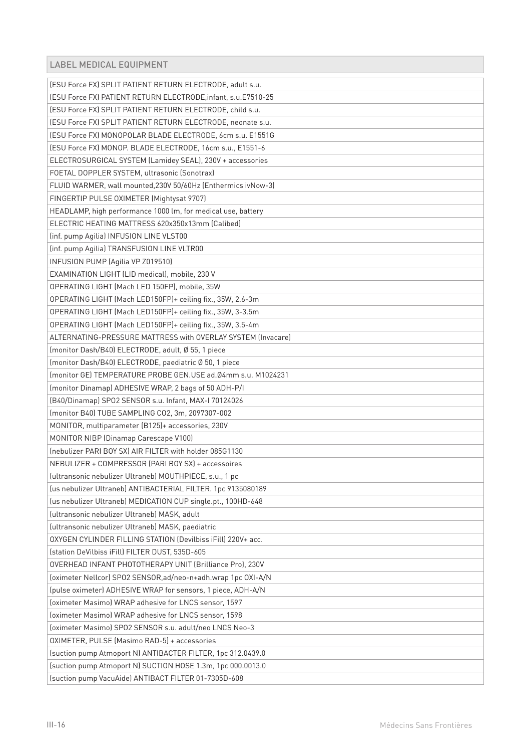| LABEL MEDICAL EQUIPMENT |
| --- |
| (ESU Force FX) SPLIT PATIENT RETURN ELECTRODE, adult s.u. |
| (ESU Force FX) PATIENT RETURN ELECTRODE,infant, s.u.E7510-25 |
| (ESU Force FX) SPLIT PATIENT RETURN ELECTRODE, child s.u. |
| (ESU Force FX) SPLIT PATIENT RETURN ELECTRODE, neonate s.u. |
| (ESU Force FX) MONOPOLAR BLADE ELECTRODE, 6cm s.u. E1551G |
| (ESU Force FX) MONOP. BLADE ELECTRODE, 16cm s.u., E1551-6 |
| ELECTROSURGICAL SYSTEM (Lamidey SEAL), 230V + accessories |
| FOETAL DOPPLER SYSTEM, ultrasonic (Sonotrax) |
| FLUID WARMER, wall mounted,230V 50/60Hz (Enthermics ivNow-3) |
| FINGERTIP PULSE OXIMETER (Mightysat 9707) |
| HEADLAMP, high performance 1000 lm, for medical use, battery |
| ELECTRIC HEATING MATTRESS 620x350x13mm (Calibed) |
| (inf. pump Agilia) INFUSION LINE VLST00 |
| (inf. pump Agilia) TRANSFUSION LINE VLTR00 |
| INFUSION PUMP (Agilia VP Z019510) |
| EXAMINATION LIGHT (LID medical), mobile, 230 V |
| OPERATING LIGHT (Mach LED 150FP), mobile, 35W |
| OPERATING LIGHT (Mach LED150FP)+ ceiling fix., 35W, 2.6-3m |
| OPERATING LIGHT (Mach LED150FP)+ ceiling fix., 35W, 3-3.5m |
| OPERATING LIGHT (Mach LED150FP)+ ceiling fix., 35W, 3.5-4m |
| ALTERNATING-PRESSURE MATTRESS with OVERLAY SYSTEM (Invacare) |
| (monitor Dash/B40) ELECTRODE, adult, Ø 55, 1 piece |
| (monitor Dash/B40) ELECTRODE, paediatric Ø 50, 1 piece |
| (monitor GE) TEMPERATURE PROBE GEN.USE ad.Ø4mm s.u. M1024231 |
| (monitor Dinamap) ADHESIVE WRAP, 2 bags of 50 ADH-P/I |
| (B40/Dinamap) SPO2 SENSOR s.u. Infant, MAX-I 70124026 |
| (monitor B40) TUBE SAMPLING CO2, 3m, 2097307-002 |
| MONITOR, multiparameter (B125)+ accessories, 230V |
| MONITOR NIBP (Dinamap Carescape V100) |
| (nebulizer PARI BOY SX) AIR FILTER with holder 085G1130 |
| NEBULIZER + COMPRESSOR (PARI BOY SX) + accessoires |
| (ultransonic nebulizer Ultraneb) MOUTHPIECE, s.u., 1 pc |
| (us nebulizer Ultraneb) ANTIBACTERIAL FILTER. 1pc 9135080189 |
| (us nebulizer Ultraneb) MEDICATION CUP single.pt., 100HD-648 |
| (ultransonic nebulizer Ultraneb) MASK, adult |
| (ultransonic nebulizer Ultraneb) MASK, paediatric |
| OXYGEN CYLINDER FILLING STATION (Devilbiss iFill) 220V+ acc. |
| (station DeVilbiss iFill) FILTER DUST, 535D-605 |
| OVERHEAD INFANT PHOTOTHERAPY UNIT (Brilliance Pro), 230V |
| (oximeter Nellcor) SPO2 SENSOR,ad/neo-n+adh.wrap 1pc OXI-A/N |
| (pulse oximeter) ADHESIVE WRAP for sensors, 1 piece, ADH-A/N |
| (oximeter Masimo) WRAP adhesive for LNCS sensor, 1597 |
| (oximeter Masimo) WRAP adhesive for LNCS sensor, 1598 |
| (oximeter Masimo) SPO2 SENSOR s.u. adult/neo LNCS Neo-3 |
| OXIMETER, PULSE (Masimo RAD-5) + accessories |
| (suction pump Atmoport N) ANTIBACTER FILTER, 1pc 312.0439.0 |
| (suction pump Atmoport N) SUCTION HOSE 1.3m, 1pc 000.0013.0 |
| (suction pump VacuAide) ANTIBACT FILTER 01-7305D-608 |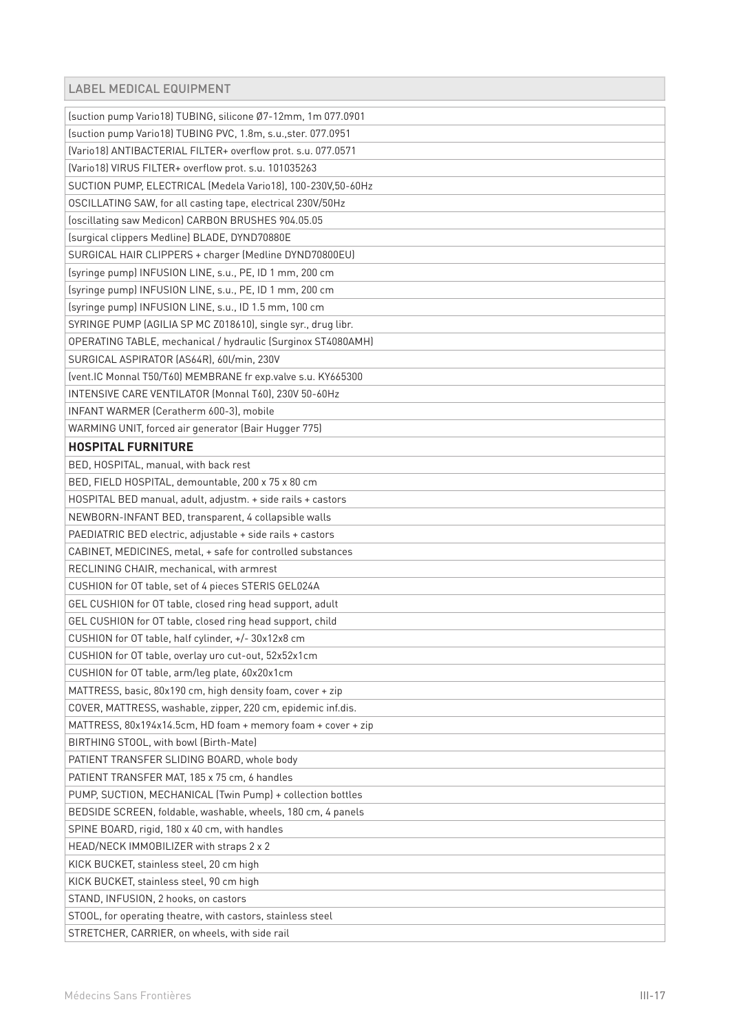| LABEL MEDICAL EQUIPMENT |
| --- |
| (suction pump Vario18) TUBING, silicone Ø7-12mm, 1m 077.0901 |
| (suction pump Vario18) TUBING PVC, 1.8m, s.u.,ster. 077.0951 |
| (Vario18) ANTIBACTERIAL FILTER+ overflow prot. s.u. 077.0571 |
| (Vario18) VIRUS FILTER+ overflow prot. s.u. 101035263 |
| SUCTION PUMP, ELECTRICAL (Medela Vario18), 100-230V,50-60Hz |
| OSCILLATING SAW, for all casting tape, electrical 230V/50Hz |
| (oscillating saw Medicon) CARBON BRUSHES 904.05.05 |
| (surgical clippers Medline) BLADE, DYND70880E |
| SURGICAL HAIR CLIPPERS + charger (Medline DYND70800EU) |
| (syringe pump) INFUSION LINE, s.u., PE, ID 1 mm, 200 cm |
| (syringe pump) INFUSION LINE, s.u., PE, ID 1 mm, 200 cm |
| (syringe pump) INFUSION LINE, s.u., ID 1.5 mm, 100 cm |
| SYRINGE PUMP (AGILIA SP MC Z018610), single syr., drug libr. |
| OPERATING TABLE, mechanical / hydraulic (Surginox ST4080AMH) |
| SURGICAL ASPIRATOR (AS64R), 60l/min, 230V |
| (vent.IC Monnal T50/T60) MEMBRANE fr exp.valve s.u. KY665300 |
| INTENSIVE CARE VENTILATOR (Monnal T60), 230V 50-60Hz |
| INFANT WARMER (Ceratherm 600-3), mobile |
| WARMING UNIT, forced air generator (Bair Hugger 775) |
| **HOSPITAL FURNITURE** |
| BED, HOSPITAL, manual, with back rest |
| BED, FIELD HOSPITAL, demountable, 200 x 75 x 80 cm |
| HOSPITAL BED manual, adult, adjustm. + side rails + castors |
| NEWBORN-INFANT BED, transparent, 4 collapsible walls |
| PAEDIATRIC BED electric, adjustable + side rails + castors |
| CABINET, MEDICINES, metal, + safe for controlled substances |
| RECLINING CHAIR, mechanical, with armrest |
| CUSHION for OT table, set of 4 pieces STERIS GEL024A |
| GEL CUSHION for OT table, closed ring head support, adult |
| GEL CUSHION for OT table, closed ring head support, child |
| CUSHION for OT table, half cylinder, +/- 30x12x8 cm |
| CUSHION for OT table, overlay uro cut-out, 52x52x1cm |
| CUSHION for OT table, arm/leg plate, 60x20x1cm |
| MATTRESS, basic, 80x190 cm, high density foam, cover + zip |
| COVER, MATTRESS, washable, zipper, 220 cm, epidemic inf.dis. |
| MATTRESS, 80x194x14.5cm, HD foam + memory foam + cover + zip |
| BIRTHING STOOL, with bowl (Birth-Mate) |
| PATIENT TRANSFER SLIDING BOARD, whole body |
| PATIENT TRANSFER MAT, 185 x 75 cm, 6 handles |
| PUMP, SUCTION, MECHANICAL (Twin Pump) + collection bottles |
| BEDSIDE SCREEN, foldable, washable, wheels, 180 cm, 4 panels |
| SPINE BOARD, rigid, 180 x 40 cm, with handles |
| HEAD/NECK IMMOBILIZER with straps 2 x 2 |
| KICK BUCKET, stainless steel, 20 cm high |
| KICK BUCKET, stainless steel, 90 cm high |
| STAND, INFUSION, 2 hooks, on castors |
| STOOL, for operating theatre, with castors, stainless steel |
| STRETCHER, CARRIER, on wheels, with side rail |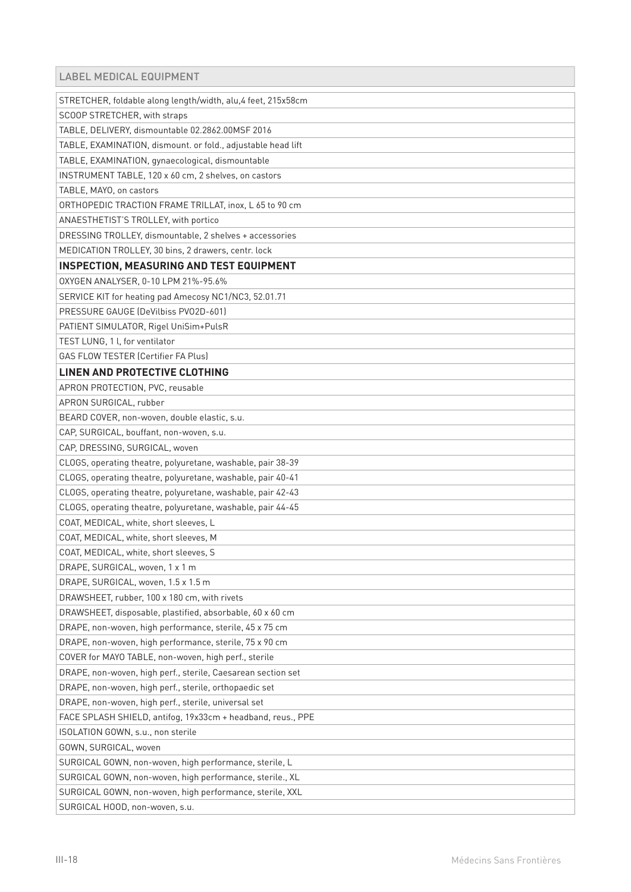| LABEL MEDICAL EQUIPMENT |
|---|
| STRETCHER, foldable along length/width, alu,4 feet, 215x58cm |
| SCOOP STRETCHER, with straps |
| TABLE, DELIVERY, dismountable 02.2862.00MSF 2016 |
| TABLE, EXAMINATION, dismount. or fold., adjustable head lift |
| TABLE, EXAMINATION, gynaecological, dismountable |
| INSTRUMENT TABLE, 120 x 60 cm, 2 shelves, on castors |
| TABLE, MAYO, on castors |
| ORTHOPEDIC TRACTION FRAME TRILLAT, inox, L 65 to 90 cm |
| ANAESTHETIST'S TROLLEY, with portico |
| DRESSING TROLLEY, dismountable, 2 shelves + accessories |
| MEDICATION TROLLEY, 30 bins, 2 drawers, centr. lock |
| **INSPECTION, MEASURING AND TEST EQUIPMENT** |
| OXYGEN ANALYSER, 0-10 LPM 21%-95.6% |
| SERVICE KIT for heating pad Amecosy NC1/NC3, 52.01.71 |
| PRESSURE GAUGE (DeVilbiss PVO2D-601) |
| PATIENT SIMULATOR, Rigel UniSim+PulsR |
| TEST LUNG, 1 l, for ventilator |
| GAS FLOW TESTER (Certifier FA Plus) |
| **LINEN AND PROTECTIVE CLOTHING** |
| APRON PROTECTION, PVC, reusable |
| APRON SURGICAL, rubber |
| BEARD COVER, non-woven, double elastic, s.u. |
| CAP, SURGICAL, bouffant, non-woven, s.u. |
| CAP, DRESSING, SURGICAL, woven |
| CLOGS, operating theatre, polyuretane, washable, pair 38-39 |
| CLOGS, operating theatre, polyuretane, washable, pair 40-41 |
| CLOGS, operating theatre, polyuretane, washable, pair 42-43 |
| CLOGS, operating theatre, polyuretane, washable, pair 44-45 |
| COAT, MEDICAL, white, short sleeves, L |
| COAT, MEDICAL, white, short sleeves, M |
| COAT, MEDICAL, white, short sleeves, S |
| DRAPE, SURGICAL, woven, 1 x 1 m |
| DRAPE, SURGICAL, woven, 1.5 x 1.5 m |
| DRAWSHEET, rubber, 100 x 180 cm, with rivets |
| DRAWSHEET, disposable, plastified, absorbable, 60 x 60 cm |
| DRAPE, non-woven, high performance, sterile, 45 x 75 cm |
| DRAPE, non-woven, high performance, sterile, 75 x 90 cm |
| COVER for MAYO TABLE, non-woven, high perf., sterile |
| DRAPE, non-woven, high perf., sterile, Caesarean section set |
| DRAPE, non-woven, high perf., sterile, orthopaedic set |
| DRAPE, non-woven, high perf., sterile, universal set |
| FACE SPLASH SHIELD, antifog, 19x33cm + headband, reus., PPE |
| ISOLATION GOWN, s.u., non sterile |
| GOWN, SURGICAL, woven |
| SURGICAL GOWN, non-woven, high performance, sterile, L |
| SURGICAL GOWN, non-woven, high performance, sterile., XL |
| SURGICAL GOWN, non-woven, high performance, sterile, XXL |
| SURGICAL HOOD, non-woven, s.u. |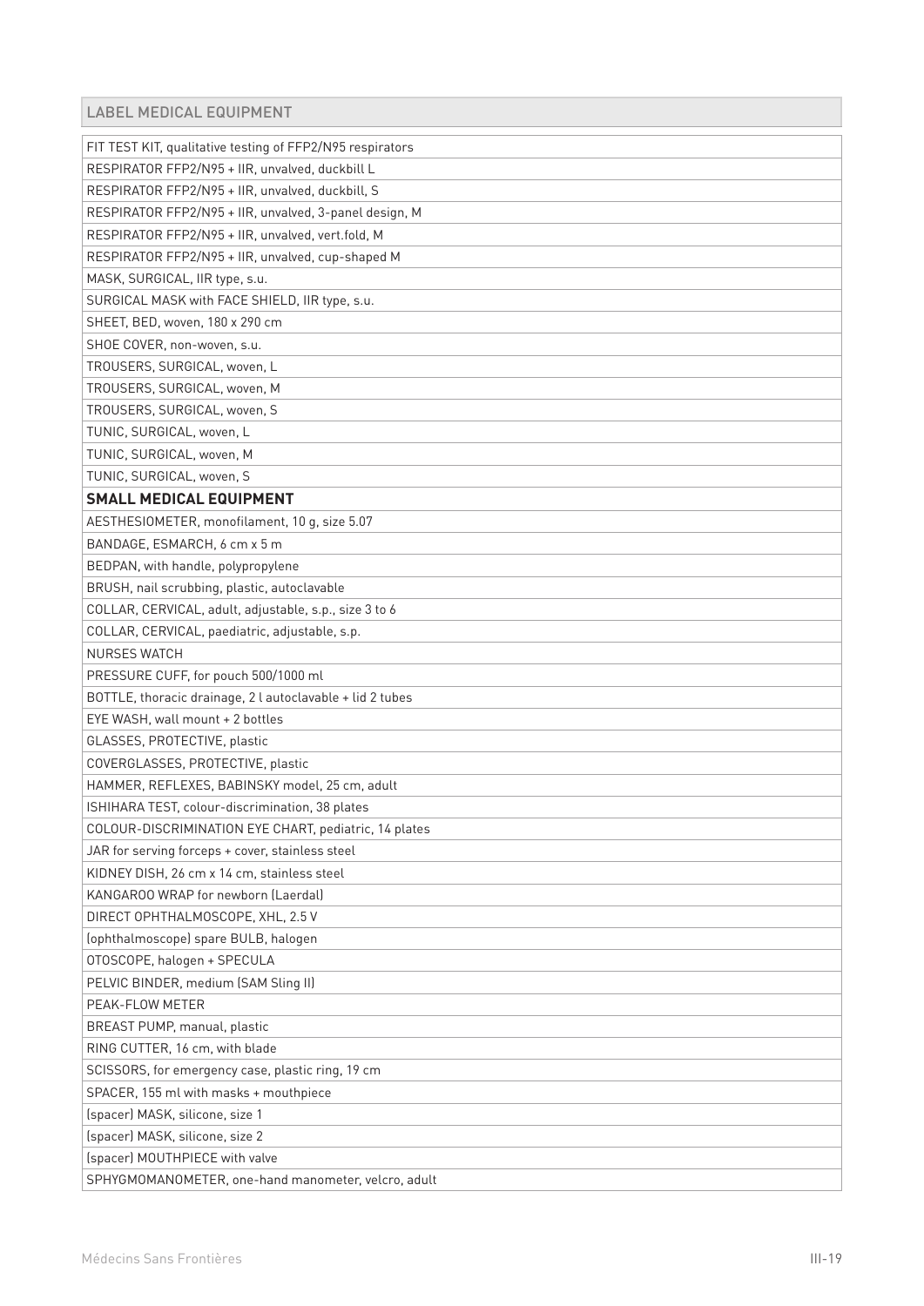| LABEL MEDICAL EQUIPMENT |
| --- |
| FIT TEST KIT, qualitative testing of FFP2/N95 respirators |
| RESPIRATOR FFP2/N95 + IIR, unvalved, duckbill L |
| RESPIRATOR FFP2/N95 + IIR, unvalved, duckbill, S |
| RESPIRATOR FFP2/N95 + IIR, unvalved, 3-panel design, M |
| RESPIRATOR FFP2/N95 + IIR, unvalved, vert.fold, M |
| RESPIRATOR FFP2/N95 + IIR, unvalved, cup-shaped M |
| MASK, SURGICAL, IIR type, s.u. |
| SURGICAL MASK with FACE SHIELD, IIR type, s.u. |
| SHEET, BED, woven, 180 x 290 cm |
| SHOE COVER, non-woven, s.u. |
| TROUSERS, SURGICAL, woven, L |
| TROUSERS, SURGICAL, woven, M |
| TROUSERS, SURGICAL, woven, S |
| TUNIC, SURGICAL, woven, L |
| TUNIC, SURGICAL, woven, M |
| TUNIC, SURGICAL, woven, S |
| **SMALL MEDICAL EQUIPMENT** |
| AESTHESIOMETER, monofilament, 10 g, size 5.07 |
| BANDAGE, ESMARCH, 6 cm x 5 m |
| BEDPAN, with handle, polypropylene |
| BRUSH, nail scrubbing, plastic, autoclavable |
| COLLAR, CERVICAL, adult, adjustable, s.p., size 3 to 6 |
| COLLAR, CERVICAL, paediatric, adjustable, s.p. |
| NURSES WATCH |
| PRESSURE CUFF, for pouch 500/1000 ml |
| BOTTLE, thoracic drainage, 2 l autoclavable + lid 2 tubes |
| EYE WASH, wall mount + 2 bottles |
| GLASSES, PROTECTIVE, plastic |
| COVERGLASSES, PROTECTIVE, plastic |
| HAMMER, REFLEXES, BABINSKY model, 25 cm, adult |
| ISHIHARA TEST, colour-discrimination, 38 plates |
| COLOUR-DISCRIMINATION EYE CHART, pediatric, 14 plates |
| JAR for serving forceps + cover, stainless steel |
| KIDNEY DISH, 26 cm x 14 cm, stainless steel |
| KANGAROO WRAP for newborn (Laerdal) |
| DIRECT OPHTHALMOSCOPE, XHL, 2.5 V |
| (ophthalmoscope) spare BULB, halogen |
| OTOSCOPE, halogen + SPECULA |
| PELVIC BINDER, medium (SAM Sling II) |
| PEAK-FLOW METER |
| BREAST PUMP, manual, plastic |
| RING CUTTER, 16 cm, with blade |
| SCISSORS, for emergency case, plastic ring, 19 cm |
| SPACER, 155 ml with masks + mouthpiece |
| (spacer) MASK, silicone, size 1 |
| (spacer) MASK, silicone, size 2 |
| (spacer) MOUTHPIECE with valve |
| SPHYGMOMANOMETER, one-hand manometer, velcro, adult |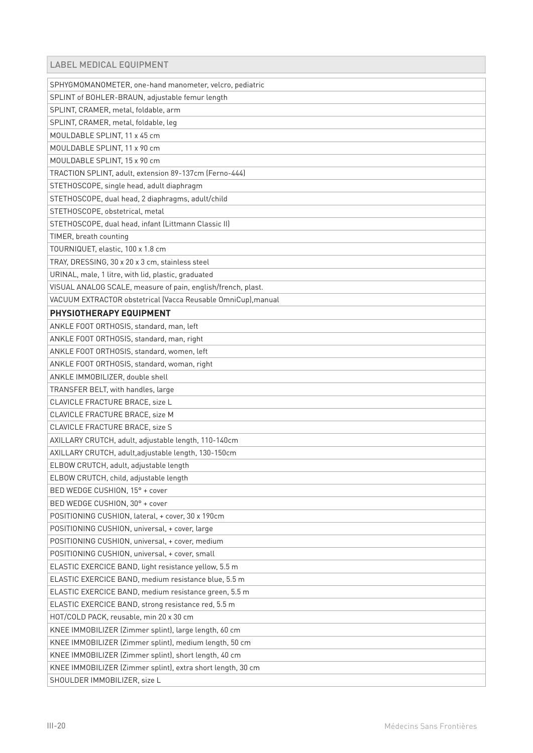| LABEL MEDICAL EQUIPMENT |
| --- |
| SPHYGMOMANOMETER, one-hand manometer, velcro, pediatric |
| SPLINT of BOHLER-BRAUN, adjustable femur length |
| SPLINT, CRAMER, metal, foldable, arm |
| SPLINT, CRAMER, metal, foldable, leg |
| MOULDABLE SPLINT, 11 x 45 cm |
| MOULDABLE SPLINT, 11 x 90 cm |
| MOULDABLE SPLINT, 15 x 90 cm |
| TRACTION SPLINT, adult, extension 89-137cm (Ferno-444) |
| STETHOSCOPE, single head, adult diaphragm |
| STETHOSCOPE, dual head, 2 diaphragms, adult/child |
| STETHOSCOPE, obstetrical, metal |
| STETHOSCOPE, dual head, infant (Littmann Classic II) |
| TIMER, breath counting |
| TOURNIQUET, elastic, 100 x 1.8 cm |
| TRAY, DRESSING, 30 x 20 x 3 cm, stainless steel |
| URINAL, male, 1 litre, with lid, plastic, graduated |
| VISUAL ANALOG SCALE, measure of pain, english/french, plast. |
| VACUUM EXTRACTOR obstetrical (Vacca Reusable OmniCup),manual |
| **PHYSIOTHERAPY EQUIPMENT** |
| ANKLE FOOT ORTHOSIS, standard, man, left |
| ANKLE FOOT ORTHOSIS, standard, man, right |
| ANKLE FOOT ORTHOSIS, standard, women, left |
| ANKLE FOOT ORTHOSIS, standard, woman, right |
| ANKLE IMMOBILIZER, double shell |
| TRANSFER BELT, with handles, large |
| CLAVICLE FRACTURE BRACE, size L |
| CLAVICLE FRACTURE BRACE, size M |
| CLAVICLE FRACTURE BRACE, size S |
| AXILLARY CRUTCH, adult, adjustable length, 110-140cm |
| AXILLARY CRUTCH, adult,adjustable length, 130-150cm |
| ELBOW CRUTCH, adult, adjustable length |
| ELBOW CRUTCH, child, adjustable length |
| BED WEDGE CUSHION, 15° + cover |
| BED WEDGE CUSHION, 30° + cover |
| POSITIONING CUSHION, lateral, + cover, 30 x 190cm |
| POSITIONING CUSHION, universal, + cover, large |
| POSITIONING CUSHION, universal, + cover, medium |
| POSITIONING CUSHION, universal, + cover, small |
| ELASTIC EXERCICE BAND, light resistance yellow, 5.5 m |
| ELASTIC EXERCICE BAND, medium resistance blue, 5.5 m |
| ELASTIC EXERCICE BAND, medium resistance green, 5.5 m |
| ELASTIC EXERCICE BAND, strong resistance red, 5.5 m |
| HOT/COLD PACK, reusable, min 20 x 30 cm |
| KNEE IMMOBILIZER (Zimmer splint), large length, 60 cm |
| KNEE IMMOBILIZER (Zimmer splint), medium length, 50 cm |
| KNEE IMMOBILIZER (Zimmer splint), short length, 40 cm |
| KNEE IMMOBILIZER (Zimmer splint), extra short length, 30 cm |
| SHOULDER IMMOBILIZER, size L |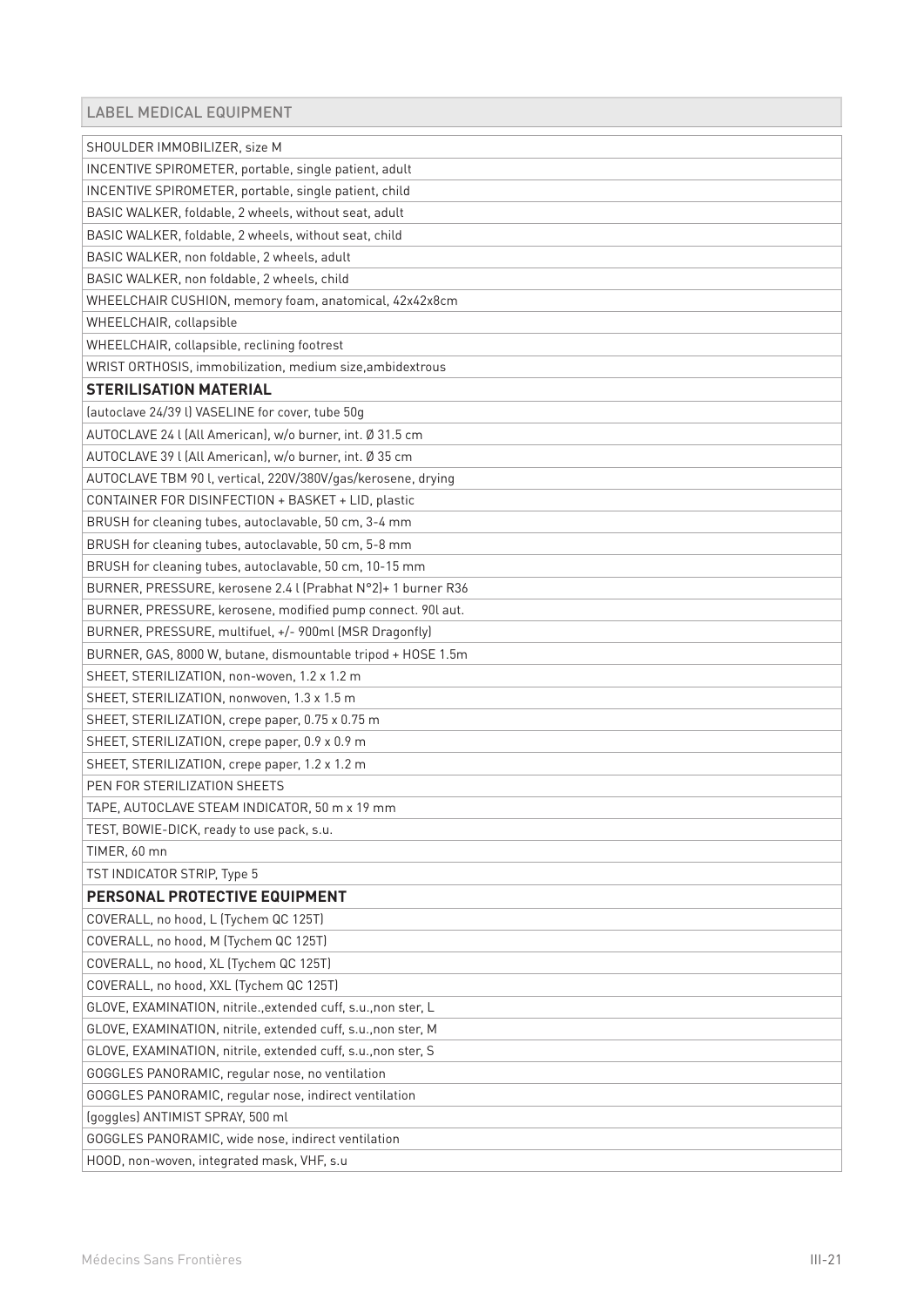| LABEL MEDICAL EQUIPMENT |
|---|
| SHOULDER IMMOBILIZER, size M |
| INCENTIVE SPIROMETER, portable, single patient, adult |
| INCENTIVE SPIROMETER, portable, single patient, child |
| BASIC WALKER, foldable, 2 wheels, without seat, adult |
| BASIC WALKER, foldable, 2 wheels, without seat, child |
| BASIC WALKER, non foldable, 2 wheels, adult |
| BASIC WALKER, non foldable, 2 wheels, child |
| WHEELCHAIR CUSHION, memory foam, anatomical, 42x42x8cm |
| WHEELCHAIR, collapsible |
| WHEELCHAIR, collapsible, reclining footrest |
| WRIST ORTHOSIS, immobilization, medium size,ambidextrous |
| **STERILISATION MATERIAL** |
| (autoclave 24/39 l) VASELINE for cover, tube 50g |
| AUTOCLAVE 24 l (All American), w/o burner, int. Ø 31.5 cm |
| AUTOCLAVE 39 l (All American), w/o burner, int. Ø 35 cm |
| AUTOCLAVE TBM 90 l, vertical, 220V/380V/gas/kerosene, drying |
| CONTAINER FOR DISINFECTION + BASKET + LID, plastic |
| BRUSH for cleaning tubes, autoclavable, 50 cm, 3-4 mm |
| BRUSH for cleaning tubes, autoclavable, 50 cm, 5-8 mm |
| BRUSH for cleaning tubes, autoclavable, 50 cm, 10-15 mm |
| BURNER, PRESSURE, kerosene 2.4 l (Prabhat N°2)+ 1 burner R36 |
| BURNER, PRESSURE, kerosene, modified pump connect. 90l aut. |
| BURNER, PRESSURE, multifuel, +/- 900ml (MSR Dragonfly) |
| BURNER, GAS, 8000 W, butane, dismountable tripod + HOSE 1.5m |
| SHEET, STERILIZATION, non-woven, 1.2 x 1.2 m |
| SHEET, STERILIZATION, nonwoven, 1.3 x 1.5 m |
| SHEET, STERILIZATION, crepe paper, 0.75 x 0.75 m |
| SHEET, STERILIZATION, crepe paper, 0.9 x 0.9 m |
| SHEET, STERILIZATION, crepe paper, 1.2 x 1.2 m |
| PEN FOR STERILIZATION SHEETS |
| TAPE, AUTOCLAVE STEAM INDICATOR, 50 m x 19 mm |
| TEST, BOWIE-DICK, ready to use pack, s.u. |
| TIMER, 60 mn |
| TST INDICATOR STRIP, Type 5 |
| **PERSONAL PROTECTIVE EQUIPMENT** |
| COVERALL, no hood, L (Tychem QC 125T) |
| COVERALL, no hood, M (Tychem QC 125T) |
| COVERALL, no hood, XL (Tychem QC 125T) |
| COVERALL, no hood, XXL (Tychem QC 125T) |
| GLOVE, EXAMINATION, nitrile.,extended cuff, s.u.,non ster, L |
| GLOVE, EXAMINATION, nitrile, extended cuff, s.u.,non ster, M |
| GLOVE, EXAMINATION, nitrile, extended cuff, s.u.,non ster, S |
| GOGGLES PANORAMIC, regular nose, no ventilation |
| GOGGLES PANORAMIC, regular nose, indirect ventilation |
| (goggles) ANTIMIST SPRAY, 500 ml |
| GOGGLES PANORAMIC, wide nose, indirect ventilation |
| HOOD, non-woven, integrated mask, VHF, s.u |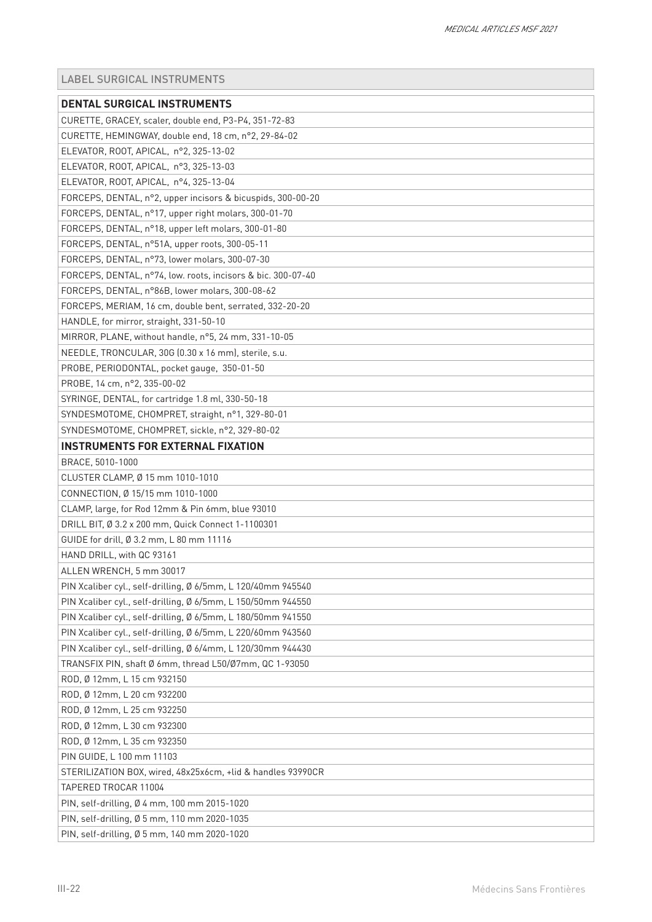| LABEL SURGICAL INSTRUMENTS |
|---|
| **DENTAL SURGICAL INSTRUMENTS** |
| CURETTE, GRACEY, scaler, double end, P3-P4, 351-72-83 |
| CURETTE, HEMINGWAY, double end, 18 cm, n°2, 29-84-02 |
| ELEVATOR, ROOT, APICAL, n°2, 325-13-02 |
| ELEVATOR, ROOT, APICAL, n°3, 325-13-03 |
| ELEVATOR, ROOT, APICAL, n°4, 325-13-04 |
| FORCEPS, DENTAL, n°2, upper incisors & bicuspids, 300-00-20 |
| FORCEPS, DENTAL, n°17, upper right molars, 300-01-70 |
| FORCEPS, DENTAL, n°18, upper left molars, 300-01-80 |
| FORCEPS, DENTAL, n°51A, upper roots, 300-05-11 |
| FORCEPS, DENTAL, n°73, lower molars, 300-07-30 |
| FORCEPS, DENTAL, n°74, low. roots, incisors & bic. 300-07-40 |
| FORCEPS, DENTAL, n°86B, lower molars, 300-08-62 |
| FORCEPS, MERIAM, 16 cm, double bent, serrated, 332-20-20 |
| HANDLE, for mirror, straight, 331-50-10 |
| MIRROR, PLANE, without handle, n°5, 24 mm, 331-10-05 |
| NEEDLE, TRONCULAR, 30G (0.30 x 16 mm), sterile, s.u. |
| PROBE, PERIODONTAL, pocket gauge, 350-01-50 |
| PROBE, 14 cm, n°2, 335-00-02 |
| SYRINGE, DENTAL, for cartridge 1.8 ml, 330-50-18 |
| SYNDESMOTOME, CHOMPRET, straight, n°1, 329-80-01 |
| SYNDESMOTOME, CHOMPRET, sickle, n°2, 329-80-02 |
| **INSTRUMENTS FOR EXTERNAL FIXATION** |
| BRACE, 5010-1000 |
| CLUSTER CLAMP, Ø 15 mm 1010-1010 |
| CONNECTION, Ø 15/15 mm 1010-1000 |
| CLAMP, large, for Rod 12mm & Pin 6mm, blue 93010 |
| DRILL BIT, Ø 3.2 x 200 mm, Quick Connect 1-1100301 |
| GUIDE for drill, Ø 3.2 mm, L 80 mm 11116 |
| HAND DRILL, with QC 93161 |
| ALLEN WRENCH, 5 mm 30017 |
| PIN Xcaliber cyl., self-drilling, Ø 6/5mm, L 120/40mm 945540 |
| PIN Xcaliber cyl., self-drilling, Ø 6/5mm, L 150/50mm 944550 |
| PIN Xcaliber cyl., self-drilling, Ø 6/5mm, L 180/50mm 941550 |
| PIN Xcaliber cyl., self-drilling, Ø 6/5mm, L 220/60mm 943560 |
| PIN Xcaliber cyl., self-drilling, Ø 6/4mm, L 120/30mm 944430 |
| TRANSFIX PIN, shaft Ø 6mm, thread L50/Ø7mm, QC 1-93050 |
| ROD, Ø 12mm, L 15 cm 932150 |
| ROD, Ø 12mm, L 20 cm 932200 |
| ROD, Ø 12mm, L 25 cm 932250 |
| ROD, Ø 12mm, L 30 cm 932300 |
| ROD, Ø 12mm, L 35 cm 932350 |
| PIN GUIDE, L 100 mm 11103 |
| STERILIZATION BOX, wired, 48x25x6cm, +lid & handles 93990CR |
| TAPERED TROCAR 11004 |
| PIN, self-drilling, Ø 4 mm, 100 mm 2015-1020 |
| PIN, self-drilling, Ø 5 mm, 110 mm 2020-1035 |
| PIN, self-drilling, Ø 5 mm, 140 mm 2020-1020 |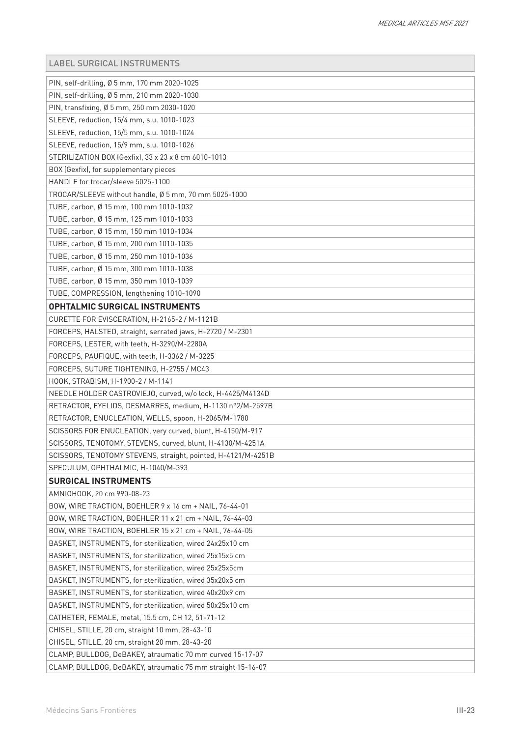| LABEL SURGICAL INSTRUMENTS |
|---|
| PIN, self-drilling, Ø 5 mm, 170 mm 2020-1025 |
| PIN, self-drilling, Ø 5 mm, 210 mm 2020-1030 |
| PIN, transfixing, Ø 5 mm, 250 mm 2030-1020 |
| SLEEVE, reduction, 15/4 mm, s.u. 1010-1023 |
| SLEEVE, reduction, 15/5 mm, s.u. 1010-1024 |
| SLEEVE, reduction, 15/9 mm, s.u. 1010-1026 |
| STERILIZATION BOX (Gexfix), 33 x 23 x 8 cm 6010-1013 |
| BOX (Gexfix), for supplementary pieces |
| HANDLE for trocar/sleeve 5025-1100 |
| TROCAR/SLEEVE without handle, Ø 5 mm, 70 mm 5025-1000 |
| TUBE, carbon, Ø 15 mm, 100 mm 1010-1032 |
| TUBE, carbon, Ø 15 mm, 125 mm 1010-1033 |
| TUBE, carbon, Ø 15 mm, 150 mm 1010-1034 |
| TUBE, carbon, Ø 15 mm, 200 mm 1010-1035 |
| TUBE, carbon, Ø 15 mm, 250 mm 1010-1036 |
| TUBE, carbon, Ø 15 mm, 300 mm 1010-1038 |
| TUBE, carbon, Ø 15 mm, 350 mm 1010-1039 |
| TUBE, COMPRESSION, lengthening 1010-1090 |
| **OPHTALMIC SURGICAL INSTRUMENTS** |
| CURETTE FOR EVISCERATION, H-2165-2 / M-1121B |
| FORCEPS, HALSTED, straight, serrated jaws, H-2720 / M-2301 |
| FORCEPS, LESTER, with teeth, H-3290/M-2280A |
| FORCEPS, PAUFIQUE, with teeth, H-3362 / M-3225 |
| FORCEPS, SUTURE TIGHTENING, H-2755 / MC43 |
| HOOK, STRABISM, H-1900-2 / M-1141 |
| NEEDLE HOLDER CASTROVIEJO, curved, w/o lock, H-4425/M4134D |
| RETRACTOR, EYELIDS, DESMARRES, medium, H-1130 n°2/M-2597B |
| RETRACTOR, ENUCLEATION, WELLS, spoon, H-2065/M-1780 |
| SCISSORS FOR ENUCLEATION, very curved, blunt, H-4150/M-917 |
| SCISSORS, TENOTOMY, STEVENS, curved, blunt, H-4130/M-4251A |
| SCISSORS, TENOTOMY STEVENS, straight, pointed, H-4121/M-4251B |
| SPECULUM, OPHTHALMIC, H-1040/M-393 |
| **SURGICAL INSTRUMENTS** |
| AMNIOHOOK, 20 cm 990-08-23 |
| BOW, WIRE TRACTION, BOEHLER 9 x 16 cm + NAIL, 76-44-01 |
| BOW, WIRE TRACTION, BOEHLER 11 x 21 cm + NAIL, 76-44-03 |
| BOW, WIRE TRACTION, BOEHLER 15 x 21 cm + NAIL, 76-44-05 |
| BASKET, INSTRUMENTS, for sterilization, wired 24x25x10 cm |
| BASKET, INSTRUMENTS, for sterilization, wired 25x15x5 cm |
| BASKET, INSTRUMENTS, for sterilization, wired 25x25x5cm |
| BASKET, INSTRUMENTS, for sterilization, wired 35x20x5 cm |
| BASKET, INSTRUMENTS, for sterilization, wired 40x20x9 cm |
| BASKET, INSTRUMENTS, for sterilization, wired 50x25x10 cm |
| CATHETER, FEMALE, metal, 15.5 cm, CH 12, 51-71-12 |
| CHISEL, STILLE, 20 cm, straight 10 mm, 28-43-10 |
| CHISEL, STILLE, 20 cm, straight 20 mm, 28-43-20 |
| CLAMP, BULLDOG, DeBAKEY, atraumatic 70 mm curved 15-17-07 |
| CLAMP, BULLDOG, DeBAKEY, atraumatic 75 mm straight 15-16-07 |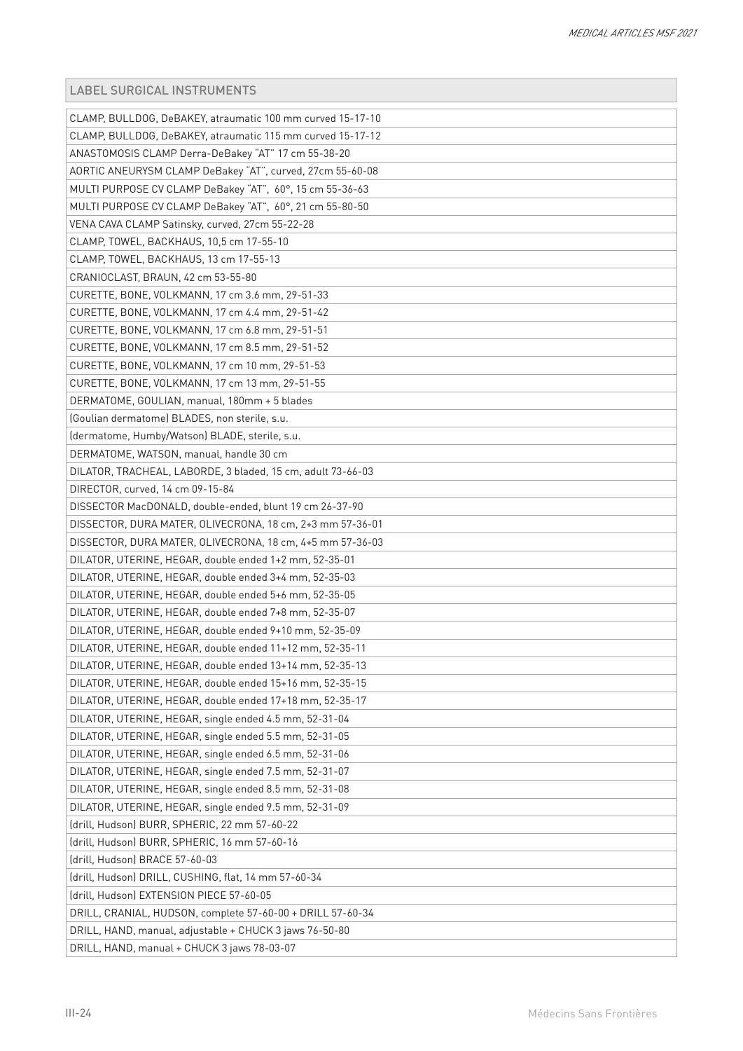| LABEL SURGICAL INSTRUMENTS |
| --- |
| CLAMP, BULLDOG, DeBAKEY, atraumatic 100 mm curved 15-17-10 |
| CLAMP, BULLDOG, DeBAKEY, atraumatic 115 mm curved 15-17-12 |
| ANASTOMOSIS CLAMP Derra-DeBakey "AT" 17 cm 55-38-20 |
| AORTIC ANEURYSM CLAMP DeBakey "AT", curved, 27cm 55-60-08 |
| MULTI PURPOSE CV CLAMP DeBakey "AT", 60°, 15 cm 55-36-63 |
| MULTI PURPOSE CV CLAMP DeBakey "AT", 60°, 21 cm 55-80-50 |
| VENA CAVA CLAMP Satinsky, curved, 27cm 55-22-28 |
| CLAMP, TOWEL, BACKHAUS, 10,5 cm 17-55-10 |
| CLAMP, TOWEL, BACKHAUS, 13 cm 17-55-13 |
| CRANIOCLAST, BRAUN, 42 cm 53-55-80 |
| CURETTE, BONE, VOLKMANN, 17 cm 3.6 mm, 29-51-33 |
| CURETTE, BONE, VOLKMANN, 17 cm 4.4 mm, 29-51-42 |
| CURETTE, BONE, VOLKMANN, 17 cm 6.8 mm, 29-51-51 |
| CURETTE, BONE, VOLKMANN, 17 cm 8.5 mm, 29-51-52 |
| CURETTE, BONE, VOLKMANN, 17 cm 10 mm, 29-51-53 |
| CURETTE, BONE, VOLKMANN, 17 cm 13 mm, 29-51-55 |
| DERMATOME, GOULIAN, manual, 180mm + 5 blades |
| (Goulian dermatome) BLADES, non sterile, s.u. |
| (dermatome, Humby/Watson) BLADE, sterile, s.u. |
| DERMATOME, WATSON, manual, handle 30 cm |
| DILATOR, TRACHEAL, LABORDE, 3 bladed, 15 cm, adult 73-66-03 |
| DIRECTOR, curved, 14 cm 09-15-84 |
| DISSECTOR MacDONALD, double-ended, blunt 19 cm 26-37-90 |
| DISSECTOR, DURA MATER, OLIVECRONA, 18 cm, 2+3 mm 57-36-01 |
| DISSECTOR, DURA MATER, OLIVECRONA, 18 cm, 4+5 mm 57-36-03 |
| DILATOR, UTERINE, HEGAR, double ended 1+2 mm, 52-35-01 |
| DILATOR, UTERINE, HEGAR, double ended 3+4 mm, 52-35-03 |
| DILATOR, UTERINE, HEGAR, double ended 5+6 mm, 52-35-05 |
| DILATOR, UTERINE, HEGAR, double ended 7+8 mm, 52-35-07 |
| DILATOR, UTERINE, HEGAR, double ended 9+10 mm, 52-35-09 |
| DILATOR, UTERINE, HEGAR, double ended 11+12 mm, 52-35-11 |
| DILATOR, UTERINE, HEGAR, double ended 13+14 mm, 52-35-13 |
| DILATOR, UTERINE, HEGAR, double ended 15+16 mm, 52-35-15 |
| DILATOR, UTERINE, HEGAR, double ended 17+18 mm, 52-35-17 |
| DILATOR, UTERINE, HEGAR, single ended 4.5 mm, 52-31-04 |
| DILATOR, UTERINE, HEGAR, single ended 5.5 mm, 52-31-05 |
| DILATOR, UTERINE, HEGAR, single ended 6.5 mm, 52-31-06 |
| DILATOR, UTERINE, HEGAR, single ended 7.5 mm, 52-31-07 |
| DILATOR, UTERINE, HEGAR, single ended 8.5 mm, 52-31-08 |
| DILATOR, UTERINE, HEGAR, single ended 9.5 mm, 52-31-09 |
| (drill, Hudson) BURR, SPHERIC, 22 mm 57-60-22 |
| (drill, Hudson) BURR, SPHERIC, 16 mm 57-60-16 |
| (drill, Hudson) BRACE 57-60-03 |
| (drill, Hudson) DRILL, CUSHING, flat, 14 mm 57-60-34 |
| (drill, Hudson) EXTENSION PIECE 57-60-05 |
| DRILL, CRANIAL, HUDSON, complete 57-60-00 + DRILL 57-60-34 |
| DRILL, HAND, manual, adjustable + CHUCK 3 jaws 76-50-80 |
| DRILL, HAND, manual + CHUCK 3 jaws 78-03-07 |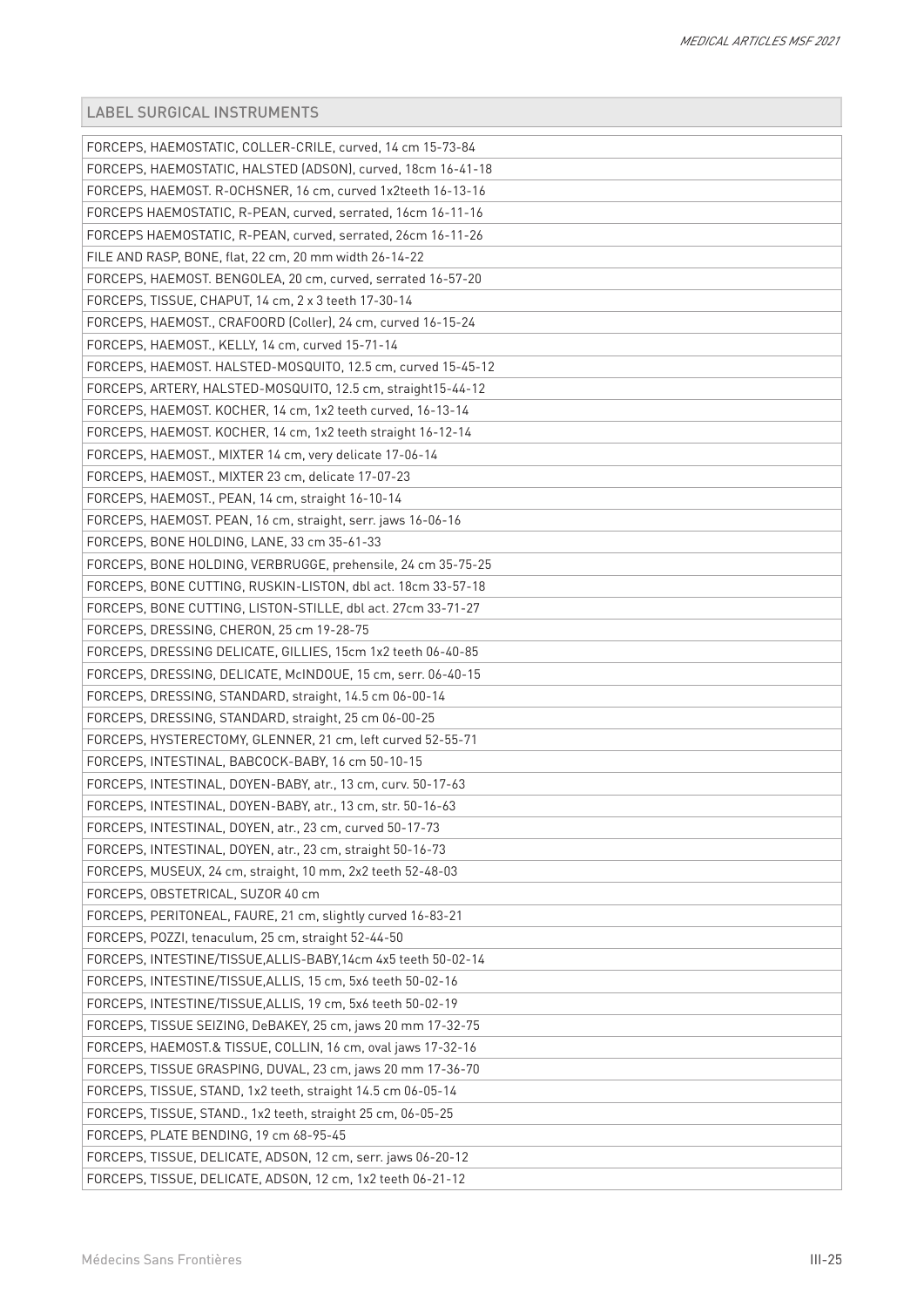| LABEL SURGICAL INSTRUMENTS |
| --- |
| FORCEPS, HAEMOSTATIC, COLLER-CRILE, curved, 14 cm 15-73-84 |
| FORCEPS, HAEMOSTATIC, HALSTED (ADSON), curved, 18cm 16-41-18 |
| FORCEPS, HAEMOST. R-OCHSNER, 16 cm, curved 1x2teeth 16-13-16 |
| FORCEPS HAEMOSTATIC, R-PEAN, curved, serrated, 16cm 16-11-16 |
| FORCEPS HAEMOSTATIC, R-PEAN, curved, serrated, 26cm 16-11-26 |
| FILE AND RASP, BONE, flat, 22 cm, 20 mm width 26-14-22 |
| FORCEPS, HAEMOST. BENGOLEA, 20 cm, curved, serrated 16-57-20 |
| FORCEPS, TISSUE, CHAPUT, 14 cm, 2 x 3 teeth 17-30-14 |
| FORCEPS, HAEMOST., CRAFOORD (Coller), 24 cm, curved 16-15-24 |
| FORCEPS, HAEMOST., KELLY, 14 cm, curved 15-71-14 |
| FORCEPS, HAEMOST. HALSTED-MOSQUITO, 12.5 cm, curved 15-45-12 |
| FORCEPS, ARTERY, HALSTED-MOSQUITO, 12.5 cm, straight15-44-12 |
| FORCEPS, HAEMOST. KOCHER, 14 cm, 1x2 teeth curved, 16-13-14 |
| FORCEPS, HAEMOST. KOCHER, 14 cm, 1x2 teeth straight 16-12-14 |
| FORCEPS, HAEMOST., MIXTER 14 cm, very delicate 17-06-14 |
| FORCEPS, HAEMOST., MIXTER 23 cm, delicate 17-07-23 |
| FORCEPS, HAEMOST., PEAN, 14 cm, straight 16-10-14 |
| FORCEPS, HAEMOST. PEAN, 16 cm, straight, serr. jaws 16-06-16 |
| FORCEPS, BONE HOLDING, LANE, 33 cm 35-61-33 |
| FORCEPS, BONE HOLDING, VERBRUGGE, prehensile, 24 cm 35-75-25 |
| FORCEPS, BONE CUTTING, RUSKIN-LISTON, dbl act. 18cm 33-57-18 |
| FORCEPS, BONE CUTTING, LISTON-STILLE, dbl act. 27cm 33-71-27 |
| FORCEPS, DRESSING, CHERON, 25 cm 19-28-75 |
| FORCEPS, DRESSING DELICATE, GILLIES, 15cm 1x2 teeth 06-40-85 |
| FORCEPS, DRESSING, DELICATE, McINDOUE, 15 cm, serr. 06-40-15 |
| FORCEPS, DRESSING, STANDARD, straight, 14.5 cm 06-00-14 |
| FORCEPS, DRESSING, STANDARD, straight, 25 cm 06-00-25 |
| FORCEPS, HYSTERECTOMY, GLENNER, 21 cm, left curved 52-55-71 |
| FORCEPS, INTESTINAL, BABCOCK-BABY, 16 cm 50-10-15 |
| FORCEPS, INTESTINAL, DOYEN-BABY, atr., 13 cm, curv. 50-17-63 |
| FORCEPS, INTESTINAL, DOYEN-BABY, atr., 13 cm, str. 50-16-63 |
| FORCEPS, INTESTINAL, DOYEN, atr., 23 cm, curved 50-17-73 |
| FORCEPS, INTESTINAL, DOYEN, atr., 23 cm, straight 50-16-73 |
| FORCEPS, MUSEUX, 24 cm, straight, 10 mm, 2x2 teeth 52-48-03 |
| FORCEPS, OBSTETRICAL, SUZOR 40 cm |
| FORCEPS, PERITONEAL, FAURE, 21 cm, slightly curved 16-83-21 |
| FORCEPS, POZZI, tenaculum, 25 cm, straight 52-44-50 |
| FORCEPS, INTESTINE/TISSUE,ALLIS-BABY,14cm 4x5 teeth 50-02-14 |
| FORCEPS, INTESTINE/TISSUE,ALLIS, 15 cm, 5x6 teeth 50-02-16 |
| FORCEPS, INTESTINE/TISSUE,ALLIS, 19 cm, 5x6 teeth 50-02-19 |
| FORCEPS, TISSUE SEIZING, DeBAKEY, 25 cm, jaws 20 mm 17-32-75 |
| FORCEPS, HAEMOST.& TISSUE, COLLIN, 16 cm, oval jaws 17-32-16 |
| FORCEPS, TISSUE GRASPING, DUVAL, 23 cm, jaws 20 mm 17-36-70 |
| FORCEPS, TISSUE, STAND, 1x2 teeth, straight 14.5 cm 06-05-14 |
| FORCEPS, TISSUE, STAND., 1x2 teeth, straight 25 cm, 06-05-25 |
| FORCEPS, PLATE BENDING, 19 cm 68-95-45 |
| FORCEPS, TISSUE, DELICATE, ADSON, 12 cm, serr. jaws 06-20-12 |
| FORCEPS, TISSUE, DELICATE, ADSON, 12 cm, 1x2 teeth 06-21-12 |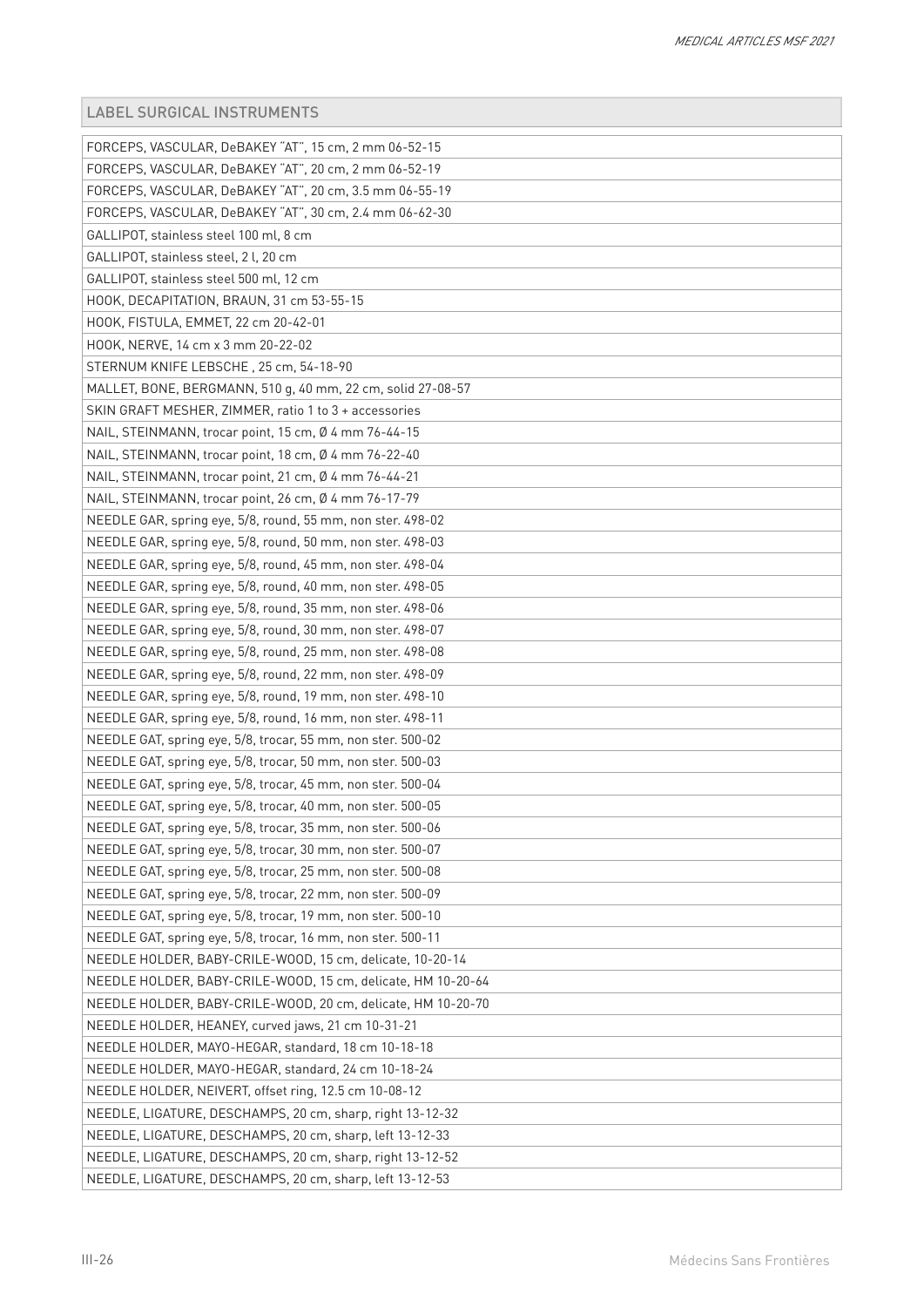| LABEL SURGICAL INSTRUMENTS |
| --- |
| FORCEPS, VASCULAR, DeBAKEY "AT", 15 cm, 2 mm 06-52-15 |
| FORCEPS, VASCULAR, DeBAKEY "AT", 20 cm, 2 mm 06-52-19 |
| FORCEPS, VASCULAR, DeBAKEY "AT", 20 cm, 3.5 mm 06-55-19 |
| FORCEPS, VASCULAR, DeBAKEY "AT", 30 cm, 2.4 mm 06-62-30 |
| GALLIPOT, stainless steel 100 ml, 8 cm |
| GALLIPOT, stainless steel, 2 l, 20 cm |
| GALLIPOT, stainless steel 500 ml, 12 cm |
| HOOK, DECAPITATION, BRAUN, 31 cm 53-55-15 |
| HOOK, FISTULA, EMMET, 22 cm 20-42-01 |
| HOOK, NERVE, 14 cm x 3 mm 20-22-02 |
| STERNUM KNIFE LEBSCHE , 25 cm, 54-18-90 |
| MALLET, BONE, BERGMANN, 510 g, 40 mm, 22 cm, solid 27-08-57 |
| SKIN GRAFT MESHER, ZIMMER, ratio 1 to 3 + accessories |
| NAIL, STEINMANN, trocar point, 15 cm, Ø 4 mm 76-44-15 |
| NAIL, STEINMANN, trocar point, 18 cm, Ø 4 mm 76-22-40 |
| NAIL, STEINMANN, trocar point, 21 cm, Ø 4 mm 76-44-21 |
| NAIL, STEINMANN, trocar point, 26 cm, Ø 4 mm 76-17-79 |
| NEEDLE GAR, spring eye, 5/8, round, 55 mm, non ster. 498-02 |
| NEEDLE GAR, spring eye, 5/8, round, 50 mm, non ster. 498-03 |
| NEEDLE GAR, spring eye, 5/8, round, 45 mm, non ster. 498-04 |
| NEEDLE GAR, spring eye, 5/8, round, 40 mm, non ster. 498-05 |
| NEEDLE GAR, spring eye, 5/8, round, 35 mm, non ster. 498-06 |
| NEEDLE GAR, spring eye, 5/8, round, 30 mm, non ster. 498-07 |
| NEEDLE GAR, spring eye, 5/8, round, 25 mm, non ster. 498-08 |
| NEEDLE GAR, spring eye, 5/8, round, 22 mm, non ster. 498-09 |
| NEEDLE GAR, spring eye, 5/8, round, 19 mm, non ster. 498-10 |
| NEEDLE GAR, spring eye, 5/8, round, 16 mm, non ster. 498-11 |
| NEEDLE GAT, spring eye, 5/8, trocar, 55 mm, non ster. 500-02 |
| NEEDLE GAT, spring eye, 5/8, trocar, 50 mm, non ster. 500-03 |
| NEEDLE GAT, spring eye, 5/8, trocar, 45 mm, non ster. 500-04 |
| NEEDLE GAT, spring eye, 5/8, trocar, 40 mm, non ster. 500-05 |
| NEEDLE GAT, spring eye, 5/8, trocar, 35 mm, non ster. 500-06 |
| NEEDLE GAT, spring eye, 5/8, trocar, 30 mm, non ster. 500-07 |
| NEEDLE GAT, spring eye, 5/8, trocar, 25 mm, non ster. 500-08 |
| NEEDLE GAT, spring eye, 5/8, trocar, 22 mm, non ster. 500-09 |
| NEEDLE GAT, spring eye, 5/8, trocar, 19 mm, non ster. 500-10 |
| NEEDLE GAT, spring eye, 5/8, trocar, 16 mm, non ster. 500-11 |
| NEEDLE HOLDER, BABY-CRILE-WOOD, 15 cm, delicate, 10-20-14 |
| NEEDLE HOLDER, BABY-CRILE-WOOD, 15 cm, delicate, HM 10-20-64 |
| NEEDLE HOLDER, BABY-CRILE-WOOD, 20 cm, delicate, HM 10-20-70 |
| NEEDLE HOLDER, HEANEY, curved jaws, 21 cm 10-31-21 |
| NEEDLE HOLDER, MAYO-HEGAR, standard, 18 cm 10-18-18 |
| NEEDLE HOLDER, MAYO-HEGAR, standard, 24 cm 10-18-24 |
| NEEDLE HOLDER, NEIVERT, offset ring, 12.5 cm 10-08-12 |
| NEEDLE, LIGATURE, DESCHAMPS, 20 cm, sharp, right 13-12-32 |
| NEEDLE, LIGATURE, DESCHAMPS, 20 cm, sharp, left 13-12-33 |
| NEEDLE, LIGATURE, DESCHAMPS, 20 cm, sharp, right 13-12-52 |
| NEEDLE, LIGATURE, DESCHAMPS, 20 cm, sharp, left 13-12-53 |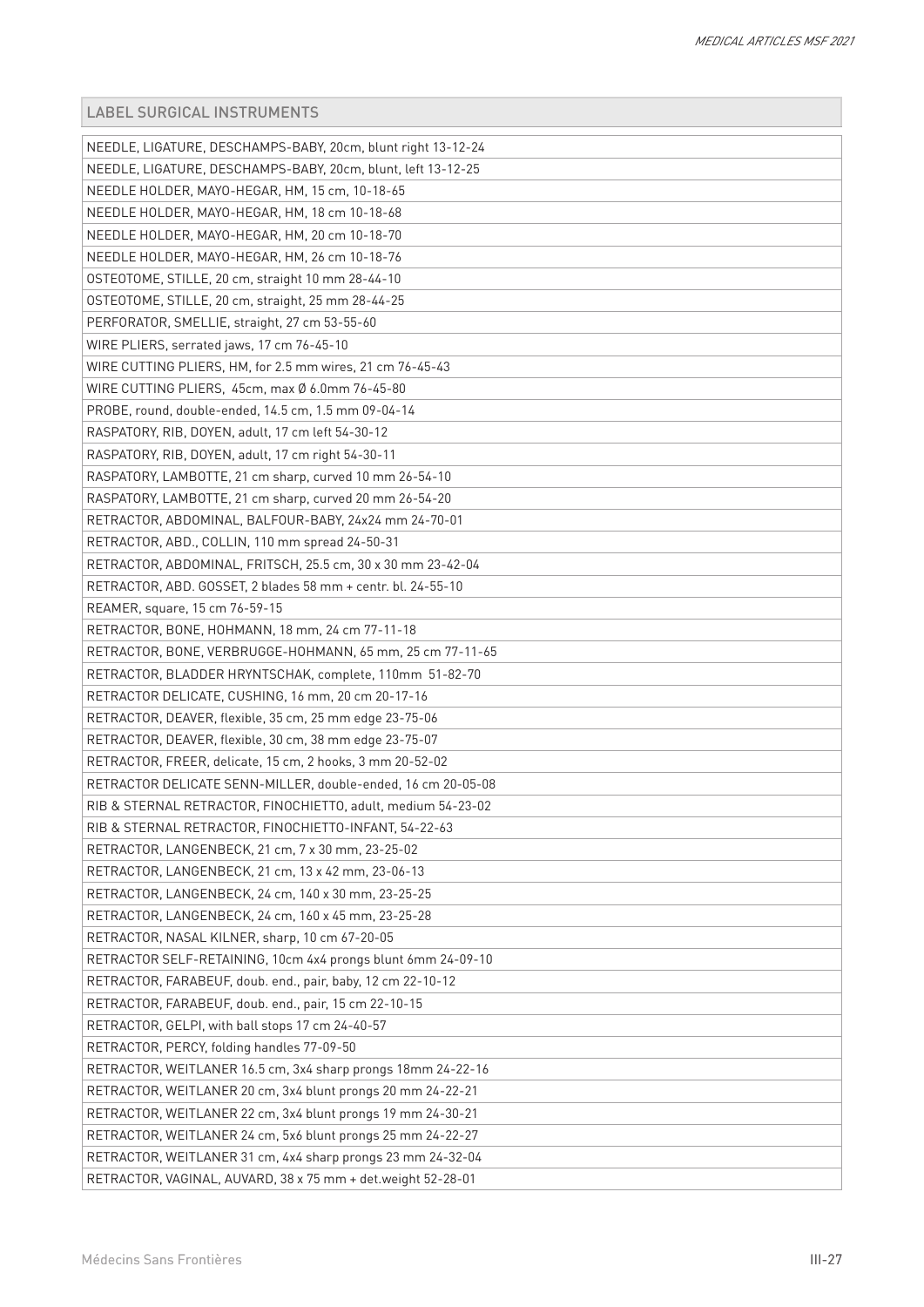| LABEL SURGICAL INSTRUMENTS |
| --- |
| NEEDLE, LIGATURE, DESCHAMPS-BABY, 20cm, blunt right 13-12-24 |
| NEEDLE, LIGATURE, DESCHAMPS-BABY, 20cm, blunt, left 13-12-25 |
| NEEDLE HOLDER, MAYO-HEGAR, HM, 15 cm, 10-18-65 |
| NEEDLE HOLDER, MAYO-HEGAR, HM, 18 cm 10-18-68 |
| NEEDLE HOLDER, MAYO-HEGAR, HM, 20 cm 10-18-70 |
| NEEDLE HOLDER, MAYO-HEGAR, HM, 26 cm 10-18-76 |
| OSTEOTOME, STILLE, 20 cm, straight 10 mm 28-44-10 |
| OSTEOTOME, STILLE, 20 cm, straight, 25 mm 28-44-25 |
| PERFORATOR, SMELLIE, straight, 27 cm 53-55-60 |
| WIRE PLIERS, serrated jaws, 17 cm 76-45-10 |
| WIRE CUTTING PLIERS, HM, for 2.5 mm wires, 21 cm 76-45-43 |
| WIRE CUTTING PLIERS, 45cm, max Ø 6.0mm 76-45-80 |
| PROBE, round, double-ended, 14.5 cm, 1.5 mm 09-04-14 |
| RASPATORY, RIB, DOYEN, adult, 17 cm left 54-30-12 |
| RASPATORY, RIB, DOYEN, adult, 17 cm right 54-30-11 |
| RASPATORY, LAMBOTTE, 21 cm sharp, curved 10 mm 26-54-10 |
| RASPATORY, LAMBOTTE, 21 cm sharp, curved 20 mm 26-54-20 |
| RETRACTOR, ABDOMINAL, BALFOUR-BABY, 24x24 mm 24-70-01 |
| RETRACTOR, ABD., COLLIN, 110 mm spread 24-50-31 |
| RETRACTOR, ABDOMINAL, FRITSCH, 25.5 cm, 30 x 30 mm 23-42-04 |
| RETRACTOR, ABD. GOSSET, 2 blades 58 mm + centr. bl. 24-55-10 |
| REAMER, square, 15 cm 76-59-15 |
| RETRACTOR, BONE, HOHMANN, 18 mm, 24 cm 77-11-18 |
| RETRACTOR, BONE, VERBRUGGE-HOHMANN, 65 mm, 25 cm 77-11-65 |
| RETRACTOR, BLADDER HRYNTSCHAK, complete, 110mm 51-82-70 |
| RETRACTOR DELICATE, CUSHING, 16 mm, 20 cm 20-17-16 |
| RETRACTOR, DEAVER, flexible, 35 cm, 25 mm edge 23-75-06 |
| RETRACTOR, DEAVER, flexible, 30 cm, 38 mm edge 23-75-07 |
| RETRACTOR, FREER, delicate, 15 cm, 2 hooks, 3 mm 20-52-02 |
| RETRACTOR DELICATE SENN-MILLER, double-ended, 16 cm 20-05-08 |
| RIB & STERNAL RETRACTOR, FINOCHIETTO, adult, medium 54-23-02 |
| RIB & STERNAL RETRACTOR, FINOCHIETTO-INFANT, 54-22-63 |
| RETRACTOR, LANGENBECK, 21 cm, 7 x 30 mm, 23-25-02 |
| RETRACTOR, LANGENBECK, 21 cm, 13 x 42 mm, 23-06-13 |
| RETRACTOR, LANGENBECK, 24 cm, 140 x 30 mm, 23-25-25 |
| RETRACTOR, LANGENBECK, 24 cm, 160 x 45 mm, 23-25-28 |
| RETRACTOR, NASAL KILNER, sharp, 10 cm 67-20-05 |
| RETRACTOR SELF-RETAINING, 10cm 4x4 prongs blunt 6mm 24-09-10 |
| RETRACTOR, FARABEUF, doub. end., pair, baby, 12 cm 22-10-12 |
| RETRACTOR, FARABEUF, doub. end., pair, 15 cm 22-10-15 |
| RETRACTOR, GELPI, with ball stops 17 cm 24-40-57 |
| RETRACTOR, PERCY, folding handles 77-09-50 |
| RETRACTOR, WEITLANER 16.5 cm, 3x4 sharp prongs 18mm 24-22-16 |
| RETRACTOR, WEITLANER 20 cm, 3x4 blunt prongs 20 mm 24-22-21 |
| RETRACTOR, WEITLANER 22 cm, 3x4 blunt prongs 19 mm 24-30-21 |
| RETRACTOR, WEITLANER 24 cm, 5x6 blunt prongs 25 mm 24-22-27 |
| RETRACTOR, WEITLANER 31 cm, 4x4 sharp prongs 23 mm 24-32-04 |
| RETRACTOR, VAGINAL, AUVARD, 38 x 75 mm + det.weight 52-28-01 |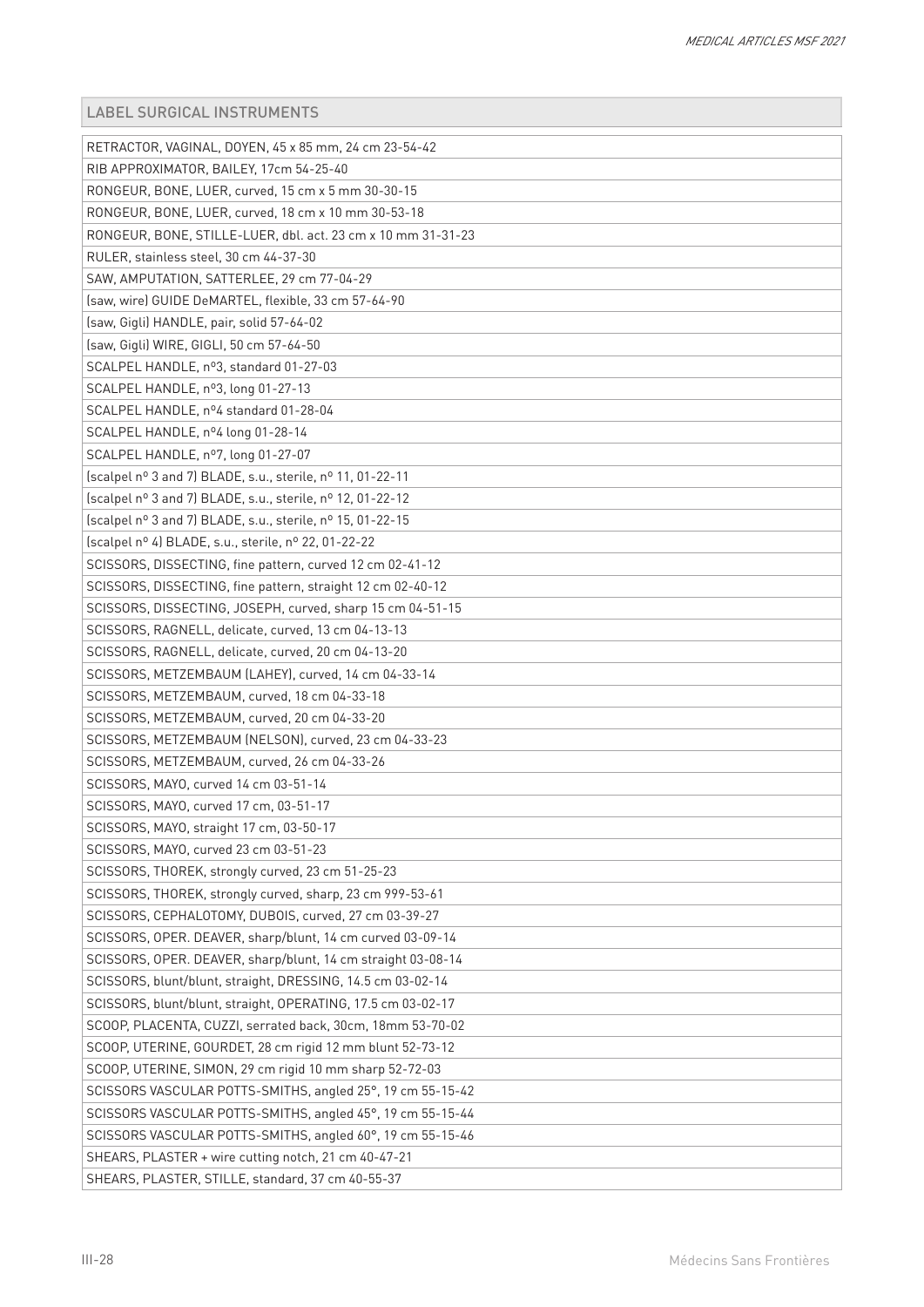| LABEL SURGICAL INSTRUMENTS |
| --- |
| RETRACTOR, VAGINAL, DOYEN, 45 x 85 mm, 24 cm 23-54-42 |
| RIB APPROXIMATOR, BAILEY, 17cm 54-25-40 |
| RONGEUR, BONE, LUER, curved, 15 cm x 5 mm 30-30-15 |
| RONGEUR, BONE, LUER, curved, 18 cm x 10 mm 30-53-18 |
| RONGEUR, BONE, STILLE-LUER, dbl. act. 23 cm x 10 mm 31-31-23 |
| RULER, stainless steel, 30 cm 44-37-30 |
| SAW, AMPUTATION, SATTERLEE, 29 cm 77-04-29 |
| (saw, wire) GUIDE DeMARTEL, flexible, 33 cm 57-64-90 |
| (saw, Gigli) HANDLE, pair, solid 57-64-02 |
| (saw, Gigli) WIRE, GIGLI, 50 cm 57-64-50 |
| SCALPEL HANDLE, nº3, standard 01-27-03 |
| SCALPEL HANDLE, nº3, long 01-27-13 |
| SCALPEL HANDLE, nº4 standard 01-28-04 |
| SCALPEL HANDLE, nº4 long 01-28-14 |
| SCALPEL HANDLE, nº7, long 01-27-07 |
| (scalpel nº 3 and 7) BLADE, s.u., sterile, nº 11, 01-22-11 |
| (scalpel nº 3 and 7) BLADE, s.u., sterile, nº 12, 01-22-12 |
| (scalpel nº 3 and 7) BLADE, s.u., sterile, nº 15, 01-22-15 |
| (scalpel nº 4) BLADE, s.u., sterile, nº 22, 01-22-22 |
| SCISSORS, DISSECTING, fine pattern, curved 12 cm 02-41-12 |
| SCISSORS, DISSECTING, fine pattern, straight 12 cm 02-40-12 |
| SCISSORS, DISSECTING, JOSEPH, curved, sharp 15 cm 04-51-15 |
| SCISSORS, RAGNELL, delicate, curved, 13 cm 04-13-13 |
| SCISSORS, RAGNELL, delicate, curved, 20 cm 04-13-20 |
| SCISSORS, METZEMBAUM (LAHEY), curved, 14 cm 04-33-14 |
| SCISSORS, METZEMBAUM, curved, 18 cm 04-33-18 |
| SCISSORS, METZEMBAUM, curved, 20 cm 04-33-20 |
| SCISSORS, METZEMBAUM (NELSON), curved, 23 cm 04-33-23 |
| SCISSORS, METZEMBAUM, curved, 26 cm 04-33-26 |
| SCISSORS, MAYO, curved 14 cm 03-51-14 |
| SCISSORS, MAYO, curved 17 cm, 03-51-17 |
| SCISSORS, MAYO, straight 17 cm, 03-50-17 |
| SCISSORS, MAYO, curved 23 cm 03-51-23 |
| SCISSORS, THOREK, strongly curved, 23 cm 51-25-23 |
| SCISSORS, THOREK, strongly curved, sharp, 23 cm 999-53-61 |
| SCISSORS, CEPHALOTOMY, DUBOIS, curved, 27 cm 03-39-27 |
| SCISSORS, OPER. DEAVER, sharp/blunt, 14 cm curved 03-09-14 |
| SCISSORS, OPER. DEAVER, sharp/blunt, 14 cm straight 03-08-14 |
| SCISSORS, blunt/blunt, straight, DRESSING, 14.5 cm 03-02-14 |
| SCISSORS, blunt/blunt, straight, OPERATING, 17.5 cm 03-02-17 |
| SCOOP, PLACENTA, CUZZI, serrated back, 30cm, 18mm 53-70-02 |
| SCOOP, UTERINE, GOURDET, 28 cm rigid 12 mm blunt 52-73-12 |
| SCOOP, UTERINE, SIMON, 29 cm rigid 10 mm sharp 52-72-03 |
| SCISSORS VASCULAR POTTS-SMITHS, angled 25°, 19 cm 55-15-42 |
| SCISSORS VASCULAR POTTS-SMITHS, angled 45°, 19 cm 55-15-44 |
| SCISSORS VASCULAR POTTS-SMITHS, angled 60°, 19 cm 55-15-46 |
| SHEARS, PLASTER + wire cutting notch, 21 cm 40-47-21 |
| SHEARS, PLASTER, STILLE, standard, 37 cm 40-55-37 |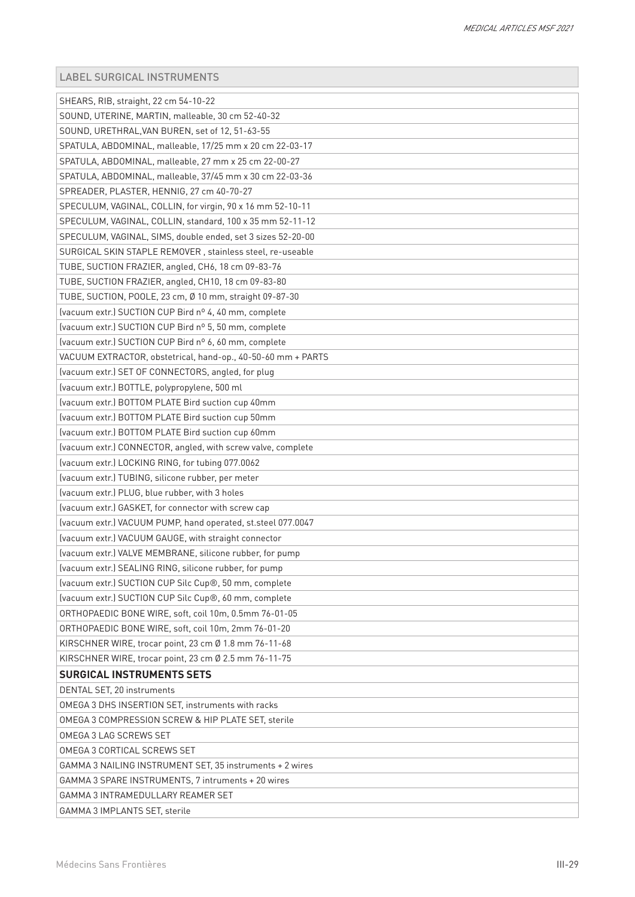| LABEL SURGICAL INSTRUMENTS |
|---|
| SHEARS, RIB, straight, 22 cm 54-10-22 |
| SOUND, UTERINE, MARTIN, malleable, 30 cm 52-40-32 |
| SOUND, URETHRAL,VAN BUREN, set of 12, 51-63-55 |
| SPATULA, ABDOMINAL, malleable, 17/25 mm x 20 cm 22-03-17 |
| SPATULA, ABDOMINAL, malleable, 27 mm x 25 cm 22-00-27 |
| SPATULA, ABDOMINAL, malleable, 37/45 mm x 30 cm 22-03-36 |
| SPREADER, PLASTER, HENNIG, 27 cm 40-70-27 |
| SPECULUM, VAGINAL, COLLIN, for virgin, 90 x 16 mm 52-10-11 |
| SPECULUM, VAGINAL, COLLIN, standard, 100 x 35 mm 52-11-12 |
| SPECULUM, VAGINAL, SIMS, double ended, set 3 sizes 52-20-00 |
| SURGICAL SKIN STAPLE REMOVER , stainless steel, re-useable |
| TUBE, SUCTION FRAZIER, angled, CH6, 18 cm 09-83-76 |
| TUBE, SUCTION FRAZIER, angled, CH10, 18 cm 09-83-80 |
| TUBE, SUCTION, POOLE, 23 cm, Ø 10 mm, straight 09-87-30 |
| (vacuum extr.) SUCTION CUP Bird nº 4, 40 mm, complete |
| (vacuum extr.) SUCTION CUP Bird nº 5, 50 mm, complete |
| (vacuum extr.) SUCTION CUP Bird nº 6, 60 mm, complete |
| VACUUM EXTRACTOR, obstetrical, hand-op., 40-50-60 mm + PARTS |
| (vacuum extr.) SET OF CONNECTORS, angled, for plug |
| (vacuum extr.) BOTTLE, polypropylene, 500 ml |
| (vacuum extr.) BOTTOM PLATE Bird suction cup 40mm |
| (vacuum extr.) BOTTOM PLATE Bird suction cup 50mm |
| (vacuum extr.) BOTTOM PLATE Bird suction cup 60mm |
| (vacuum extr.) CONNECTOR, angled, with screw valve, complete |
| (vacuum extr.) LOCKING RING, for tubing 077.0062 |
| (vacuum extr.) TUBING, silicone rubber, per meter |
| (vacuum extr.) PLUG, blue rubber, with 3 holes |
| (vacuum extr.) GASKET, for connector with screw cap |
| (vacuum extr.) VACUUM PUMP, hand operated, st.steel 077.0047 |
| (vacuum extr.) VACUUM GAUGE, with straight connector |
| (vacuum extr.) VALVE MEMBRANE, silicone rubber, for pump |
| (vacuum extr.) SEALING RING, silicone rubber, for pump |
| (vacuum extr.) SUCTION CUP Silc Cup®, 50 mm, complete |
| (vacuum extr.) SUCTION CUP Silc Cup®, 60 mm, complete |
| ORTHOPAEDIC BONE WIRE, soft, coil 10m, 0.5mm 76-01-05 |
| ORTHOPAEDIC BONE WIRE, soft, coil 10m, 2mm 76-01-20 |
| KIRSCHNER WIRE, trocar point, 23 cm Ø 1.8 mm 76-11-68 |
| KIRSCHNER WIRE, trocar point, 23 cm Ø 2.5 mm 76-11-75 |
| **SURGICAL INSTRUMENTS SETS** |
| DENTAL SET, 20 instruments |
| OMEGA 3 DHS INSERTION SET, instruments with racks |
| OMEGA 3 COMPRESSION SCREW & HIP PLATE SET, sterile |
| OMEGA 3 LAG SCREWS SET |
| OMEGA 3 CORTICAL SCREWS SET |
| GAMMA 3 NAILING INSTRUMENT SET, 35 instruments + 2 wires |
| GAMMA 3 SPARE INSTRUMENTS, 7 intruments + 20 wires |
| GAMMA 3 INTRAMEDULLARY REAMER SET |
| GAMMA 3 IMPLANTS SET, sterile |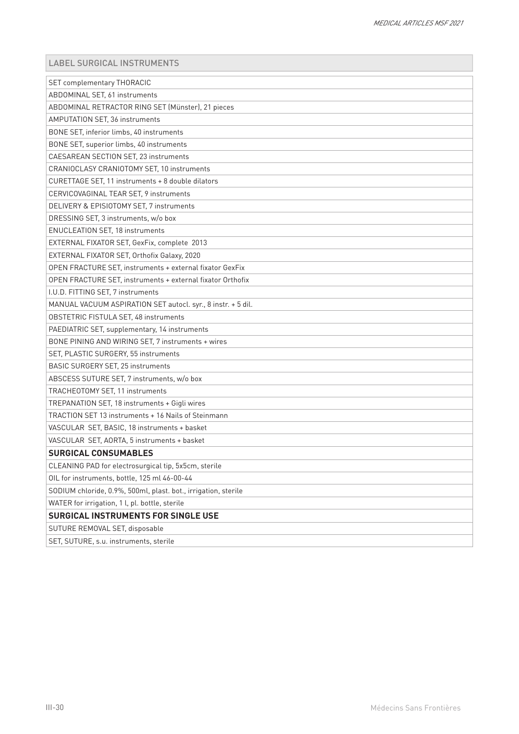| LABEL SURGICAL INSTRUMENTS |
|---|
| SET complementary THORACIC |
| ABDOMINAL SET, 61 instruments |
| ABDOMINAL RETRACTOR RING SET (Münster), 21 pieces |
| AMPUTATION SET, 36 instruments |
| BONE SET, inferior limbs, 40 instruments |
| BONE SET, superior limbs, 40 instruments |
| CAESAREAN SECTION SET, 23 instruments |
| CRANIOCLASY CRANIOTOMY SET, 10 instruments |
| CURETTAGE SET, 11 instruments + 8 double dilators |
| CERVICOVAGINAL TEAR SET, 9 instruments |
| DELIVERY & EPISIOTOMY SET, 7 instruments |
| DRESSING SET, 3 instruments, w/o box |
| ENUCLEATION SET, 18 instruments |
| EXTERNAL FIXATOR SET, GexFix, complete 2013 |
| EXTERNAL FIXATOR SET, Orthofix Galaxy, 2020 |
| OPEN FRACTURE SET, instruments + external fixator GexFix |
| OPEN FRACTURE SET, instruments + external fixator Orthofix |
| I.U.D. FITTING SET, 7 instruments |
| MANUAL VACUUM ASPIRATION SET autocl. syr., 8 instr. + 5 dil. |
| OBSTETRIC FISTULA SET, 48 instruments |
| PAEDIATRIC SET, supplementary, 14 instruments |
| BONE PINING AND WIRING SET, 7 instruments + wires |
| SET, PLASTIC SURGERY, 55 instruments |
| BASIC SURGERY SET, 25 instruments |
| ABSCESS SUTURE SET, 7 instruments, w/o box |
| TRACHEOTOMY SET, 11 instruments |
| TREPANATION SET, 18 instruments + Gigli wires |
| TRACTION SET 13 instruments + 16 Nails of Steinmann |
| VASCULAR SET, BASIC, 18 instruments + basket |
| VASCULAR SET, AORTA, 5 instruments + basket |
| **SURGICAL CONSUMABLES** |
| CLEANING PAD for electrosurgical tip, 5x5cm, sterile |
| OIL for instruments, bottle, 125 ml 46-00-44 |
| SODIUM chloride, 0.9%, 500ml, plast. bot., irrigation, sterile |
| WATER for irrigation, 1 l, pl. bottle, sterile |
| **SURGICAL INSTRUMENTS FOR SINGLE USE** |
| SUTURE REMOVAL SET, disposable |
| SET, SUTURE, s.u. instruments, sterile |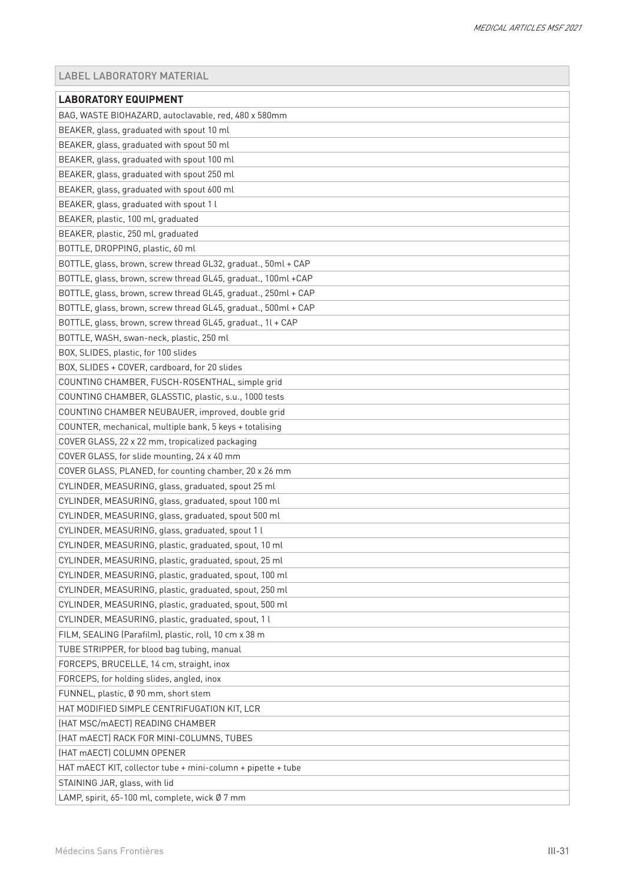LABEL LABORATORY MATERIAL

| **LABORATORY EQUIPMENT** |
|---|
| BAG, WASTE BIOHAZARD, autoclavable, red, 480 x 580mm |
| BEAKER, glass, graduated with spout 10 ml |
| BEAKER, glass, graduated with spout 50 ml |
| BEAKER, glass, graduated with spout 100 ml |
| BEAKER, glass, graduated with spout 250 ml |
| BEAKER, glass, graduated with spout 600 ml |
| BEAKER, glass, graduated with spout 1 l |
| BEAKER, plastic, 100 ml, graduated |
| BEAKER, plastic, 250 ml, graduated |
| BOTTLE, DROPPING, plastic, 60 ml |
| BOTTLE, glass, brown, screw thread GL32, graduat., 50ml + CAP |
| BOTTLE, glass, brown, screw thread GL45, graduat., 100ml +CAP |
| BOTTLE, glass, brown, screw thread GL45, graduat., 250ml + CAP |
| BOTTLE, glass, brown, screw thread GL45, graduat., 500ml + CAP |
| BOTTLE, glass, brown, screw thread GL45, graduat., 1l + CAP |
| BOTTLE, WASH, swan-neck, plastic, 250 ml |
| BOX, SLIDES, plastic, for 100 slides |
| BOX, SLIDES + COVER, cardboard, for 20 slides |
| COUNTING CHAMBER, FUSCH-ROSENTHAL, simple grid |
| COUNTING CHAMBER, GLASSTIC, plastic, s.u., 1000 tests |
| COUNTING CHAMBER NEUBAUER, improved, double grid |
| COUNTER, mechanical, multiple bank, 5 keys + totalising |
| COVER GLASS, 22 x 22 mm, tropicalized packaging |
| COVER GLASS, for slide mounting, 24 x 40 mm |
| COVER GLASS, PLANED, for counting chamber, 20 x 26 mm |
| CYLINDER, MEASURING, glass, graduated, spout 25 ml |
| CYLINDER, MEASURING, glass, graduated, spout 100 ml |
| CYLINDER, MEASURING, glass, graduated, spout 500 ml |
| CYLINDER, MEASURING, glass, graduated, spout 1 l |
| CYLINDER, MEASURING, plastic, graduated, spout, 10 ml |
| CYLINDER, MEASURING, plastic, graduated, spout, 25 ml |
| CYLINDER, MEASURING, plastic, graduated, spout, 100 ml |
| CYLINDER, MEASURING, plastic, graduated, spout, 250 ml |
| CYLINDER, MEASURING, plastic, graduated, spout, 500 ml |
| CYLINDER, MEASURING, plastic, graduated, spout, 1 l |
| FILM, SEALING (Parafilm), plastic, roll, 10 cm x 38 m |
| TUBE STRIPPER, for blood bag tubing, manual |
| FORCEPS, BRUCELLE, 14 cm, straight, inox |
| FORCEPS, for holding slides, angled, inox |
| FUNNEL, plastic, Ø 90 mm, short stem |
| HAT MODIFIED SIMPLE CENTRIFUGATION KIT, LCR |
| (HAT MSC/mAECT) READING CHAMBER |
| (HAT mAECT) RACK FOR MINI-COLUMNS, TUBES |
| (HAT mAECT) COLUMN OPENER |
| HAT mAECT KIT, collector tube + mini-column + pipette + tube |
| STAINING JAR, glass, with lid |
| LAMP, spirit, 65-100 ml, complete, wick Ø 7 mm |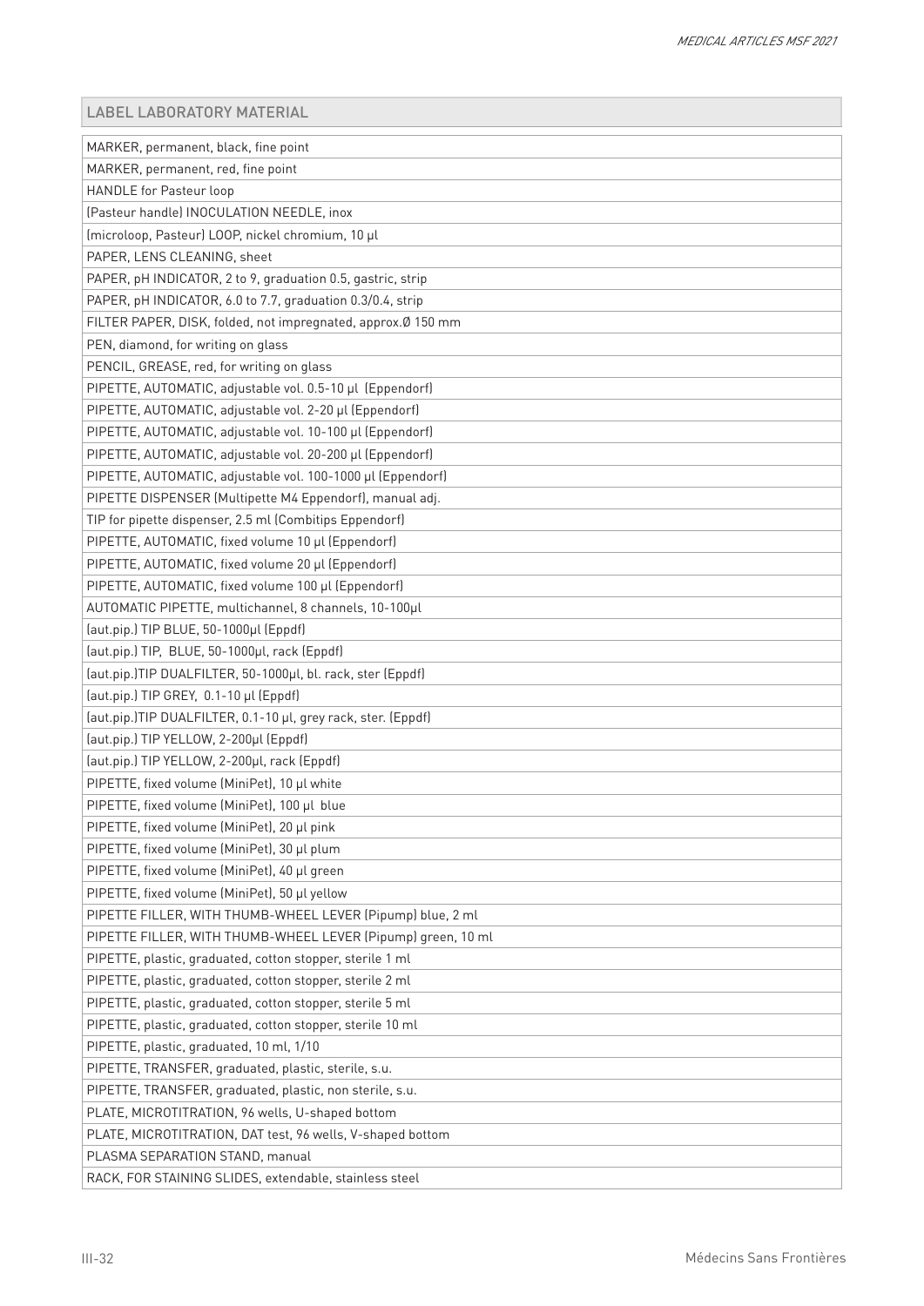| LABEL LABORATORY MATERIAL |
| --- |
| MARKER, permanent, black, fine point |
| MARKER, permanent, red, fine point |
| HANDLE for Pasteur loop |
| (Pasteur handle) INOCULATION NEEDLE, inox |
| (microloop, Pasteur) LOOP, nickel chromium, 10 µl |
| PAPER, LENS CLEANING, sheet |
| PAPER, pH INDICATOR, 2 to 9, graduation 0.5, gastric, strip |
| PAPER, pH INDICATOR, 6.0 to 7.7, graduation 0.3/0.4, strip |
| FILTER PAPER, DISK, folded, not impregnated, approx.Ø 150 mm |
| PEN, diamond, for writing on glass |
| PENCIL, GREASE, red, for writing on glass |
| PIPETTE, AUTOMATIC, adjustable vol. 0.5-10 µl (Eppendorf) |
| PIPETTE, AUTOMATIC, adjustable vol. 2-20 µl (Eppendorf) |
| PIPETTE, AUTOMATIC, adjustable vol. 10-100 µl (Eppendorf) |
| PIPETTE, AUTOMATIC, adjustable vol. 20-200 µl (Eppendorf) |
| PIPETTE, AUTOMATIC, adjustable vol. 100-1000 µl (Eppendorf) |
| PIPETTE DISPENSER (Multipette M4 Eppendorf), manual adj. |
| TIP for pipette dispenser, 2.5 ml (Combitips Eppendorf) |
| PIPETTE, AUTOMATIC, fixed volume 10 µl (Eppendorf) |
| PIPETTE, AUTOMATIC, fixed volume 20 µl (Eppendorf) |
| PIPETTE, AUTOMATIC, fixed volume 100 µl (Eppendorf) |
| AUTOMATIC PIPETTE, multichannel, 8 channels, 10-100µl |
| (aut.pip.) TIP BLUE, 50-1000µl (Eppdf) |
| (aut.pip.) TIP, BLUE, 50-1000µl, rack (Eppdf) |
| (aut.pip.)TIP DUALFILTER, 50-1000µl, bl. rack, ster (Eppdf) |
| (aut.pip.) TIP GREY, 0.1-10 µl (Eppdf) |
| (aut.pip.)TIP DUALFILTER, 0.1-10 µl, grey rack, ster. (Eppdf) |
| (aut.pip.) TIP YELLOW, 2-200µl (Eppdf) |
| (aut.pip.) TIP YELLOW, 2-200µl, rack (Eppdf) |
| PIPETTE, fixed volume (MiniPet), 10 µl white |
| PIPETTE, fixed volume (MiniPet), 100 µl blue |
| PIPETTE, fixed volume (MiniPet), 20 µl pink |
| PIPETTE, fixed volume (MiniPet), 30 µl plum |
| PIPETTE, fixed volume (MiniPet), 40 µl green |
| PIPETTE, fixed volume (MiniPet), 50 µl yellow |
| PIPETTE FILLER, WITH THUMB-WHEEL LEVER (Pipump) blue, 2 ml |
| PIPETTE FILLER, WITH THUMB-WHEEL LEVER (Pipump) green, 10 ml |
| PIPETTE, plastic, graduated, cotton stopper, sterile 1 ml |
| PIPETTE, plastic, graduated, cotton stopper, sterile 2 ml |
| PIPETTE, plastic, graduated, cotton stopper, sterile 5 ml |
| PIPETTE, plastic, graduated, cotton stopper, sterile 10 ml |
| PIPETTE, plastic, graduated, 10 ml, 1/10 |
| PIPETTE, TRANSFER, graduated, plastic, sterile, s.u. |
| PIPETTE, TRANSFER, graduated, plastic, non sterile, s.u. |
| PLATE, MICROTITRATION, 96 wells, U-shaped bottom |
| PLATE, MICROTITRATION, DAT test, 96 wells, V-shaped bottom |
| PLASMA SEPARATION STAND, manual |
| RACK, FOR STAINING SLIDES, extendable, stainless steel |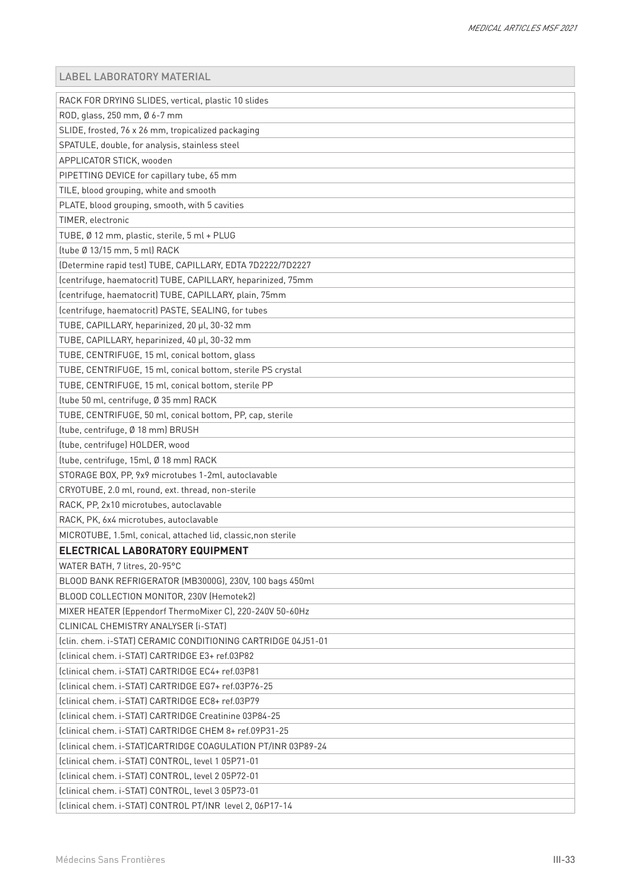| LABEL LABORATORY MATERIAL |
| --- |
| RACK FOR DRYING SLIDES, vertical, plastic 10 slides |
| ROD, glass, 250 mm, Ø 6-7 mm |
| SLIDE, frosted, 76 x 26 mm, tropicalized packaging |
| SPATULE, double, for analysis, stainless steel |
| APPLICATOR STICK, wooden |
| PIPETTING DEVICE for capillary tube, 65 mm |
| TILE, blood grouping, white and smooth |
| PLATE, blood grouping, smooth, with 5 cavities |
| TIMER, electronic |
| TUBE, Ø 12 mm, plastic, sterile, 5 ml + PLUG |
| (tube Ø 13/15 mm, 5 ml) RACK |
| (Determine rapid test) TUBE, CAPILLARY, EDTA 7D2222/7D2227 |
| (centrifuge, haematocrit) TUBE, CAPILLARY, heparinized, 75mm |
| (centrifuge, haematocrit) TUBE, CAPILLARY, plain, 75mm |
| (centrifuge, haematocrit) PASTE, SEALING, for tubes |
| TUBE, CAPILLARY, heparinized, 20 µl, 30-32 mm |
| TUBE, CAPILLARY, heparinized, 40 µl, 30-32 mm |
| TUBE, CENTRIFUGE, 15 ml, conical bottom, glass |
| TUBE, CENTRIFUGE, 15 ml, conical bottom, sterile PS crystal |
| TUBE, CENTRIFUGE, 15 ml, conical bottom, sterile PP |
| (tube 50 ml, centrifuge, Ø 35 mm) RACK |
| TUBE, CENTRIFUGE, 50 ml, conical bottom, PP, cap, sterile |
| (tube, centrifuge, Ø 18 mm) BRUSH |
| (tube, centrifuge) HOLDER, wood |
| (tube, centrifuge, 15ml, Ø 18 mm) RACK |
| STORAGE BOX, PP, 9x9 microtubes 1-2ml, autoclavable |
| CRYOTUBE, 2.0 ml, round, ext. thread, non-sterile |
| RACK, PP, 2x10 microtubes, autoclavable |
| RACK, PK, 6x4 microtubes, autoclavable |
| MICROTUBE, 1.5ml, conical, attached lid, classic,non sterile |
| **ELECTRICAL LABORATORY EQUIPMENT** |
| WATER BATH, 7 litres, 20-95°C |
| BLOOD BANK REFRIGERATOR (MB3000G), 230V, 100 bags 450ml |
| BLOOD COLLECTION MONITOR, 230V (Hemotek2) |
| MIXER HEATER (Eppendorf ThermoMixer C), 220-240V 50-60Hz |
| CLINICAL CHEMISTRY ANALYSER (i-STAT) |
| (clin. chem. i-STAT) CERAMIC CONDITIONING CARTRIDGE 04J51-01 |
| (clinical chem. i-STAT) CARTRIDGE E3+ ref.03P82 |
| (clinical chem. i-STAT) CARTRIDGE EC4+ ref.03P81 |
| (clinical chem. i-STAT) CARTRIDGE EG7+ ref.03P76-25 |
| (clinical chem. i-STAT) CARTRIDGE EC8+ ref.03P79 |
| (clinical chem. i-STAT) CARTRIDGE Creatinine 03P84-25 |
| (clinical chem. i-STAT) CARTRIDGE CHEM 8+ ref.09P31-25 |
| (clinical chem. i-STAT)CARTRIDGE COAGULATION PT/INR 03P89-24 |
| (clinical chem. i-STAT) CONTROL, level 1 05P71-01 |
| (clinical chem. i-STAT) CONTROL, level 2 05P72-01 |
| (clinical chem. i-STAT) CONTROL, level 3 05P73-01 |
| (clinical chem. i-STAT) CONTROL PT/INR level 2, 06P17-14 |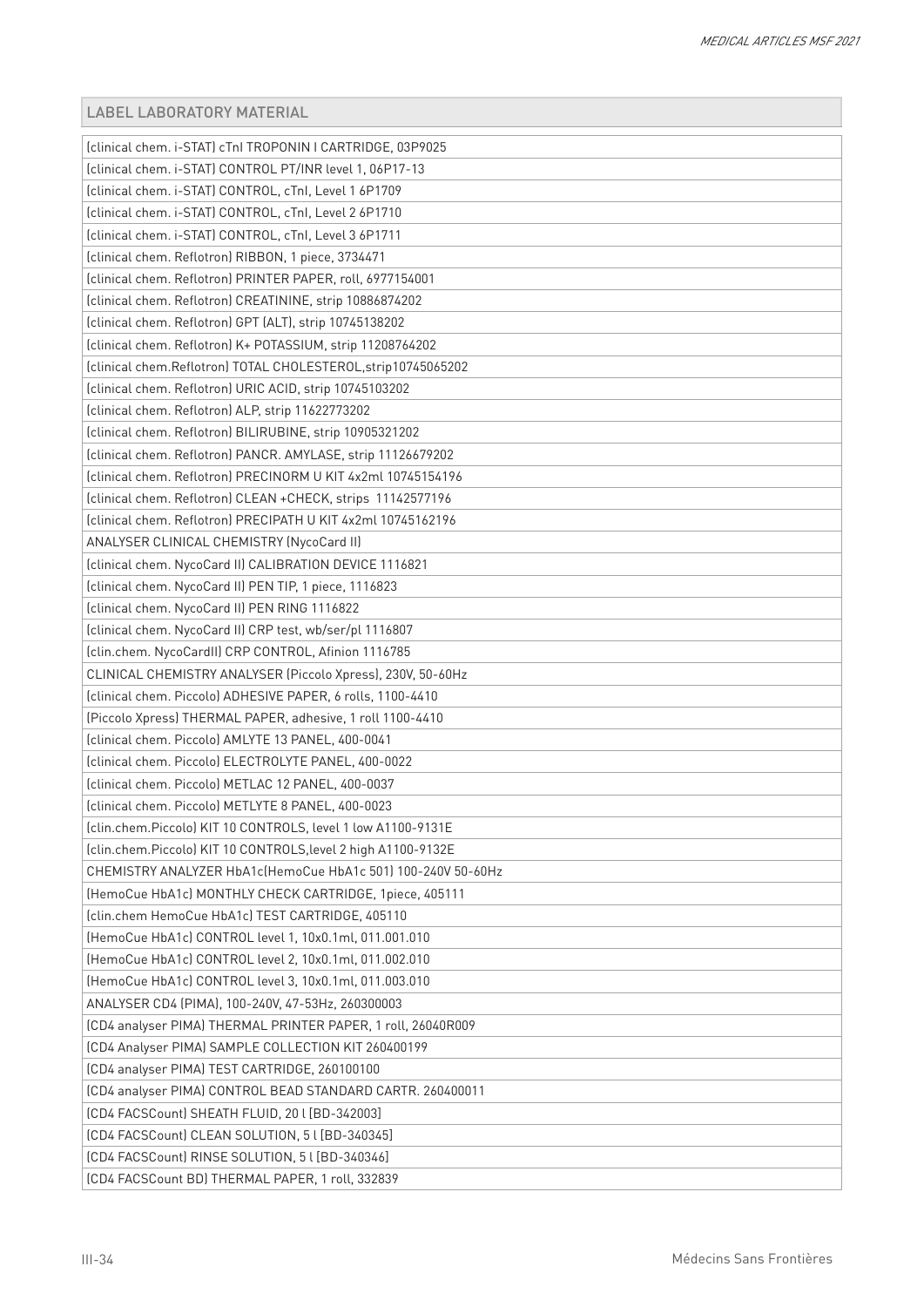| LABEL LABORATORY MATERIAL |
|---|
| (clinical chem. i-STAT) cTnI TROPONIN I CARTRIDGE, 03P9025 |
| (clinical chem. i-STAT) CONTROL PT/INR level 1, 06P17-13 |
| (clinical chem. i-STAT) CONTROL, cTnI, Level 1 6P1709 |
| (clinical chem. i-STAT) CONTROL, cTnI, Level 2 6P1710 |
| (clinical chem. i-STAT) CONTROL, cTnI, Level 3 6P1711 |
| (clinical chem. Reflotron) RIBBON, 1 piece, 3734471 |
| (clinical chem. Reflotron) PRINTER PAPER, roll, 6977154001 |
| (clinical chem. Reflotron) CREATININE, strip 10886874202 |
| (clinical chem. Reflotron) GPT (ALT), strip 10745138202 |
| (clinical chem. Reflotron) K+ POTASSIUM, strip 11208764202 |
| (clinical chem.Reflotron) TOTAL CHOLESTEROL,strip10745065202 |
| (clinical chem. Reflotron) URIC ACID, strip 10745103202 |
| (clinical chem. Reflotron) ALP, strip 11622773202 |
| (clinical chem. Reflotron) BILIRUBINE, strip 10905321202 |
| (clinical chem. Reflotron) PANCR. AMYLASE, strip 11126679202 |
| (clinical chem. Reflotron) PRECINORM U KIT 4x2ml 10745154196 |
| (clinical chem. Reflotron) CLEAN +CHECK, strips 11142577196 |
| (clinical chem. Reflotron) PRECIPATH U KIT 4x2ml 10745162196 |
| ANALYSER CLINICAL CHEMISTRY (NycoCard II) |
| (clinical chem. NycoCard II) CALIBRATION DEVICE 1116821 |
| (clinical chem. NycoCard II) PEN TIP, 1 piece, 1116823 |
| (clinical chem. NycoCard II) PEN RING 1116822 |
| (clinical chem. NycoCard II) CRP test, wb/ser/pl 1116807 |
| (clin.chem. NycoCardII) CRP CONTROL, Afinion 1116785 |
| CLINICAL CHEMISTRY ANALYSER (Piccolo Xpress), 230V, 50-60Hz |
| (clinical chem. Piccolo) ADHESIVE PAPER, 6 rolls, 1100-4410 |
| (Piccolo Xpress) THERMAL PAPER, adhesive, 1 roll 1100-4410 |
| (clinical chem. Piccolo) AMLYTE 13 PANEL, 400-0041 |
| (clinical chem. Piccolo) ELECTROLYTE PANEL, 400-0022 |
| (clinical chem. Piccolo) METLAC 12 PANEL, 400-0037 |
| (clinical chem. Piccolo) METLYTE 8 PANEL, 400-0023 |
| (clin.chem.Piccolo) KIT 10 CONTROLS, level 1 low A1100-9131E |
| (clin.chem.Piccolo) KIT 10 CONTROLS,level 2 high A1100-9132E |
| CHEMISTRY ANALYZER HbA1c(HemoCue HbA1c 501) 100-240V 50-60Hz |
| (HemoCue HbA1c) MONTHLY CHECK CARTRIDGE, 1piece, 405111 |
| (clin.chem HemoCue HbA1c) TEST CARTRIDGE, 405110 |
| (HemoCue HbA1c) CONTROL level 1, 10x0.1ml, 011.001.010 |
| (HemoCue HbA1c) CONTROL level 2, 10x0.1ml, 011.002.010 |
| (HemoCue HbA1c) CONTROL level 3, 10x0.1ml, 011.003.010 |
| ANALYSER CD4 (PIMA), 100-240V, 47-53Hz, 260300003 |
| (CD4 analyser PIMA) THERMAL PRINTER PAPER, 1 roll, 26040R009 |
| (CD4 Analyser PIMA) SAMPLE COLLECTION KIT 260400199 |
| (CD4 analyser PIMA) TEST CARTRIDGE, 260100100 |
| (CD4 analyser PIMA) CONTROL BEAD STANDARD CARTR. 260400011 |
| (CD4 FACSCount) SHEATH FLUID, 20 l [BD-342003] |
| (CD4 FACSCount) CLEAN SOLUTION, 5 l [BD-340345] |
| (CD4 FACSCount) RINSE SOLUTION, 5 l [BD-340346] |
| (CD4 FACSCount BD) THERMAL PAPER, 1 roll, 332839 |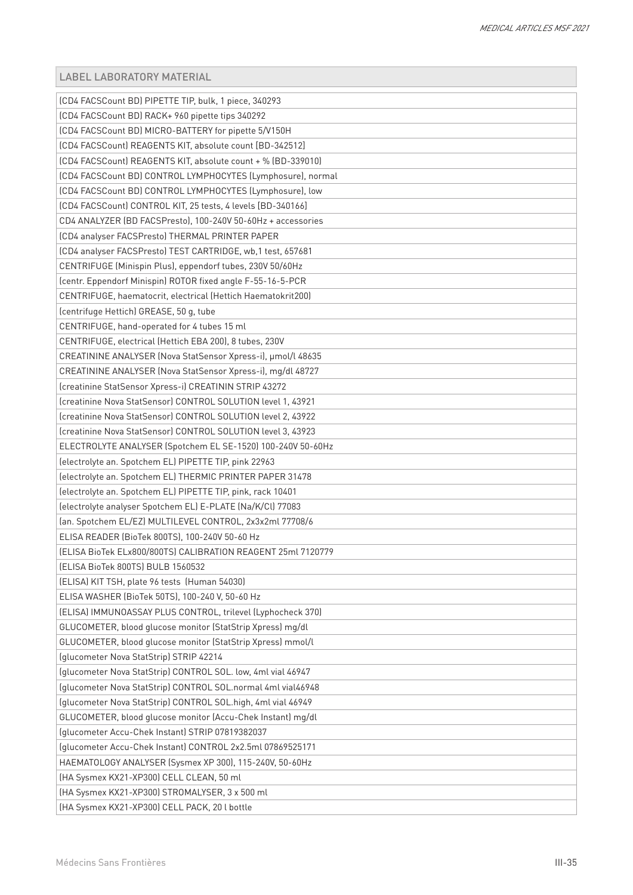| LABEL LABORATORY MATERIAL |
|---|
| (CD4 FACSCount BD) PIPETTE TIP, bulk, 1 piece, 340293 |
| (CD4 FACSCount BD) RACK+ 960 pipette tips 340292 |
| (CD4 FACSCount BD) MICRO-BATTERY for pipette 5/V150H |
| (CD4 FACSCount) REAGENTS KIT, absolute count [BD-342512] |
| (CD4 FACSCount) REAGENTS KIT, absolute count + % (BD-339010) |
| (CD4 FACSCount BD) CONTROL LYMPHOCYTES (Lymphosure), normal |
| (CD4 FACSCount BD) CONTROL LYMPHOCYTES (Lymphosure), low |
| (CD4 FACSCount) CONTROL KIT, 25 tests, 4 levels [BD-340166] |
| CD4 ANALYZER (BD FACSPresto), 100-240V 50-60Hz + accessories |
| (CD4 analyser FACSPresto) THERMAL PRINTER PAPER |
| (CD4 analyser FACSPresto) TEST CARTRIDGE, wb,1 test, 657681 |
| CENTRIFUGE (Minispin Plus), eppendorf tubes, 230V 50/60Hz |
| (centr. Eppendorf Minispin) ROTOR fixed angle F-55-16-5-PCR |
| CENTRIFUGE, haematocrit, electrical (Hettich Haematokrit200) |
| (centrifuge Hettich) GREASE, 50 g, tube |
| CENTRIFUGE, hand-operated for 4 tubes 15 ml |
| CENTRIFUGE, electrical (Hettich EBA 200), 8 tubes, 230V |
| CREATININE ANALYSER (Nova StatSensor Xpress-i), µmol/l 48635 |
| CREATININE ANALYSER (Nova StatSensor Xpress-i), mg/dl 48727 |
| (creatinine StatSensor Xpress-i) CREATININ STRIP 43272 |
| (creatinine Nova StatSensor) CONTROL SOLUTION level 1, 43921 |
| (creatinine Nova StatSensor) CONTROL SOLUTION level 2, 43922 |
| (creatinine Nova StatSensor) CONTROL SOLUTION level 3, 43923 |
| ELECTROLYTE ANALYSER (Spotchem EL SE-1520) 100-240V 50-60Hz |
| (electrolyte an. Spotchem EL) PIPETTE TIP, pink 22963 |
| (electrolyte an. Spotchem EL) THERMIC PRINTER PAPER 31478 |
| (electrolyte an. Spotchem EL) PIPETTE TIP, pink, rack 10401 |
| (electrolyte analyser Spotchem EL) E-PLATE (Na/K/Cl) 77083 |
| (an. Spotchem EL/EZ) MULTILEVEL CONTROL, 2x3x2ml 77708/6 |
| ELISA READER (BioTek 800TS), 100-240V 50-60 Hz |
| (ELISA BioTek ELx800/800TS) CALIBRATION REAGENT 25ml 7120779 |
| (ELISA BioTek 800TS) BULB 1560532 |
| (ELISA) KIT TSH, plate 96 tests (Human 54030) |
| ELISA WASHER (BioTek 50TS), 100-240 V, 50-60 Hz |
| (ELISA) IMMUNOASSAY PLUS CONTROL, trilevel (Lyphocheck 370) |
| GLUCOMETER, blood glucose monitor (StatStrip Xpress) mg/dl |
| GLUCOMETER, blood glucose monitor (StatStrip Xpress) mmol/l |
| (glucometer Nova StatStrip) STRIP 42214 |
| (glucometer Nova StatStrip) CONTROL SOL. low, 4ml vial 46947 |
| (glucometer Nova StatStrip) CONTROL SOL.normal 4ml vial46948 |
| (glucometer Nova StatStrip) CONTROL SOL.high, 4ml vial 46949 |
| GLUCOMETER, blood glucose monitor (Accu-Chek Instant) mg/dl |
| (glucometer Accu-Chek Instant) STRIP 07819382037 |
| (glucometer Accu-Chek Instant) CONTROL 2x2.5ml 07869525171 |
| HAEMATOLOGY ANALYSER (Sysmex XP 300), 115-240V, 50-60Hz |
| (HA Sysmex KX21-XP300) CELL CLEAN, 50 ml |
| (HA Sysmex KX21-XP300) STROMALYSER, 3 x 500 ml |
| (HA Sysmex KX21-XP300) CELL PACK, 20 l bottle |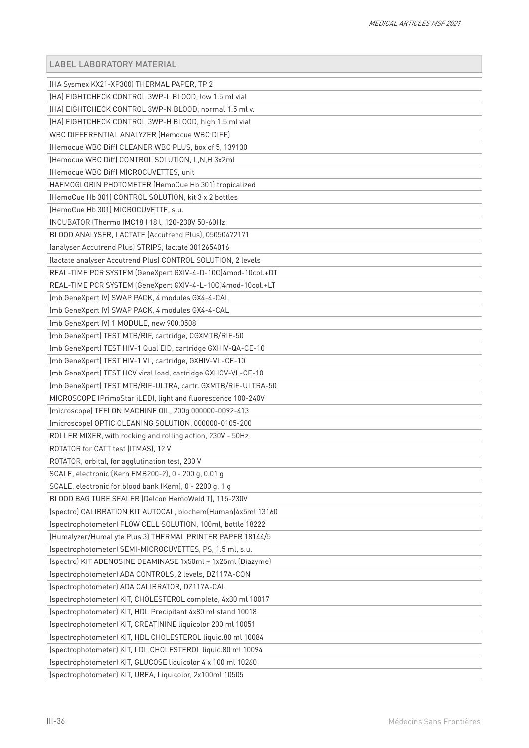| LABEL LABORATORY MATERIAL |
| --- |
| (HA Sysmex KX21-XP300) THERMAL PAPER, TP 2 |
| (HA) EIGHTCHECK CONTROL 3WP-L BLOOD, low 1.5 ml vial |
| (HA) EIGHTCHECK CONTROL 3WP-N BLOOD, normal 1.5 ml v. |
| (HA) EIGHTCHECK CONTROL 3WP-H BLOOD, high 1.5 ml vial |
| WBC DIFFERENTIAL ANALYZER (Hemocue WBC DIFF) |
| (Hemocue WBC Diff) CLEANER WBC PLUS, box of 5, 139130 |
| (Hemocue WBC Diff) CONTROL SOLUTION, L,N,H 3x2ml |
| (Hemocue WBC Diff) MICROCUVETTES, unit |
| HAEMOGLOBIN PHOTOMETER (HemoCue Hb 301) tropicalized |
| (HemoCue Hb 301) CONTROL SOLUTION, kit 3 x 2 bottles |
| (HemoCue Hb 301) MICROCUVETTE, s.u. |
| INCUBATOR (Thermo IMC18 ) 18 l, 120-230V 50-60Hz |
| BLOOD ANALYSER, LACTATE (Accutrend Plus), 05050472171 |
| (analyser Accutrend Plus) STRIPS, lactate 3012654016 |
| (lactate analyser Accutrend Plus) CONTROL SOLUTION, 2 levels |
| REAL-TIME PCR SYSTEM (GeneXpert GXIV-4-D-10C)4mod-10col.+DT |
| REAL-TIME PCR SYSTEM (GeneXpert GXIV-4-L-10C)4mod-10col.+LT |
| (mb GeneXpert IV) SWAP PACK, 4 modules GX4-4-CAL |
| (mb GeneXpert IV) SWAP PACK, 4 modules GX4-4-CAL |
| (mb GeneXpert IV) 1 MODULE, new 900.0508 |
| (mb GeneXpert) TEST MTB/RIF, cartridge, CGXMTB/RIF-50 |
| (mb GeneXpert) TEST HIV-1 Qual EID, cartridge GXHIV-QA-CE-10 |
| (mb GeneXpert) TEST HIV-1 VL, cartridge, GXHIV-VL-CE-10 |
| (mb GeneXpert) TEST HCV viral load, cartridge GXHCV-VL-CE-10 |
| (mb GeneXpert) TEST MTB/RIF-ULTRA, cartr. GXMTB/RIF-ULTRA-50 |
| MICROSCOPE (PrimoStar iLED), light and fluorescence 100-240V |
| (microscope) TEFLON MACHINE OIL, 200g 000000-0092-413 |
| (microscope) OPTIC CLEANING SOLUTION, 000000-0105-200 |
| ROLLER MIXER, with rocking and rolling action, 230V - 50Hz |
| ROTATOR for CATT test (ITMAS), 12 V |
| ROTATOR, orbital, for agglutination test, 230 V |
| SCALE, electronic (Kern EMB200-2), 0 - 200 g, 0.01 g |
| SCALE, electronic for blood bank (Kern), 0 - 2200 g, 1 g |
| BLOOD BAG TUBE SEALER (Delcon HemoWeld T), 115-230V |
| (spectro) CALIBRATION KIT AUTOCAL, biochem(Human)4x5ml 13160 |
| (spectrophotometer) FLOW CELL SOLUTION, 100ml, bottle 18222 |
| (Humalyzer/HumaLyte Plus 3) THERMAL PRINTER PAPER 18144/5 |
| (spectrophotometer) SEMI-MICROCUVETTES, PS, 1.5 ml, s.u. |
| (spectro) KIT ADENOSINE DEAMINASE 1x50ml + 1x25ml (Diazyme) |
| (spectrophotometer) ADA CONTROLS, 2 levels, DZ117A-CON |
| (spectrophotometer) ADA CALIBRATOR, DZ117A-CAL |
| (spectrophotometer) KIT, CHOLESTEROL complete, 4x30 ml 10017 |
| (spectrophotometer) KIT, HDL Precipitant 4x80 ml stand 10018 |
| (spectrophotometer) KIT, CREATININE liquicolor 200 ml 10051 |
| (spectrophotometer) KIT, HDL CHOLESTEROL liquic.80 ml 10084 |
| (spectrophotometer) KIT, LDL CHOLESTEROL liquic.80 ml 10094 |
| (spectrophotometer) KIT, GLUCOSE liquicolor 4 x 100 ml 10260 |
| (spectrophotometer) KIT, UREA, Liquicolor, 2x100ml 10505 |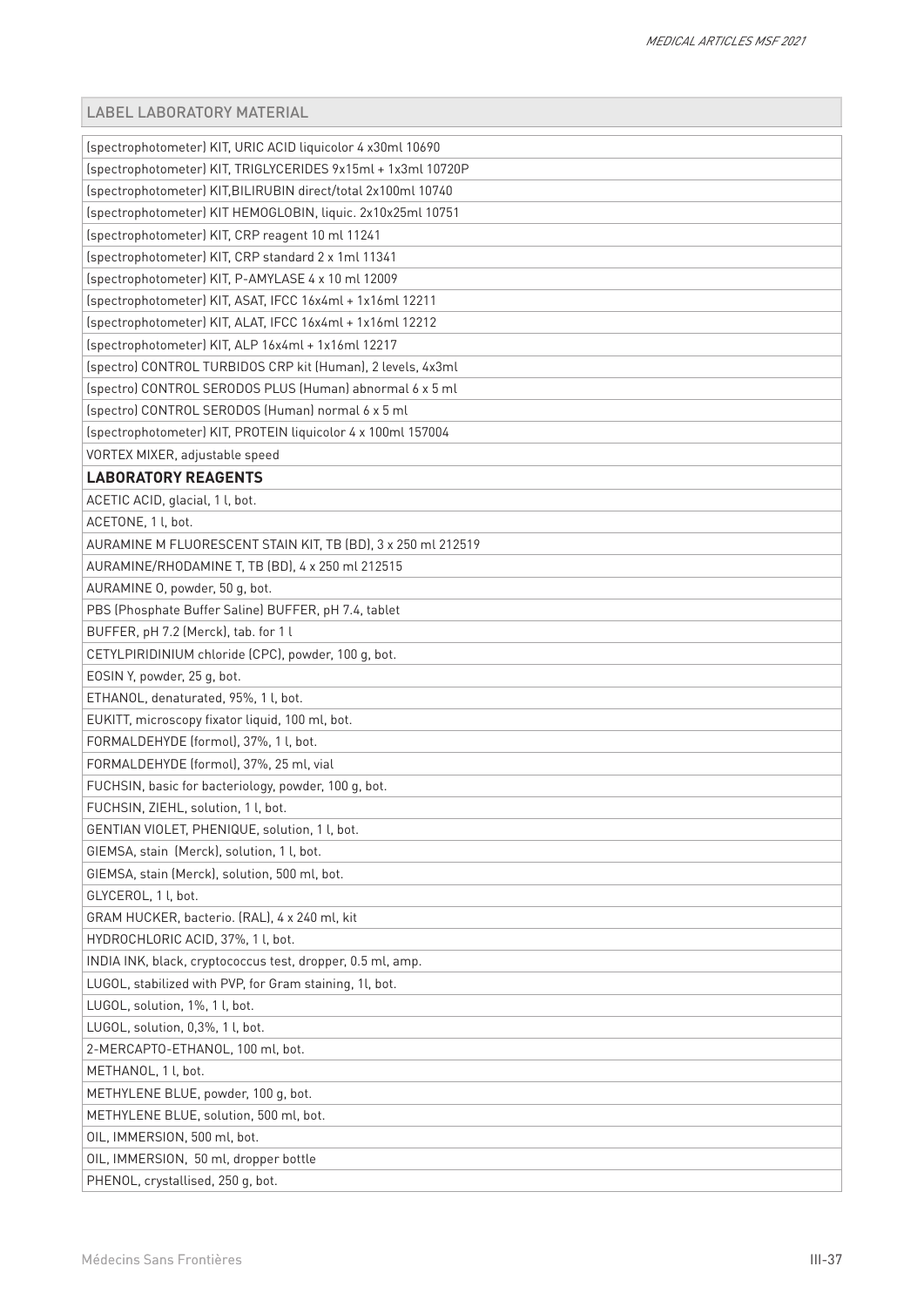| LABEL LABORATORY MATERIAL |
|---|
| (spectrophotometer) KIT, URIC ACID liquicolor 4 x30ml 10690 |
| (spectrophotometer) KIT, TRIGLYCERIDES 9x15ml + 1x3ml 10720P |
| (spectrophotometer) KIT,BILIRUBIN direct/total 2x100ml 10740 |
| (spectrophotometer) KIT HEMOGLOBIN, liquic. 2x10x25ml 10751 |
| (spectrophotometer) KIT, CRP reagent 10 ml 11241 |
| (spectrophotometer) KIT, CRP standard 2 x 1ml 11341 |
| (spectrophotometer) KIT, P-AMYLASE 4 x 10 ml 12009 |
| (spectrophotometer) KIT, ASAT, IFCC 16x4ml + 1x16ml 12211 |
| (spectrophotometer) KIT, ALAT, IFCC 16x4ml + 1x16ml 12212 |
| (spectrophotometer) KIT, ALP 16x4ml + 1x16ml 12217 |
| (spectro) CONTROL TURBIDOS CRP kit (Human), 2 levels, 4x3ml |
| (spectro) CONTROL SERODOS PLUS (Human) abnormal 6 x 5 ml |
| (spectro) CONTROL SERODOS (Human) normal 6 x 5 ml |
| (spectrophotometer) KIT, PROTEIN liquicolor 4 x 100ml 157004 |
| VORTEX MIXER, adjustable speed |
| **LABORATORY REAGENTS** |
| ACETIC ACID, glacial, 1 l, bot. |
| ACETONE, 1 l, bot. |
| AURAMINE M FLUORESCENT STAIN KIT, TB (BD), 3 x 250 ml 212519 |
| AURAMINE/RHODAMINE T, TB (BD), 4 x 250 ml 212515 |
| AURAMINE O, powder, 50 g, bot. |
| PBS (Phosphate Buffer Saline) BUFFER, pH 7.4, tablet |
| BUFFER, pH 7.2 (Merck), tab. for 1 l |
| CETYLPIRIDINIUM chloride (CPC), powder, 100 g, bot. |
| EOSIN Y, powder, 25 g, bot. |
| ETHANOL, denaturated, 95%, 1 l, bot. |
| EUKITT, microscopy fixator liquid, 100 ml, bot. |
| FORMALDEHYDE (formol), 37%, 1 l, bot. |
| FORMALDEHYDE (formol), 37%, 25 ml, vial |
| FUCHSIN, basic for bacteriology, powder, 100 g, bot. |
| FUCHSIN, ZIEHL, solution, 1 l, bot. |
| GENTIAN VIOLET, PHENIQUE, solution, 1 l, bot. |
| GIEMSA, stain (Merck), solution, 1 l, bot. |
| GIEMSA, stain (Merck), solution, 500 ml, bot. |
| GLYCEROL, 1 l, bot. |
| GRAM HUCKER, bacterio. (RAL), 4 x 240 ml, kit |
| HYDROCHLORIC ACID, 37%, 1 l, bot. |
| INDIA INK, black, cryptococcus test, dropper, 0.5 ml, amp. |
| LUGOL, stabilized with PVP, for Gram staining, 1l, bot. |
| LUGOL, solution, 1%, 1 l, bot. |
| LUGOL, solution, 0,3%, 1 l, bot. |
| 2-MERCAPTO-ETHANOL, 100 ml, bot. |
| METHANOL, 1 l, bot. |
| METHYLENE BLUE, powder, 100 g, bot. |
| METHYLENE BLUE, solution, 500 ml, bot. |
| OIL, IMMERSION, 500 ml, bot. |
| OIL, IMMERSION, 50 ml, dropper bottle |
| PHENOL, crystallised, 250 g, bot. |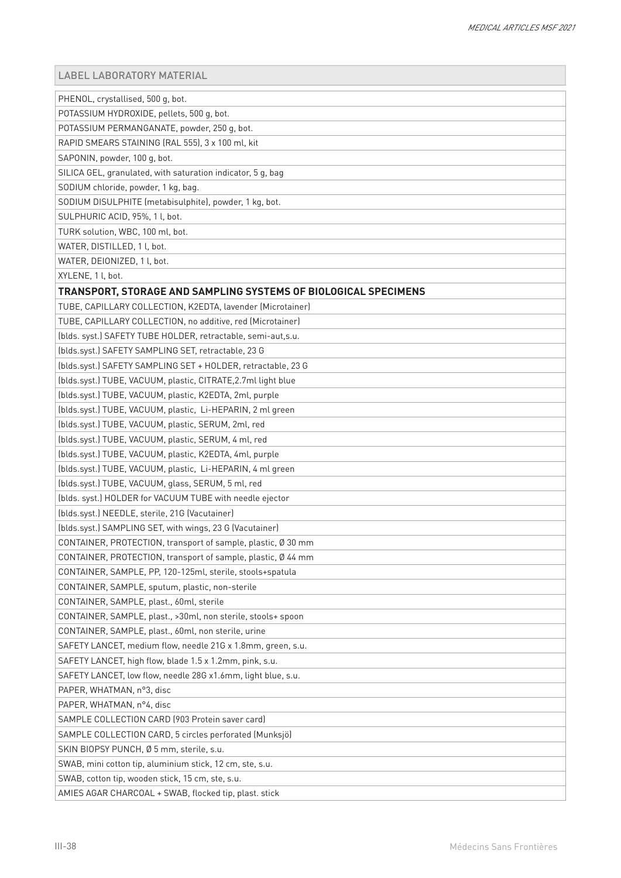| LABEL LABORATORY MATERIAL |
|---|
| PHENOL, crystallised, 500 g, bot. |
| POTASSIUM HYDROXIDE, pellets, 500 g, bot. |
| POTASSIUM PERMANGANATE, powder, 250 g, bot. |
| RAPID SMEARS STAINING (RAL 555), 3 x 100 ml, kit |
| SAPONIN, powder, 100 g, bot. |
| SILICA GEL, granulated, with saturation indicator, 5 g, bag |
| SODIUM chloride, powder, 1 kg, bag. |
| SODIUM DISULPHITE (metabisulphite), powder, 1 kg, bot. |
| SULPHURIC ACID, 95%, 1 l, bot. |
| TURK solution, WBC, 100 ml, bot. |
| WATER, DISTILLED, 1 l, bot. |
| WATER, DEIONIZED, 1 l, bot. |
| XYLENE, 1 l, bot. |
| **TRANSPORT, STORAGE AND SAMPLING SYSTEMS OF BIOLOGICAL SPECIMENS** |
| TUBE, CAPILLARY COLLECTION, K2EDTA, lavender (Microtainer) |
| TUBE, CAPILLARY COLLECTION, no additive, red (Microtainer) |
| (blds. syst.) SAFETY TUBE HOLDER, retractable, semi-aut,s.u. |
| (blds.syst.) SAFETY SAMPLING SET, retractable, 23 G |
| (blds.syst.) SAFETY SAMPLING SET + HOLDER, retractable, 23 G |
| (blds.syst.) TUBE, VACUUM, plastic, CITRATE,2.7ml light blue |
| (blds.syst.) TUBE, VACUUM, plastic, K2EDTA, 2ml, purple |
| (blds.syst.) TUBE, VACUUM, plastic, Li-HEPARIN, 2 ml green |
| (blds.syst.) TUBE, VACUUM, plastic, SERUM, 2ml, red |
| (blds.syst.) TUBE, VACUUM, plastic, SERUM, 4 ml, red |
| (blds.syst.) TUBE, VACUUM, plastic, K2EDTA, 4ml, purple |
| (blds.syst.) TUBE, VACUUM, plastic, Li-HEPARIN, 4 ml green |
| (blds.syst.) TUBE, VACUUM, glass, SERUM, 5 ml, red |
| (blds. syst.) HOLDER for VACUUM TUBE with needle ejector |
| (blds.syst.) NEEDLE, sterile, 21G (Vacutainer) |
| (blds.syst.) SAMPLING SET, with wings, 23 G (Vacutainer) |
| CONTAINER, PROTECTION, transport of sample, plastic, Ø 30 mm |
| CONTAINER, PROTECTION, transport of sample, plastic, Ø 44 mm |
| CONTAINER, SAMPLE, PP, 120-125ml, sterile, stools+spatula |
| CONTAINER, SAMPLE, sputum, plastic, non-sterile |
| CONTAINER, SAMPLE, plast., 60ml, sterile |
| CONTAINER, SAMPLE, plast., >30ml, non sterile, stools+ spoon |
| CONTAINER, SAMPLE, plast., 60ml, non sterile, urine |
| SAFETY LANCET, medium flow, needle 21G x 1.8mm, green, s.u. |
| SAFETY LANCET, high flow, blade 1.5 x 1.2mm, pink, s.u. |
| SAFETY LANCET, low flow, needle 28G x1.6mm, light blue, s.u. |
| PAPER, WHATMAN, n°3, disc |
| PAPER, WHATMAN, n°4, disc |
| SAMPLE COLLECTION CARD (903 Protein saver card) |
| SAMPLE COLLECTION CARD, 5 circles perforated (Munksjö) |
| SKIN BIOPSY PUNCH, Ø 5 mm, sterile, s.u. |
| SWAB, mini cotton tip, aluminium stick, 12 cm, ste, s.u. |
| SWAB, cotton tip, wooden stick, 15 cm, ste, s.u. |
| AMIES AGAR CHARCOAL + SWAB, flocked tip, plast. stick |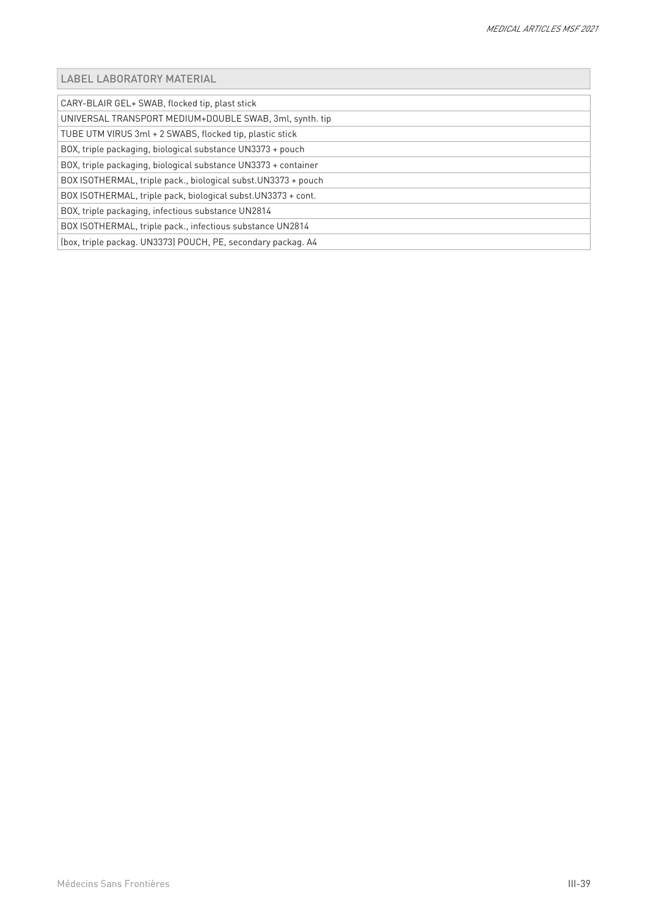| LABEL LABORATORY MATERIAL |
| --- |
| CARY-BLAIR GEL+ SWAB, flocked tip, plast stick |
| UNIVERSAL TRANSPORT MEDIUM+DOUBLE SWAB, 3ml, synth. tip |
| TUBE UTM VIRUS 3ml + 2 SWABS, flocked tip, plastic stick |
| BOX, triple packaging, biological substance UN3373 + pouch |
| BOX, triple packaging, biological substance UN3373 + container |
| BOX ISOTHERMAL, triple pack., biological subst.UN3373 + pouch |
| BOX ISOTHERMAL, triple pack, biological subst.UN3373 + cont. |
| BOX, triple packaging, infectious substance UN2814 |
| BOX ISOTHERMAL, triple pack., infectious substance UN2814 |
| (box, triple packag. UN3373) POUCH, PE, secondary packag. A4 |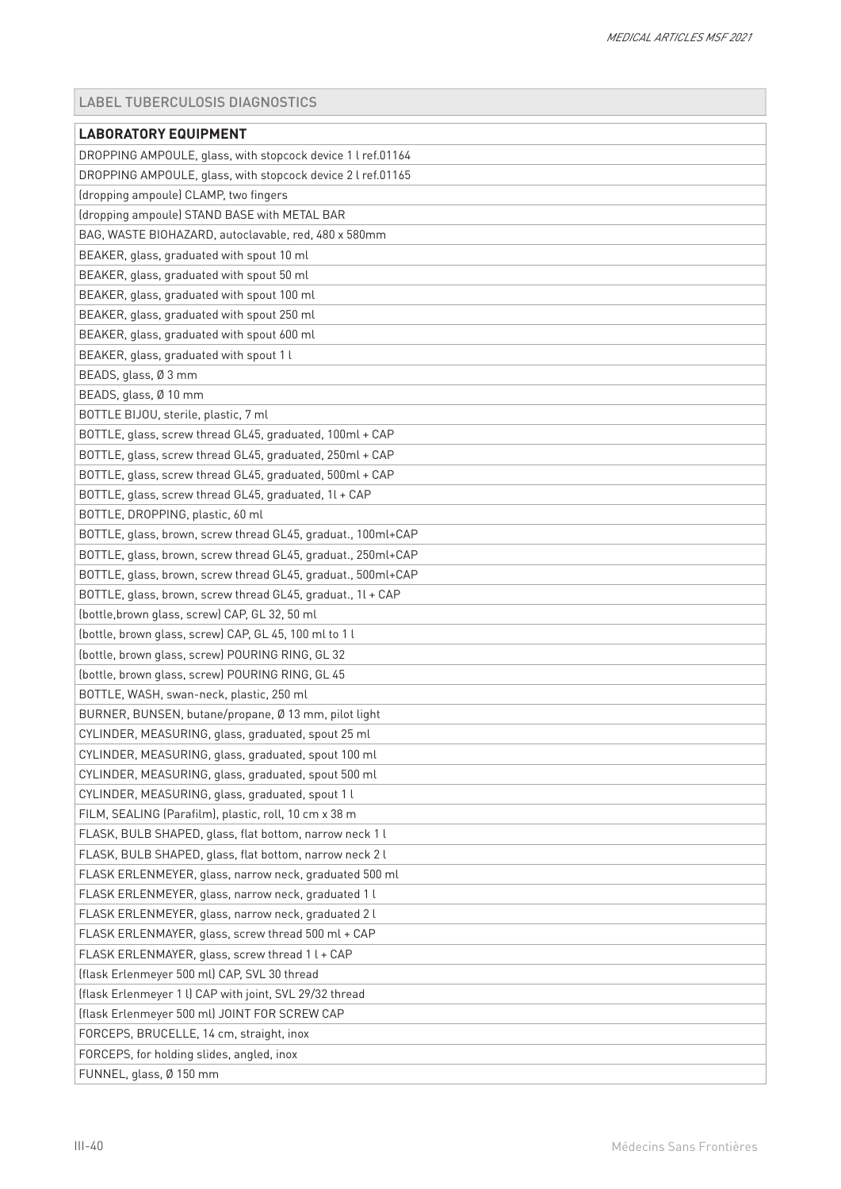## LABEL TUBERCULOSIS DIAGNOSTICS

| **LABORATORY EQUIPMENT** |
|---|
| DROPPING AMPOULE, glass, with stopcock device 1 l ref.01164 |
| DROPPING AMPOULE, glass, with stopcock device 2 l ref.01165 |
| (dropping ampoule) CLAMP, two fingers |
| (dropping ampoule) STAND BASE with METAL BAR |
| BAG, WASTE BIOHAZARD, autoclavable, red, 480 x 580mm |
| BEAKER, glass, graduated with spout 10 ml |
| BEAKER, glass, graduated with spout 50 ml |
| BEAKER, glass, graduated with spout 100 ml |
| BEAKER, glass, graduated with spout 250 ml |
| BEAKER, glass, graduated with spout 600 ml |
| BEAKER, glass, graduated with spout 1 l |
| BEADS, glass, Ø 3 mm |
| BEADS, glass, Ø 10 mm |
| BOTTLE BIJOU, sterile, plastic, 7 ml |
| BOTTLE, glass, screw thread GL45, graduated, 100ml + CAP |
| BOTTLE, glass, screw thread GL45, graduated, 250ml + CAP |
| BOTTLE, glass, screw thread GL45, graduated, 500ml + CAP |
| BOTTLE, glass, screw thread GL45, graduated, 1l + CAP |
| BOTTLE, DROPPING, plastic, 60 ml |
| BOTTLE, glass, brown, screw thread GL45, graduat., 100ml+CAP |
| BOTTLE, glass, brown, screw thread GL45, graduat., 250ml+CAP |
| BOTTLE, glass, brown, screw thread GL45, graduat., 500ml+CAP |
| BOTTLE, glass, brown, screw thread GL45, graduat., 1l + CAP |
| (bottle,brown glass, screw) CAP, GL 32, 50 ml |
| (bottle, brown glass, screw) CAP, GL 45, 100 ml to 1 l |
| (bottle, brown glass, screw) POURING RING, GL 32 |
| (bottle, brown glass, screw) POURING RING, GL 45 |
| BOTTLE, WASH, swan-neck, plastic, 250 ml |
| BURNER, BUNSEN, butane/propane, Ø 13 mm, pilot light |
| CYLINDER, MEASURING, glass, graduated, spout 25 ml |
| CYLINDER, MEASURING, glass, graduated, spout 100 ml |
| CYLINDER, MEASURING, glass, graduated, spout 500 ml |
| CYLINDER, MEASURING, glass, graduated, spout 1 l |
| FILM, SEALING (Parafilm), plastic, roll, 10 cm x 38 m |
| FLASK, BULB SHAPED, glass, flat bottom, narrow neck 1 l |
| FLASK, BULB SHAPED, glass, flat bottom, narrow neck 2 l |
| FLASK ERLENMEYER, glass, narrow neck, graduated 500 ml |
| FLASK ERLENMEYER, glass, narrow neck, graduated 1 l |
| FLASK ERLENMEYER, glass, narrow neck, graduated 2 l |
| FLASK ERLENMAYER, glass, screw thread 500 ml + CAP |
| FLASK ERLENMAYER, glass, screw thread 1 l + CAP |
| (flask Erlenmeyer 500 ml) CAP, SVL 30 thread |
| (flask Erlenmeyer 1 l) CAP with joint, SVL 29/32 thread |
| (flask Erlenmeyer 500 ml) JOINT FOR SCREW CAP |
| FORCEPS, BRUCELLE, 14 cm, straight, inox |
| FORCEPS, for holding slides, angled, inox |
| FUNNEL, glass, Ø 150 mm |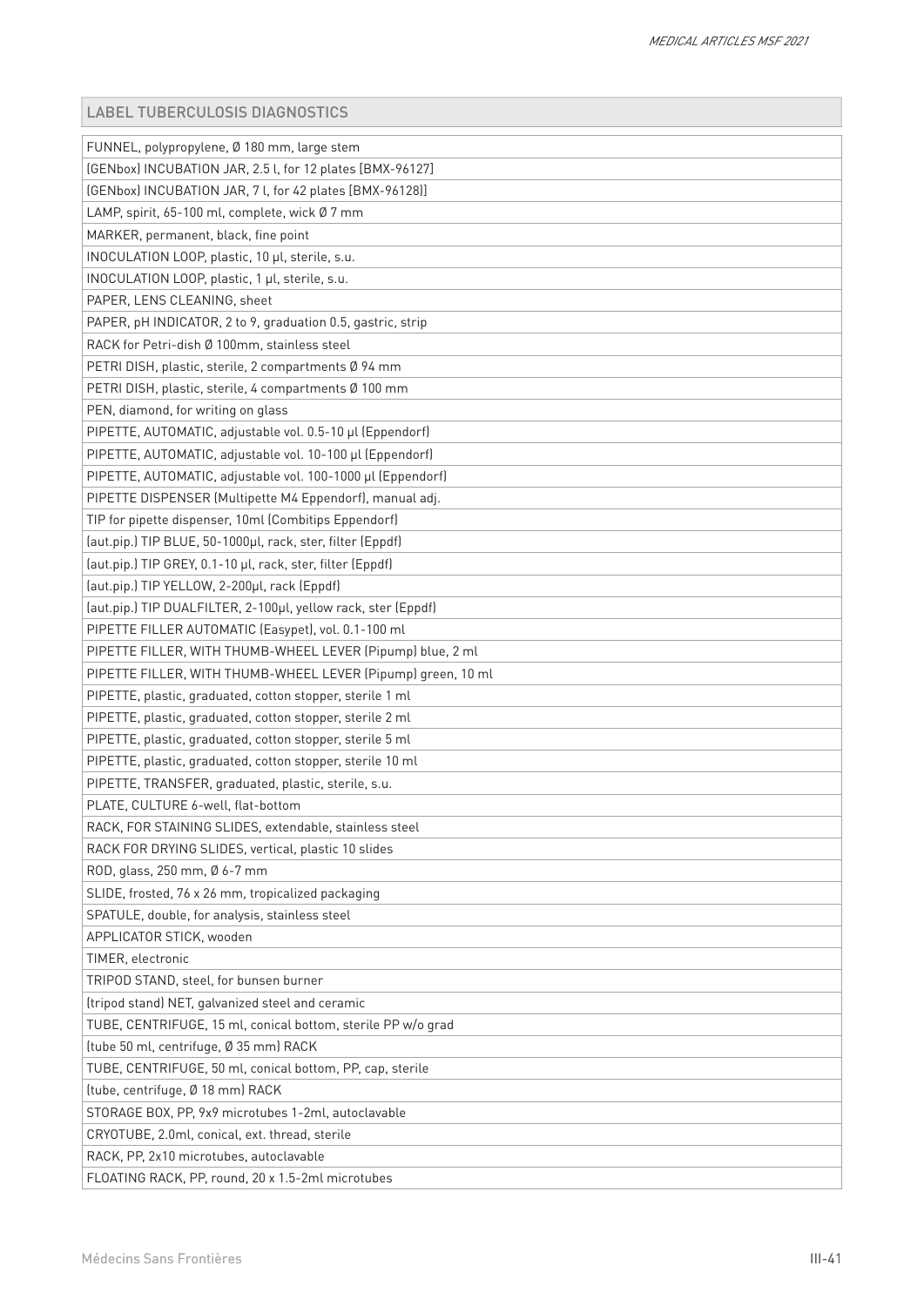## LABEL TUBERCULOSIS DIAGNOSTICS

| |
|---|
| FUNNEL, polypropylene, Ø 180 mm, large stem |
| (GENbox) INCUBATION JAR, 2.5 l, for 12 plates [BMX-96127] |
| (GENbox) INCUBATION JAR, 7 l, for 42 plates [BMX-96128]) |
| LAMP, spirit, 65-100 ml, complete, wick Ø 7 mm |
| MARKER, permanent, black, fine point |
| INOCULATION LOOP, plastic, 10 µl, sterile, s.u. |
| INOCULATION LOOP, plastic, 1 µl, sterile, s.u. |
| PAPER, LENS CLEANING, sheet |
| PAPER, pH INDICATOR, 2 to 9, graduation 0.5, gastric, strip |
| RACK for Petri-dish Ø 100mm, stainless steel |
| PETRI DISH, plastic, sterile, 2 compartments Ø 94 mm |
| PETRI DISH, plastic, sterile, 4 compartments Ø 100 mm |
| PEN, diamond, for writing on glass |
| PIPETTE, AUTOMATIC, adjustable vol. 0.5-10 µl (Eppendorf) |
| PIPETTE, AUTOMATIC, adjustable vol. 10-100 µl (Eppendorf) |
| PIPETTE, AUTOMATIC, adjustable vol. 100-1000 µl (Eppendorf) |
| PIPETTE DISPENSER (Multipette M4 Eppendorf), manual adj. |
| TIP for pipette dispenser, 10ml (Combitips Eppendorf) |
| (aut.pip.) TIP BLUE, 50-1000µl, rack, ster, filter (Eppdf) |
| (aut.pip.) TIP GREY, 0.1-10 µl, rack, ster, filter (Eppdf) |
| (aut.pip.) TIP YELLOW, 2-200µl, rack (Eppdf) |
| (aut.pip.) TIP DUALFILTER, 2-100µl, yellow rack, ster (Eppdf) |
| PIPETTE FILLER AUTOMATIC (Easypet), vol. 0.1-100 ml |
| PIPETTE FILLER, WITH THUMB-WHEEL LEVER (Pipump) blue, 2 ml |
| PIPETTE FILLER, WITH THUMB-WHEEL LEVER (Pipump) green, 10 ml |
| PIPETTE, plastic, graduated, cotton stopper, sterile 1 ml |
| PIPETTE, plastic, graduated, cotton stopper, sterile 2 ml |
| PIPETTE, plastic, graduated, cotton stopper, sterile 5 ml |
| PIPETTE, plastic, graduated, cotton stopper, sterile 10 ml |
| PIPETTE, TRANSFER, graduated, plastic, sterile, s.u. |
| PLATE, CULTURE 6-well, flat-bottom |
| RACK, FOR STAINING SLIDES, extendable, stainless steel |
| RACK FOR DRYING SLIDES, vertical, plastic 10 slides |
| ROD, glass, 250 mm, Ø 6-7 mm |
| SLIDE, frosted, 76 x 26 mm, tropicalized packaging |
| SPATULE, double, for analysis, stainless steel |
| APPLICATOR STICK, wooden |
| TIMER, electronic |
| TRIPOD STAND, steel, for bunsen burner |
| (tripod stand) NET, galvanized steel and ceramic |
| TUBE, CENTRIFUGE, 15 ml, conical bottom, sterile PP w/o grad |
| (tube 50 ml, centrifuge, Ø 35 mm) RACK |
| TUBE, CENTRIFUGE, 50 ml, conical bottom, PP, cap, sterile |
| (tube, centrifuge, Ø 18 mm) RACK |
| STORAGE BOX, PP, 9x9 microtubes 1-2ml, autoclavable |
| CRYOTUBE, 2.0ml, conical, ext. thread, sterile |
| RACK, PP, 2x10 microtubes, autoclavable |
| FLOATING RACK, PP, round, 20 x 1.5-2ml microtubes |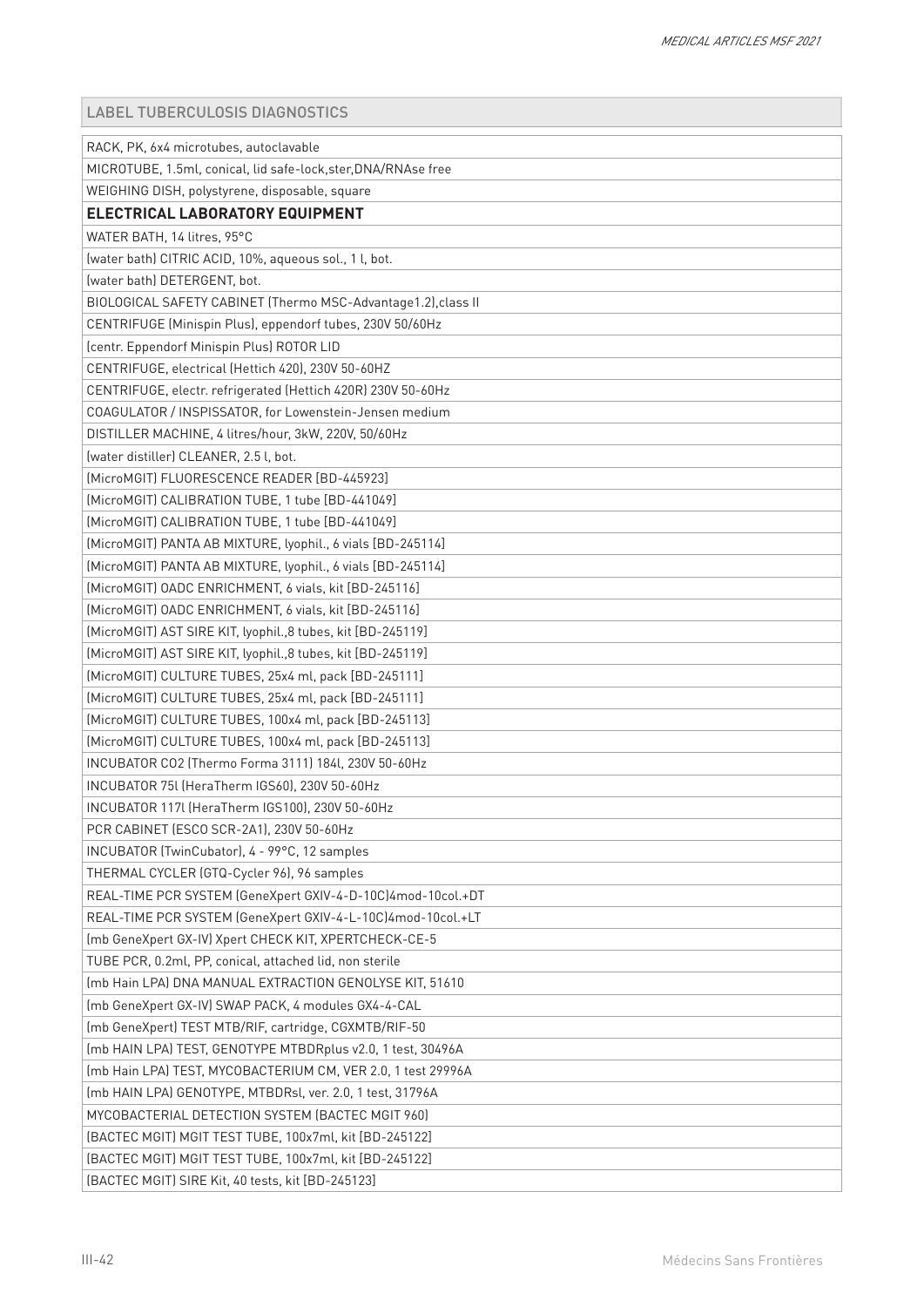| LABEL TUBERCULOSIS DIAGNOSTICS |
| --- |
| RACK, PK, 6x4 microtubes, autoclavable |
| MICROTUBE, 1.5ml, conical, lid safe-lock,ster,DNA/RNAse free |
| WEIGHING DISH, polystyrene, disposable, square |
| **ELECTRICAL LABORATORY EQUIPMENT** |
| WATER BATH, 14 litres, 95°C |
| (water bath) CITRIC ACID, 10%, aqueous sol., 1 l, bot. |
| (water bath) DETERGENT, bot. |
| BIOLOGICAL SAFETY CABINET (Thermo MSC-Advantage1.2),class II |
| CENTRIFUGE (Minispin Plus), eppendorf tubes, 230V 50/60Hz |
| (centr. Eppendorf Minispin Plus) ROTOR LID |
| CENTRIFUGE, electrical (Hettich 420), 230V 50-60HZ |
| CENTRIFUGE, electr. refrigerated (Hettich 420R) 230V 50-60Hz |
| COAGULATOR / INSPISSATOR, for Lowenstein-Jensen medium |
| DISTILLER MACHINE, 4 litres/hour, 3kW, 220V, 50/60Hz |
| (water distiller) CLEANER, 2.5 l, bot. |
| (MicroMGIT) FLUORESCENCE READER [BD-445923] |
| (MicroMGIT) CALIBRATION TUBE, 1 tube [BD-441049] |
| (MicroMGIT) CALIBRATION TUBE, 1 tube [BD-441049] |
| (MicroMGIT) PANTA AB MIXTURE, lyophil., 6 vials [BD-245114] |
| (MicroMGIT) PANTA AB MIXTURE, lyophil., 6 vials [BD-245114] |
| (MicroMGIT) OADC ENRICHMENT, 6 vials, kit [BD-245116] |
| (MicroMGIT) OADC ENRICHMENT, 6 vials, kit [BD-245116] |
| (MicroMGIT) AST SIRE KIT, lyophil.,8 tubes, kit [BD-245119] |
| (MicroMGIT) AST SIRE KIT, lyophil.,8 tubes, kit [BD-245119] |
| (MicroMGIT) CULTURE TUBES, 25x4 ml, pack [BD-245111] |
| (MicroMGIT) CULTURE TUBES, 25x4 ml, pack [BD-245111] |
| (MicroMGIT) CULTURE TUBES, 100x4 ml, pack [BD-245113] |
| (MicroMGIT) CULTURE TUBES, 100x4 ml, pack [BD-245113] |
| INCUBATOR CO2 (Thermo Forma 3111) 184l, 230V 50-60Hz |
| INCUBATOR 75l (HeraTherm IGS60), 230V 50-60Hz |
| INCUBATOR 117l (HeraTherm IGS100), 230V 50-60Hz |
| PCR CABINET (ESCO SCR-2A1), 230V 50-60Hz |
| INCUBATOR (TwinCubator), 4 - 99°C, 12 samples |
| THERMAL CYCLER (GTQ-Cycler 96), 96 samples |
| REAL-TIME PCR SYSTEM (GeneXpert GXIV-4-D-10C)4mod-10col.+DT |
| REAL-TIME PCR SYSTEM (GeneXpert GXIV-4-L-10C)4mod-10col.+LT |
| (mb GeneXpert GX-IV) Xpert CHECK KIT, XPERTCHECK-CE-5 |
| TUBE PCR, 0.2ml, PP, conical, attached lid, non sterile |
| (mb Hain LPA) DNA MANUAL EXTRACTION GENOLYSE KIT, 51610 |
| (mb GeneXpert GX-IV) SWAP PACK, 4 modules GX4-4-CAL |
| (mb GeneXpert) TEST MTB/RIF, cartridge, CGXMTB/RIF-50 |
| (mb HAIN LPA) TEST, GENOTYPE MTBDRplus v2.0, 1 test, 30496A |
| (mb Hain LPA) TEST, MYCOBACTERIUM CM, VER 2.0, 1 test 29996A |
| (mb HAIN LPA) GENOTYPE, MTBDRsl, ver. 2.0, 1 test, 31796A |
| MYCOBACTERIAL DETECTION SYSTEM (BACTEC MGIT 960) |
| (BACTEC MGIT) MGIT TEST TUBE, 100x7ml, kit [BD-245122] |
| (BACTEC MGIT) MGIT TEST TUBE, 100x7ml, kit [BD-245122] |
| (BACTEC MGIT) SIRE Kit, 40 tests, kit [BD-245123] |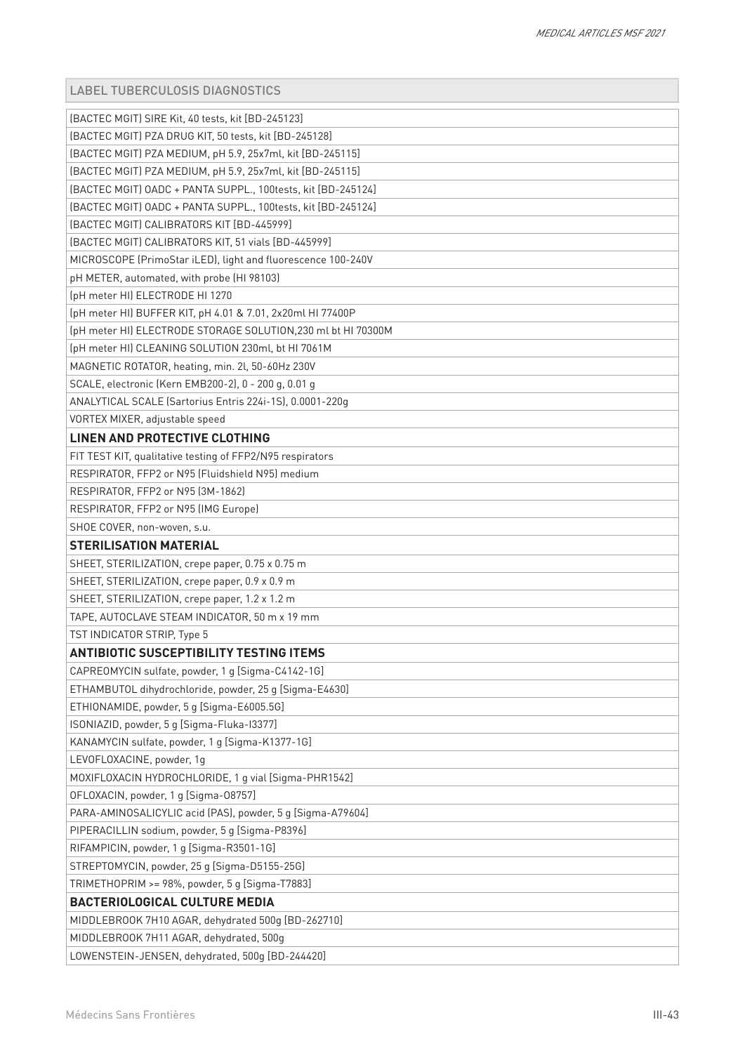| LABEL TUBERCULOSIS DIAGNOSTICS |
|---|
| (BACTEC MGIT) SIRE Kit, 40 tests, kit [BD-245123] |
| (BACTEC MGIT) PZA DRUG KIT, 50 tests, kit [BD-245128] |
| (BACTEC MGIT) PZA MEDIUM, pH 5.9, 25x7ml, kit [BD-245115] |
| (BACTEC MGIT) PZA MEDIUM, pH 5.9, 25x7ml, kit [BD-245115] |
| (BACTEC MGIT) OADC + PANTA SUPPL., 100tests, kit [BD-245124] |
| (BACTEC MGIT) OADC + PANTA SUPPL., 100tests, kit [BD-245124] |
| (BACTEC MGIT) CALIBRATORS KIT [BD-445999] |
| (BACTEC MGIT) CALIBRATORS KIT, 51 vials [BD-445999] |
| MICROSCOPE (PrimoStar iLED), light and fluorescence 100-240V |
| pH METER, automated, with probe (HI 98103) |
| (pH meter HI) ELECTRODE HI 1270 |
| (pH meter HI) BUFFER KIT, pH 4.01 & 7.01, 2x20ml HI 77400P |
| (pH meter HI) ELECTRODE STORAGE SOLUTION,230 ml bt HI 70300M |
| (pH meter HI) CLEANING SOLUTION 230ml, bt HI 7061M |
| MAGNETIC ROTATOR, heating, min. 2l, 50-60Hz 230V |
| SCALE, electronic (Kern EMB200-2), 0 - 200 g, 0.01 g |
| ANALYTICAL SCALE (Sartorius Entris 224i-1S), 0.0001-220g |
| VORTEX MIXER, adjustable speed |
| **LINEN AND PROTECTIVE CLOTHING** |
| FIT TEST KIT, qualitative testing of FFP2/N95 respirators |
| RESPIRATOR, FFP2 or N95 (Fluidshield N95) medium |
| RESPIRATOR, FFP2 or N95 (3M-1862) |
| RESPIRATOR, FFP2 or N95 (IMG Europe) |
| SHOE COVER, non-woven, s.u. |
| **STERILISATION MATERIAL** |
| SHEET, STERILIZATION, crepe paper, 0.75 x 0.75 m |
| SHEET, STERILIZATION, crepe paper, 0.9 x 0.9 m |
| SHEET, STERILIZATION, crepe paper, 1.2 x 1.2 m |
| TAPE, AUTOCLAVE STEAM INDICATOR, 50 m x 19 mm |
| TST INDICATOR STRIP, Type 5 |
| **ANTIBIOTIC SUSCEPTIBILITY TESTING ITEMS** |
| CAPREOMYCIN sulfate, powder, 1 g [Sigma-C4142-1G] |
| ETHAMBUTOL dihydrochloride, powder, 25 g [Sigma-E4630] |
| ETHIONAMIDE, powder, 5 g [Sigma-E6005.5G] |
| ISONIAZID, powder, 5 g [Sigma-Fluka-I3377] |
| KANAMYCIN sulfate, powder, 1 g [Sigma-K1377-1G] |
| LEVOFLOXACINE, powder, 1g |
| MOXIFLOXACIN HYDROCHLORIDE, 1 g vial [Sigma-PHR1542] |
| OFLOXACIN, powder, 1 g [Sigma-O8757] |
| PARA-AMINOSALICYLIC acid (PAS), powder, 5 g [Sigma-A79604] |
| PIPERACILLIN sodium, powder, 5 g [Sigma-P8396] |
| RIFAMPICIN, powder, 1 g [Sigma-R3501-1G] |
| STREPTOMYCIN, powder, 25 g [Sigma-D5155-25G] |
| TRIMETHOPRIM >= 98%, powder, 5 g [Sigma-T7883] |
| **BACTERIOLOGICAL CULTURE MEDIA** |
| MIDDLEBROOK 7H10 AGAR, dehydrated 500g [BD-262710] |
| MIDDLEBROOK 7H11 AGAR, dehydrated, 500g |
| LOWENSTEIN-JENSEN, dehydrated, 500g [BD-244420] |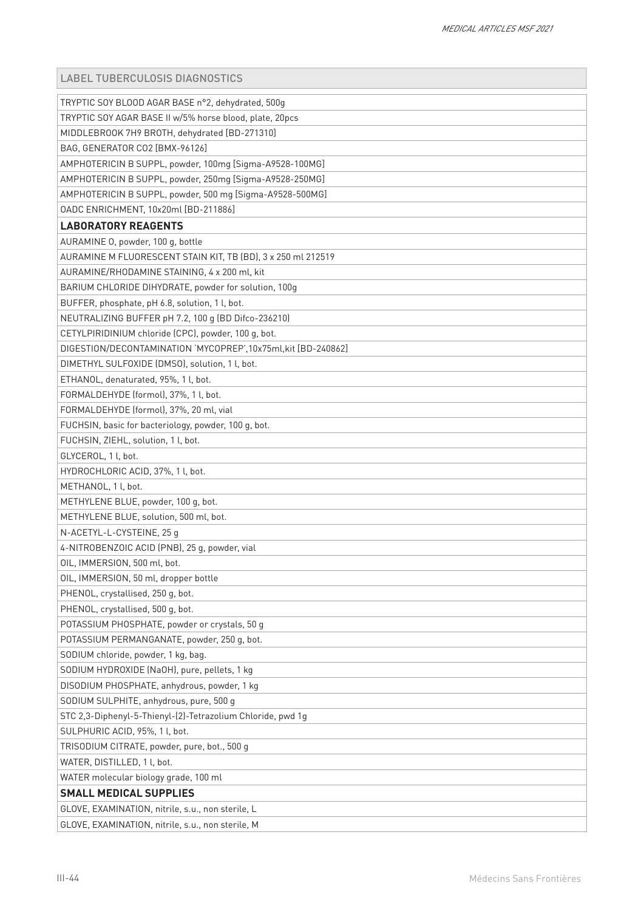| LABEL TUBERCULOSIS DIAGNOSTICS |
|---|
| TRYPTIC SOY BLOOD AGAR BASE n°2, dehydrated, 500g |
| TRYPTIC SOY AGAR BASE II w/5% horse blood, plate, 20pcs |
| MIDDLEBROOK 7H9 BROTH, dehydrated [BD-271310] |
| BAG, GENERATOR CO2 [BMX-96126] |
| AMPHOTERICIN B SUPPL, powder, 100mg [Sigma-A9528-100MG] |
| AMPHOTERICIN B SUPPL, powder, 250mg [Sigma-A9528-250MG] |
| AMPHOTERICIN B SUPPL, powder, 500 mg [Sigma-A9528-500MG] |
| OADC ENRICHMENT, 10x20ml [BD-211886] |
| **LABORATORY REAGENTS** |
| AURAMINE O, powder, 100 g, bottle |
| AURAMINE M FLUORESCENT STAIN KIT, TB (BD), 3 x 250 ml 212519 |
| AURAMINE/RHODAMINE STAINING, 4 x 200 ml, kit |
| BARIUM CHLORIDE DIHYDRATE, powder for solution, 100g |
| BUFFER, phosphate, pH 6.8, solution, 1 l, bot. |
| NEUTRALIZING BUFFER pH 7.2, 100 g (BD Difco-236210) |
| CETYLPIRIDINIUM chloride (CPC), powder, 100 g, bot. |
| DIGESTION/DECONTAMINATION 'MYCOPREP',10x75ml,kit [BD-240862] |
| DIMETHYL SULFOXIDE (DMSO), solution, 1 l, bot. |
| ETHANOL, denaturated, 95%, 1 l, bot. |
| FORMALDEHYDE (formol), 37%, 1 l, bot. |
| FORMALDEHYDE (formol), 37%, 20 ml, vial |
| FUCHSIN, basic for bacteriology, powder, 100 g, bot. |
| FUCHSIN, ZIEHL, solution, 1 l, bot. |
| GLYCEROL, 1 l, bot. |
| HYDROCHLORIC ACID, 37%, 1 l, bot. |
| METHANOL, 1 l, bot. |
| METHYLENE BLUE, powder, 100 g, bot. |
| METHYLENE BLUE, solution, 500 ml, bot. |
| N-ACETYL-L-CYSTEINE, 25 g |
| 4-NITROBENZOIC ACID (PNB), 25 g, powder, vial |
| OIL, IMMERSION, 500 ml, bot. |
| OIL, IMMERSION, 50 ml, dropper bottle |
| PHENOL, crystallised, 250 g, bot. |
| PHENOL, crystallised, 500 g, bot. |
| POTASSIUM PHOSPHATE, powder or crystals, 50 g |
| POTASSIUM PERMANGANATE, powder, 250 g, bot. |
| SODIUM chloride, powder, 1 kg, bag. |
| SODIUM HYDROXIDE (NaOH), pure, pellets, 1 kg |
| DISODIUM PHOSPHATE, anhydrous, powder, 1 kg |
| SODIUM SULPHITE, anhydrous, pure, 500 g |
| STC 2,3-Diphenyl-5-Thienyl-(2)-Tetrazolium Chloride, pwd 1g |
| SULPHURIC ACID, 95%, 1 l, bot. |
| TRISODIUM CITRATE, powder, pure, bot., 500 g |
| WATER, DISTILLED, 1 l, bot. |
| WATER molecular biology grade, 100 ml |
| **SMALL MEDICAL SUPPLIES** |
| GLOVE, EXAMINATION, nitrile, s.u., non sterile, L |
| GLOVE, EXAMINATION, nitrile, s.u., non sterile, M |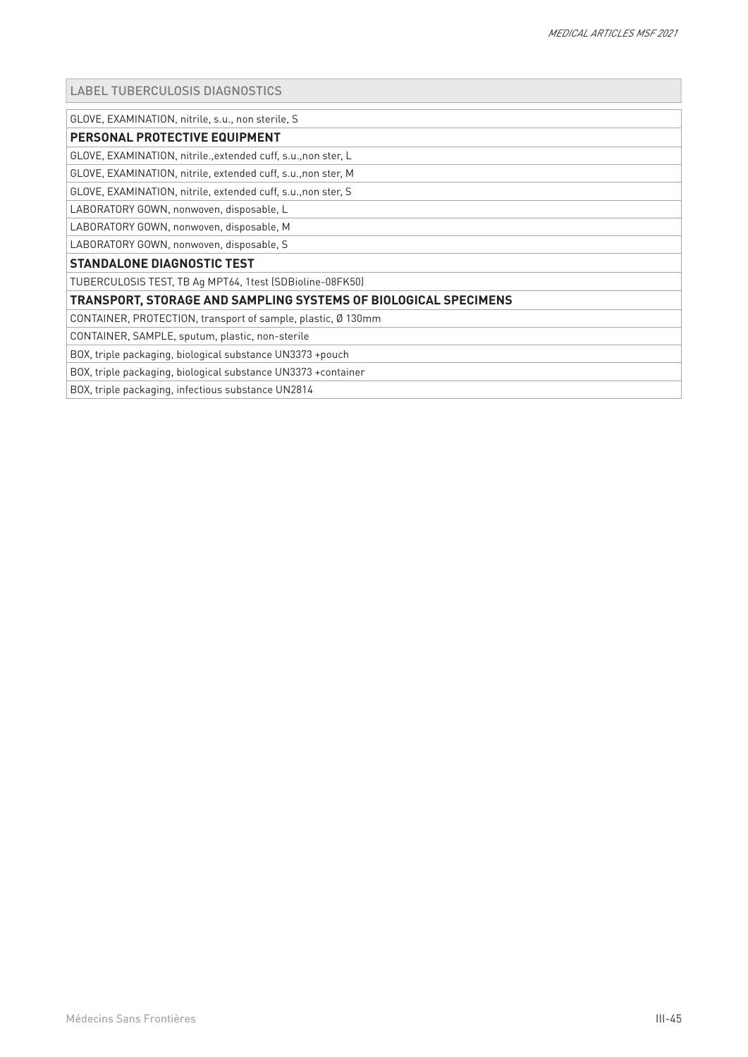| LABEL TUBERCULOSIS DIAGNOSTICS |
|---|

| |
|---|
| GLOVE, EXAMINATION, nitrile, s.u., non sterile, S |
| **PERSONAL PROTECTIVE EQUIPMENT** |
| GLOVE, EXAMINATION, nitrile.,extended cuff, s.u.,non ster, L |
| GLOVE, EXAMINATION, nitrile, extended cuff, s.u.,non ster, M |
| GLOVE, EXAMINATION, nitrile, extended cuff, s.u.,non ster, S |
| LABORATORY GOWN, nonwoven, disposable, L |
| LABORATORY GOWN, nonwoven, disposable, M |
| LABORATORY GOWN, nonwoven, disposable, S |
| **STANDALONE DIAGNOSTIC TEST** |
| TUBERCULOSIS TEST, TB Ag MPT64, 1test (SDBioline-08FK50) |
| **TRANSPORT, STORAGE AND SAMPLING SYSTEMS OF BIOLOGICAL SPECIMENS** |
| CONTAINER, PROTECTION, transport of sample, plastic, Ø 130mm |
| CONTAINER, SAMPLE, sputum, plastic, non-sterile |
| BOX, triple packaging, biological substance UN3373 +pouch |
| BOX, triple packaging, biological substance UN3373 +container |
| BOX, triple packaging, infectious substance UN2814 |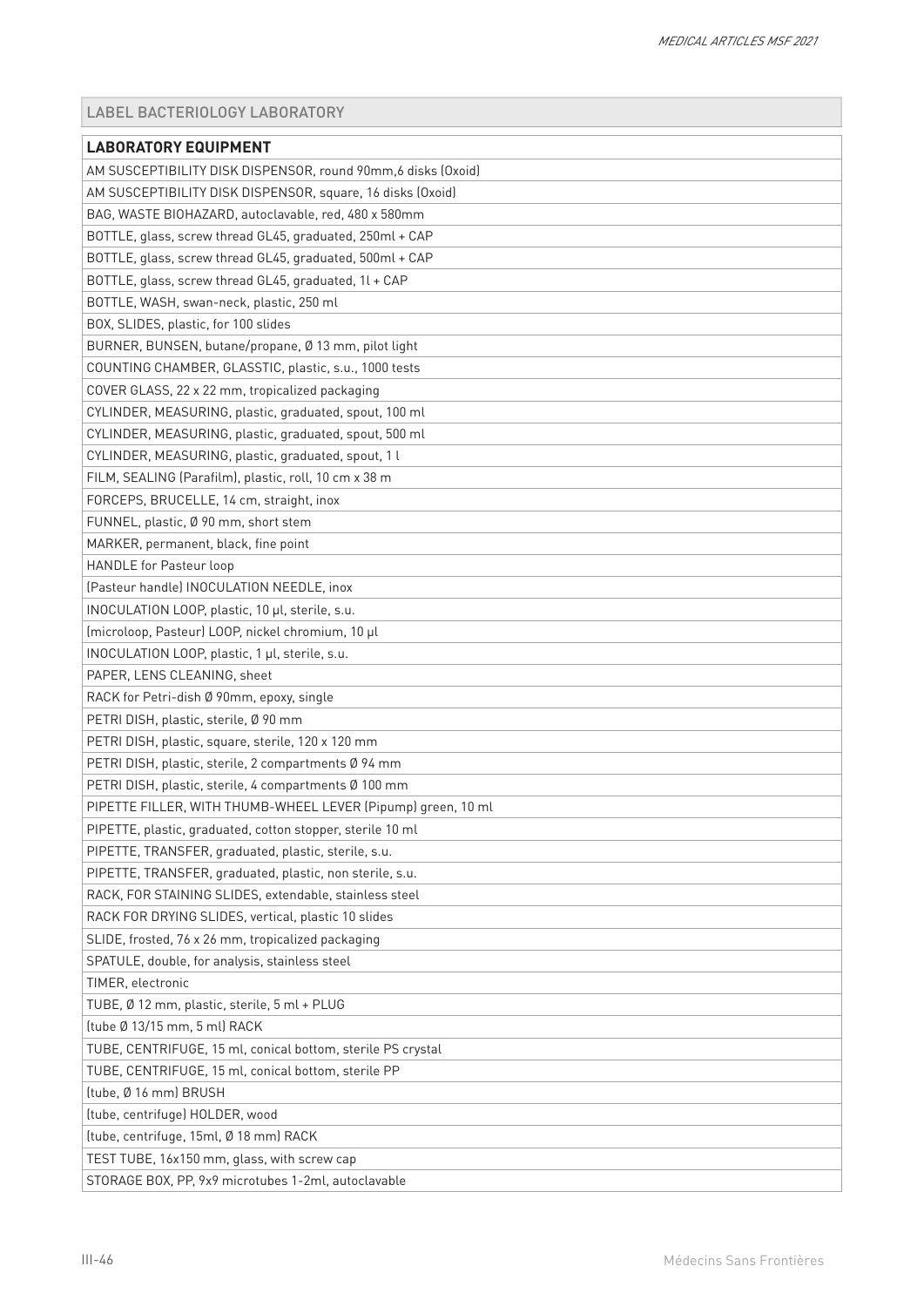## LABEL BACTERIOLOGY LABORATORY

| LABORATORY EQUIPMENT |
|---|
| AM SUSCEPTIBILITY DISK DISPENSOR, round 90mm,6 disks (Oxoid) |
| AM SUSCEPTIBILITY DISK DISPENSOR, square, 16 disks (Oxoid) |
| BAG, WASTE BIOHAZARD, autoclavable, red, 480 x 580mm |
| BOTTLE, glass, screw thread GL45, graduated, 250ml + CAP |
| BOTTLE, glass, screw thread GL45, graduated, 500ml + CAP |
| BOTTLE, glass, screw thread GL45, graduated, 1l + CAP |
| BOTTLE, WASH, swan-neck, plastic, 250 ml |
| BOX, SLIDES, plastic, for 100 slides |
| BURNER, BUNSEN, butane/propane, Ø 13 mm, pilot light |
| COUNTING CHAMBER, GLASSTIC, plastic, s.u., 1000 tests |
| COVER GLASS, 22 x 22 mm, tropicalized packaging |
| CYLINDER, MEASURING, plastic, graduated, spout, 100 ml |
| CYLINDER, MEASURING, plastic, graduated, spout, 500 ml |
| CYLINDER, MEASURING, plastic, graduated, spout, 1 l |
| FILM, SEALING (Parafilm), plastic, roll, 10 cm x 38 m |
| FORCEPS, BRUCELLE, 14 cm, straight, inox |
| FUNNEL, plastic, Ø 90 mm, short stem |
| MARKER, permanent, black, fine point |
| HANDLE for Pasteur loop |
| (Pasteur handle) INOCULATION NEEDLE, inox |
| INOCULATION LOOP, plastic, 10 µl, sterile, s.u. |
| (microloop, Pasteur) LOOP, nickel chromium, 10 µl |
| INOCULATION LOOP, plastic, 1 µl, sterile, s.u. |
| PAPER, LENS CLEANING, sheet |
| RACK for Petri-dish Ø 90mm, epoxy, single |
| PETRI DISH, plastic, sterile, Ø 90 mm |
| PETRI DISH, plastic, square, sterile, 120 x 120 mm |
| PETRI DISH, plastic, sterile, 2 compartments Ø 94 mm |
| PETRI DISH, plastic, sterile, 4 compartments Ø 100 mm |
| PIPETTE FILLER, WITH THUMB-WHEEL LEVER (Pipump) green, 10 ml |
| PIPETTE, plastic, graduated, cotton stopper, sterile 10 ml |
| PIPETTE, TRANSFER, graduated, plastic, sterile, s.u. |
| PIPETTE, TRANSFER, graduated, plastic, non sterile, s.u. |
| RACK, FOR STAINING SLIDES, extendable, stainless steel |
| RACK FOR DRYING SLIDES, vertical, plastic 10 slides |
| SLIDE, frosted, 76 x 26 mm, tropicalized packaging |
| SPATULE, double, for analysis, stainless steel |
| TIMER, electronic |
| TUBE, Ø 12 mm, plastic, sterile, 5 ml + PLUG |
| (tube Ø 13/15 mm, 5 ml) RACK |
| TUBE, CENTRIFUGE, 15 ml, conical bottom, sterile PS crystal |
| TUBE, CENTRIFUGE, 15 ml, conical bottom, sterile PP |
| (tube, Ø 16 mm) BRUSH |
| (tube, centrifuge) HOLDER, wood |
| (tube, centrifuge, 15ml, Ø 18 mm) RACK |
| TEST TUBE, 16x150 mm, glass, with screw cap |
| STORAGE BOX, PP, 9x9 microtubes 1-2ml, autoclavable |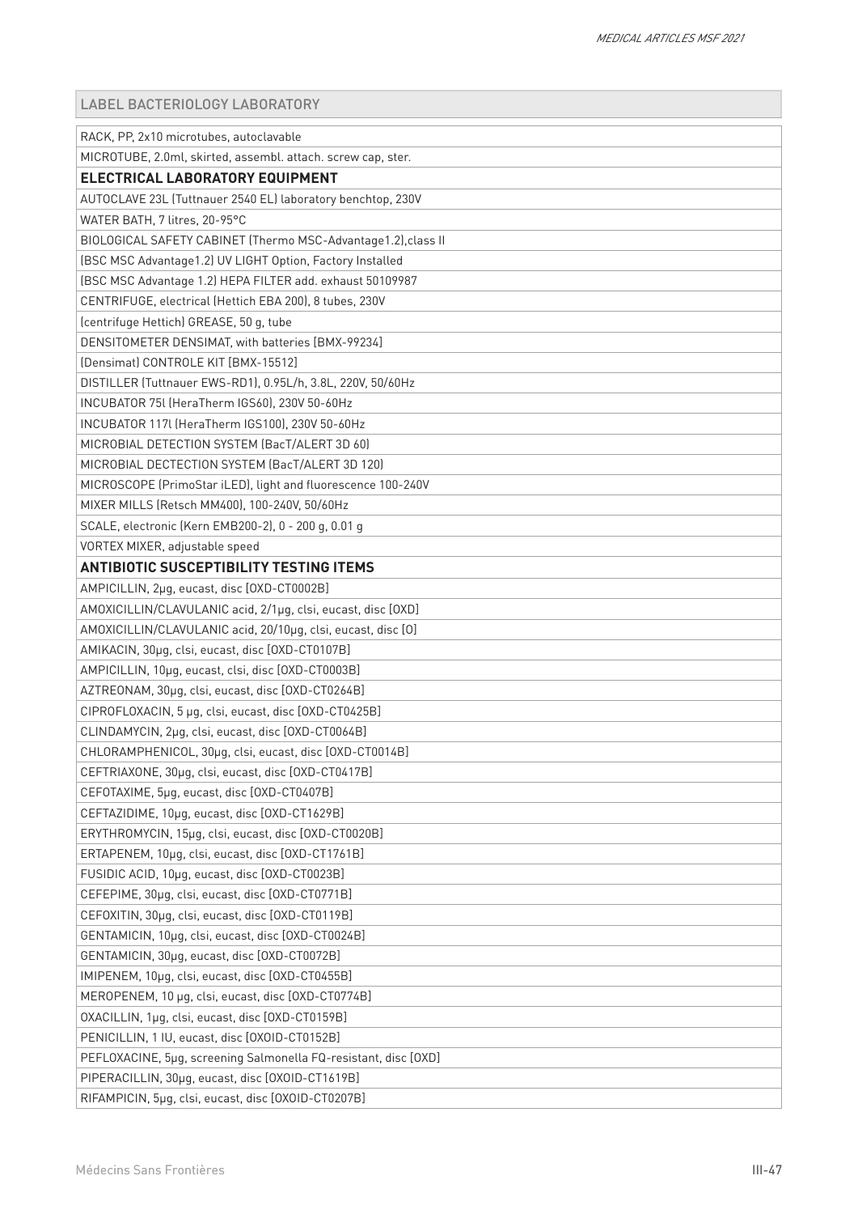| LABEL BACTERIOLOGY LABORATORY |
|---|
| RACK, PP, 2x10 microtubes, autoclavable |
| MICROTUBE, 2.0ml, skirted, assembl. attach. screw cap, ster. |
| **ELECTRICAL LABORATORY EQUIPMENT** |
| AUTOCLAVE 23L (Tuttnauer 2540 EL) laboratory benchtop, 230V |
| WATER BATH, 7 litres, 20-95°C |
| BIOLOGICAL SAFETY CABINET (Thermo MSC-Advantage1.2),class II |
| (BSC MSC Advantage1.2) UV LIGHT Option, Factory Installed |
| (BSC MSC Advantage 1.2) HEPA FILTER add. exhaust 50109987 |
| CENTRIFUGE, electrical (Hettich EBA 200), 8 tubes, 230V |
| (centrifuge Hettich) GREASE, 50 g, tube |
| DENSITOMETER DENSIMAT, with batteries [BMX-99234] |
| (Densimat) CONTROLE KIT [BMX-15512] |
| DISTILLER (Tuttnauer EWS-RD1), 0.95L/h, 3.8L, 220V, 50/60Hz |
| INCUBATOR 75l (HeraTherm IGS60), 230V 50-60Hz |
| INCUBATOR 117l (HeraTherm IGS100), 230V 50-60Hz |
| MICROBIAL DETECTION SYSTEM (BacT/ALERT 3D 60) |
| MICROBIAL DECTECTION SYSTEM (BacT/ALERT 3D 120) |
| MICROSCOPE (PrimoStar iLED), light and fluorescence 100-240V |
| MIXER MILLS (Retsch MM400), 100-240V, 50/60Hz |
| SCALE, electronic (Kern EMB200-2), 0 - 200 g, 0.01 g |
| VORTEX MIXER, adjustable speed |
| **ANTIBIOTIC SUSCEPTIBILITY TESTING ITEMS** |
| AMPICILLIN, 2µg, eucast, disc [OXD-CT0002B] |
| AMOXICILLIN/CLAVULANIC acid, 2/1µg, clsi, eucast, disc [OXD] |
| AMOXICILLIN/CLAVULANIC acid, 20/10µg, clsi, eucast, disc [O] |
| AMIKACIN, 30µg, clsi, eucast, disc [OXD-CT0107B] |
| AMPICILLIN, 10µg, eucast, clsi, disc [OXD-CT0003B] |
| AZTREONAM, 30µg, clsi, eucast, disc [OXD-CT0264B] |
| CIPROFLOXACIN, 5 µg, clsi, eucast, disc [OXD-CT0425B] |
| CLINDAMYCIN, 2µg, clsi, eucast, disc [OXD-CT0064B] |
| CHLORAMPHENICOL, 30µg, clsi, eucast, disc [OXD-CT0014B] |
| CEFTRIAXONE, 30µg, clsi, eucast, disc [OXD-CT0417B] |
| CEFOTAXIME, 5µg, eucast, disc [OXD-CT0407B] |
| CEFTAZIDIME, 10µg, eucast, disc [OXD-CT1629B] |
| ERYTHROMYCIN, 15µg, clsi, eucast, disc [OXD-CT0020B] |
| ERTAPENEM, 10µg, clsi, eucast, disc [OXD-CT1761B] |
| FUSIDIC ACID, 10µg, eucast, disc [OXD-CT0023B] |
| CEFEPIME, 30µg, clsi, eucast, disc [OXD-CT0771B] |
| CEFOXITIN, 30µg, clsi, eucast, disc [OXD-CT0119B] |
| GENTAMICIN, 10µg, clsi, eucast, disc [OXD-CT0024B] |
| GENTAMICIN, 30µg, eucast, disc [OXD-CT0072B] |
| IMIPENEM, 10µg, clsi, eucast, disc [OXD-CT0455B] |
| MEROPENEM, 10 µg, clsi, eucast, disc [OXD-CT0774B] |
| OXACILLIN, 1µg, clsi, eucast, disc [OXD-CT0159B] |
| PENICILLIN, 1 IU, eucast, disc [OXOID-CT0152B] |
| PEFLOXACINE, 5µg, screening Salmonella FQ-resistant, disc [OXD] |
| PIPERACILLIN, 30µg, eucast, disc [OXOID-CT1619B] |
| RIFAMPICIN, 5µg, clsi, eucast, disc [OXOID-CT0207B] |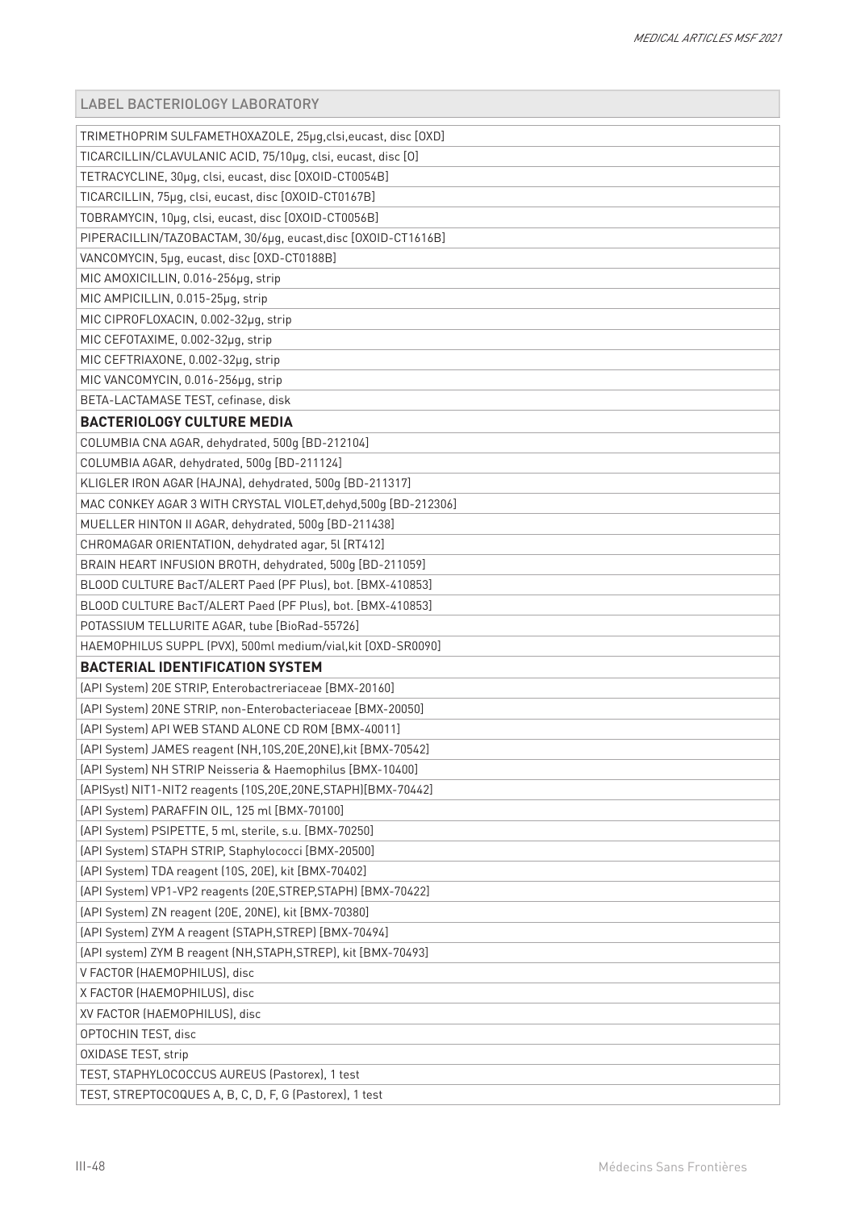| LABEL BACTERIOLOGY LABORATORY |
|---|
| TRIMETHOPRIM SULFAMETHOXAZOLE, 25µg,clsi,eucast, disc [OXD] |
| TICARCILLIN/CLAVULANIC ACID, 75/10µg, clsi, eucast, disc [O] |
| TETRACYCLINE, 30µg, clsi, eucast, disc [OXOID-CT0054B] |
| TICARCILLIN, 75µg, clsi, eucast, disc [OXOID-CT0167B] |
| TOBRAMYCIN, 10µg, clsi, eucast, disc [OXOID-CT0056B] |
| PIPERACILLIN/TAZOBACTAM, 30/6µg, eucast,disc [OXOID-CT1616B] |
| VANCOMYCIN, 5µg, eucast, disc [OXD-CT0188B] |
| MIC AMOXICILLIN, 0.016-256µg, strip |
| MIC AMPICILLIN, 0.015-25µg, strip |
| MIC CIPROFLOXACIN, 0.002-32µg, strip |
| MIC CEFOTAXIME, 0.002-32µg, strip |
| MIC CEFTRIAXONE, 0.002-32µg, strip |
| MIC VANCOMYCIN, 0.016-256µg, strip |
| BETA-LACTAMASE TEST, cefinase, disk |
| **BACTERIOLOGY CULTURE MEDIA** |
| COLUMBIA CNA AGAR, dehydrated, 500g [BD-212104] |
| COLUMBIA AGAR, dehydrated, 500g [BD-211124] |
| KLIGLER IRON AGAR (HAJNA), dehydrated, 500g [BD-211317] |
| MAC CONKEY AGAR 3 WITH CRYSTAL VIOLET,dehyd,500g [BD-212306] |
| MUELLER HINTON II AGAR, dehydrated, 500g [BD-211438] |
| CHROMAGAR ORIENTATION, dehydrated agar, 5l [RT412] |
| BRAIN HEART INFUSION BROTH, dehydrated, 500g [BD-211059] |
| BLOOD CULTURE BacT/ALERT Paed (PF Plus), bot. [BMX-410853] |
| BLOOD CULTURE BacT/ALERT Paed (PF Plus), bot. [BMX-410853] |
| POTASSIUM TELLURITE AGAR, tube [BioRad-55726] |
| HAEMOPHILUS SUPPL (PVX), 500ml medium/vial,kit [OXD-SR0090] |
| **BACTERIAL IDENTIFICATION SYSTEM** |
| (API System) 20E STRIP, Enterobactreriaceae [BMX-20160] |
| (API System) 20NE STRIP, non-Enterobacteriaceae [BMX-20050] |
| (API System) API WEB STAND ALONE CD ROM [BMX-40011] |
| (API System) JAMES reagent (NH,10S,20E,20NE),kit [BMX-70542] |
| (API System) NH STRIP Neisseria & Haemophilus [BMX-10400] |
| (APISyst) NIT1-NIT2 reagents (10S,20E,20NE,STAPH)[BMX-70442] |
| (API System) PARAFFIN OIL, 125 ml [BMX-70100] |
| (API System) PSIPETTE, 5 ml, sterile, s.u. [BMX-70250] |
| (API System) STAPH STRIP, Staphylococci [BMX-20500] |
| (API System) TDA reagent (10S, 20E), kit [BMX-70402] |
| (API System) VP1-VP2 reagents (20E,STREP,STAPH) [BMX-70422] |
| (API System) ZN reagent (20E, 20NE), kit [BMX-70380] |
| (API System) ZYM A reagent (STAPH,STREP) [BMX-70494] |
| (API system) ZYM B reagent (NH,STAPH,STREP), kit [BMX-70493] |
| V FACTOR (HAEMOPHILUS), disc |
| X FACTOR (HAEMOPHILUS), disc |
| XV FACTOR (HAEMOPHILUS), disc |
| OPTOCHIN TEST, disc |
| OXIDASE TEST, strip |
| TEST, STAPHYLOCOCCUS AUREUS (Pastorex), 1 test |
| TEST, STREPTOCOQUES A, B, C, D, F, G (Pastorex), 1 test |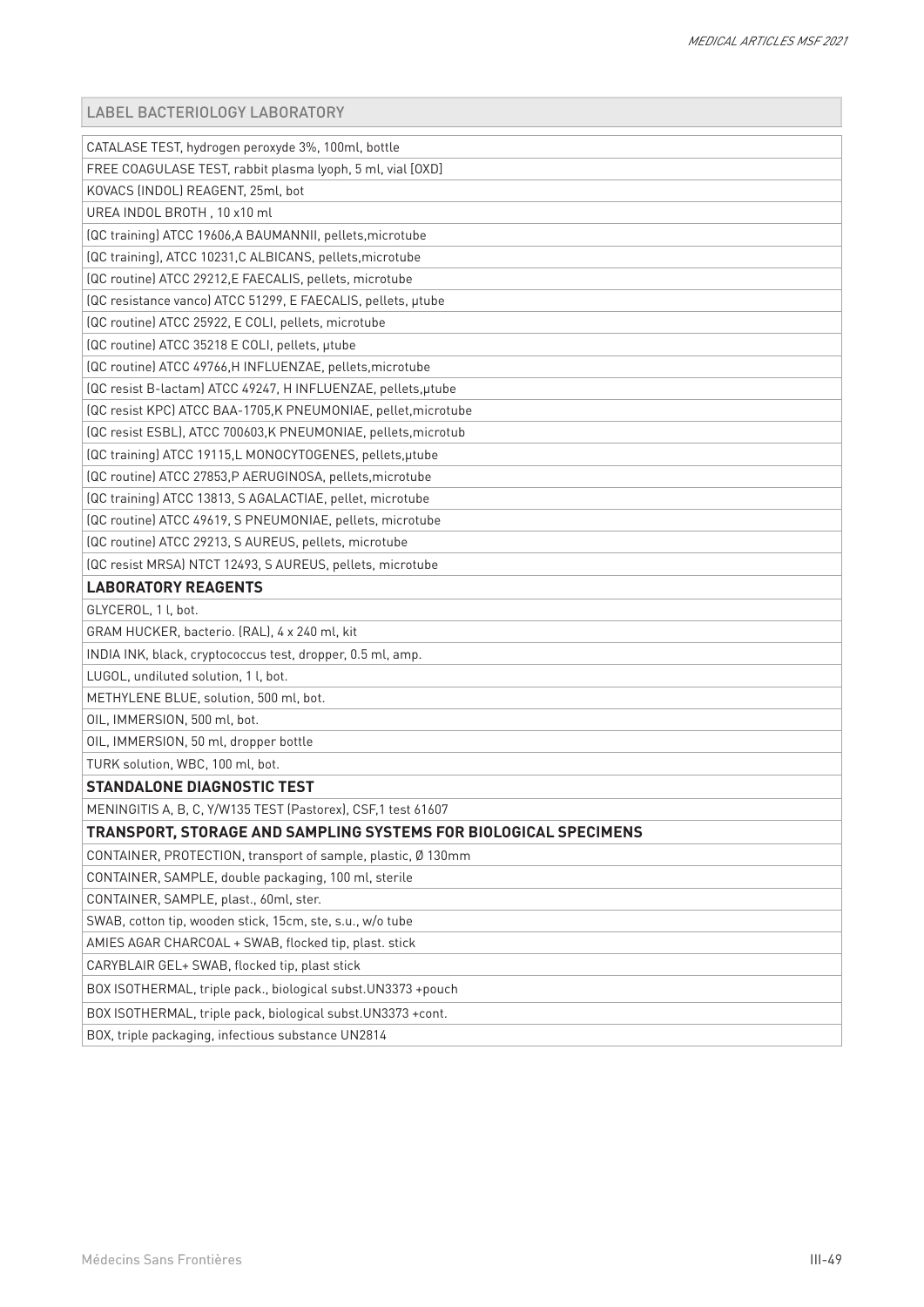| LABEL BACTERIOLOGY LABORATORY |
|---|
| CATALASE TEST, hydrogen peroxyde 3%, 100ml, bottle |
| FREE COAGULASE TEST, rabbit plasma lyoph, 5 ml, vial [OXD] |
| KOVACS (INDOL) REAGENT, 25ml, bot |
| UREA INDOL BROTH , 10 x10 ml |
| (QC training) ATCC 19606,A BAUMANNII, pellets,microtube |
| (QC training), ATCC 10231,C ALBICANS, pellets,microtube |
| (QC routine) ATCC 29212,E FAECALIS, pellets, microtube |
| (QC resistance vanco) ATCC 51299, E FAECALIS, pellets, µtube |
| (QC routine) ATCC 25922, E COLI, pellets, microtube |
| (QC routine) ATCC 35218 E COLI, pellets, µtube |
| (QC routine) ATCC 49766,H INFLUENZAE, pellets,microtube |
| (QC resist B-lactam) ATCC 49247, H INFLUENZAE, pellets,µtube |
| (QC resist KPC) ATCC BAA-1705,K PNEUMONIAE, pellet,microtube |
| (QC resist ESBL), ATCC 700603,K PNEUMONIAE, pellets,microtub |
| (QC training) ATCC 19115,L MONOCYTOGENES, pellets,µtube |
| (QC routine) ATCC 27853,P AERUGINOSA, pellets,microtube |
| (QC training) ATCC 13813, S AGALACTIAE, pellet, microtube |
| (QC routine) ATCC 49619, S PNEUMONIAE, pellets, microtube |
| (QC routine) ATCC 29213, S AUREUS, pellets, microtube |
| (QC resist MRSA) NTCT 12493, S AUREUS, pellets, microtube |
| **LABORATORY REAGENTS** |
| GLYCEROL, 1 l, bot. |
| GRAM HUCKER, bacterio. (RAL), 4 x 240 ml, kit |
| INDIA INK, black, cryptococcus test, dropper, 0.5 ml, amp. |
| LUGOL, undiluted solution, 1 l, bot. |
| METHYLENE BLUE, solution, 500 ml, bot. |
| OIL, IMMERSION, 500 ml, bot. |
| OIL, IMMERSION, 50 ml, dropper bottle |
| TURK solution, WBC, 100 ml, bot. |
| **STANDALONE DIAGNOSTIC TEST** |
| MENINGITIS A, B, C, Y/W135 TEST (Pastorex), CSF,1 test 61607 |
| **TRANSPORT, STORAGE AND SAMPLING SYSTEMS FOR BIOLOGICAL SPECIMENS** |
| CONTAINER, PROTECTION, transport of sample, plastic, Ø 130mm |
| CONTAINER, SAMPLE, double packaging, 100 ml, sterile |
| CONTAINER, SAMPLE, plast., 60ml, ster. |
| SWAB, cotton tip, wooden stick, 15cm, ste, s.u., w/o tube |
| AMIES AGAR CHARCOAL + SWAB, flocked tip, plast. stick |
| CARYBLAIR GEL+ SWAB, flocked tip, plast stick |
| BOX ISOTHERMAL, triple pack., biological subst.UN3373 +pouch |
| BOX ISOTHERMAL, triple pack, biological subst.UN3373 +cont. |
| BOX, triple packaging, infectious substance UN2814 |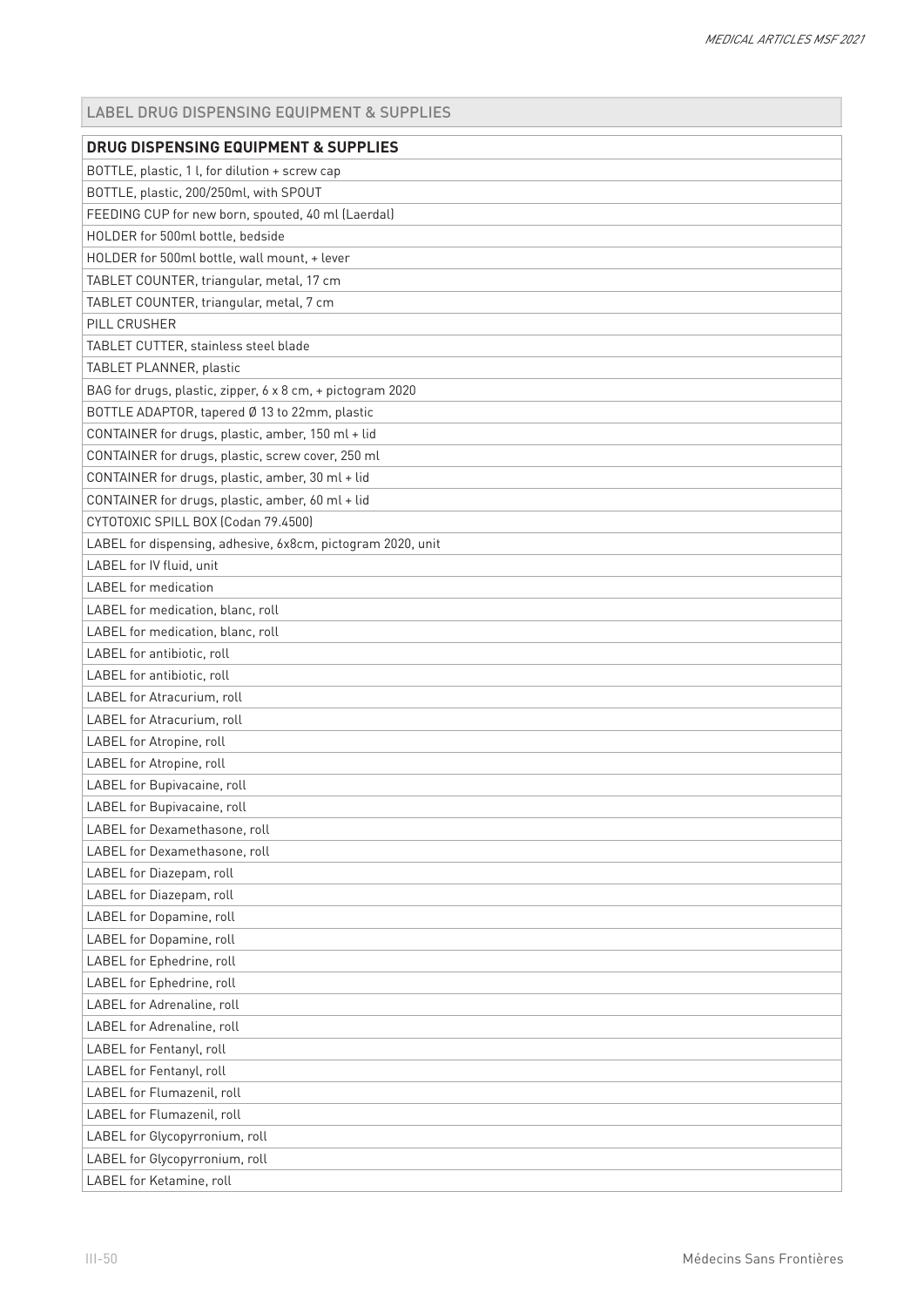## LABEL DRUG DISPENSING EQUIPMENT & SUPPLIES

| DRUG DISPENSING EQUIPMENT & SUPPLIES |
|---|
| BOTTLE, plastic, 1 l, for dilution + screw cap |
| BOTTLE, plastic, 200/250ml, with SPOUT |
| FEEDING CUP for new born, spouted, 40 ml (Laerdal) |
| HOLDER for 500ml bottle, bedside |
| HOLDER for 500ml bottle, wall mount, + lever |
| TABLET COUNTER, triangular, metal, 17 cm |
| TABLET COUNTER, triangular, metal, 7 cm |
| PILL CRUSHER |
| TABLET CUTTER, stainless steel blade |
| TABLET PLANNER, plastic |
| BAG for drugs, plastic, zipper, 6 x 8 cm, + pictogram 2020 |
| BOTTLE ADAPTOR, tapered Ø 13 to 22mm, plastic |
| CONTAINER for drugs, plastic, amber, 150 ml + lid |
| CONTAINER for drugs, plastic, screw cover, 250 ml |
| CONTAINER for drugs, plastic, amber, 30 ml + lid |
| CONTAINER for drugs, plastic, amber, 60 ml + lid |
| CYTOTOXIC SPILL BOX (Codan 79.4500) |
| LABEL for dispensing, adhesive, 6x8cm, pictogram 2020, unit |
| LABEL for IV fluid, unit |
| LABEL for medication |
| LABEL for medication, blanc, roll |
| LABEL for medication, blanc, roll |
| LABEL for antibiotic, roll |
| LABEL for antibiotic, roll |
| LABEL for Atracurium, roll |
| LABEL for Atracurium, roll |
| LABEL for Atropine, roll |
| LABEL for Atropine, roll |
| LABEL for Bupivacaine, roll |
| LABEL for Bupivacaine, roll |
| LABEL for Dexamethasone, roll |
| LABEL for Dexamethasone, roll |
| LABEL for Diazepam, roll |
| LABEL for Diazepam, roll |
| LABEL for Dopamine, roll |
| LABEL for Dopamine, roll |
| LABEL for Ephedrine, roll |
| LABEL for Ephedrine, roll |
| LABEL for Adrenaline, roll |
| LABEL for Adrenaline, roll |
| LABEL for Fentanyl, roll |
| LABEL for Fentanyl, roll |
| LABEL for Flumazenil, roll |
| LABEL for Flumazenil, roll |
| LABEL for Glycopyrronium, roll |
| LABEL for Glycopyrronium, roll |
| LABEL for Ketamine, roll |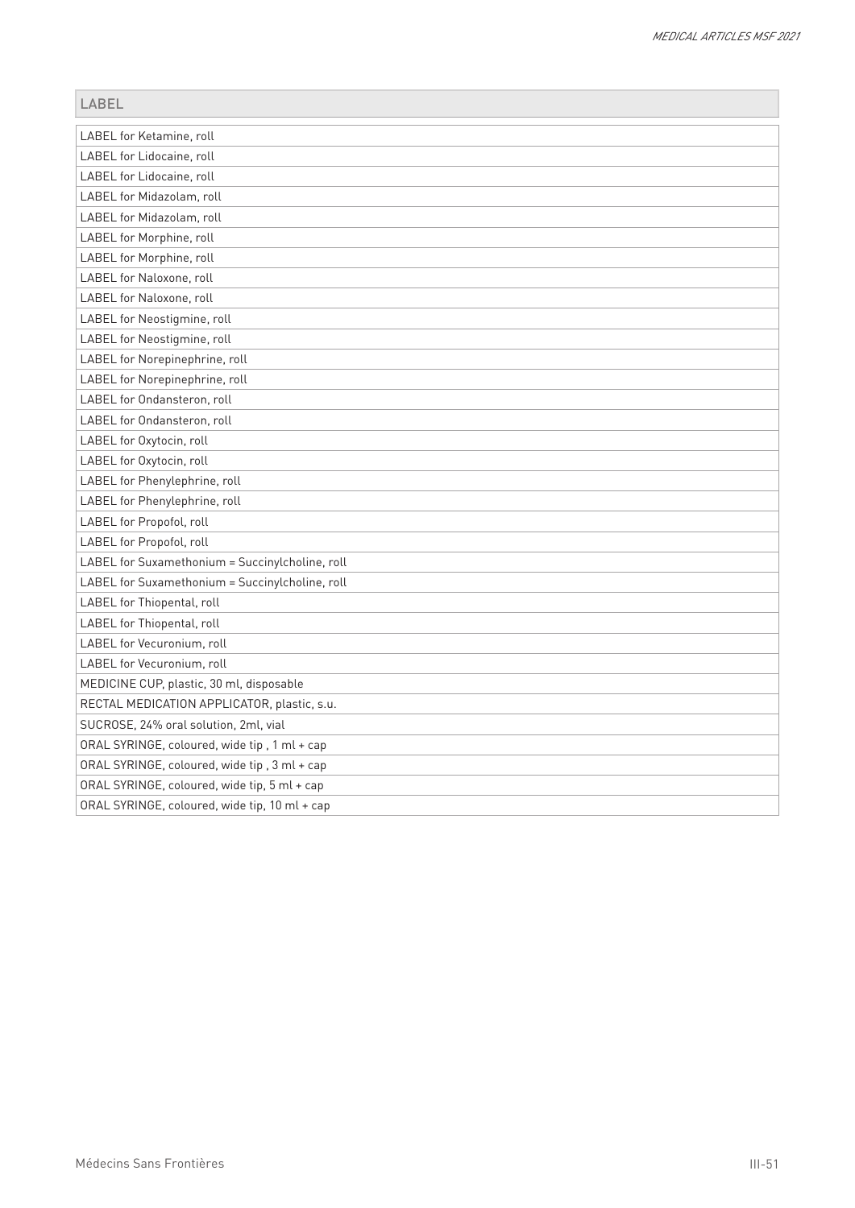| LABEL |
|---|
| LABEL for Ketamine, roll |
| LABEL for Lidocaine, roll |
| LABEL for Lidocaine, roll |
| LABEL for Midazolam, roll |
| LABEL for Midazolam, roll |
| LABEL for Morphine, roll |
| LABEL for Morphine, roll |
| LABEL for Naloxone, roll |
| LABEL for Naloxone, roll |
| LABEL for Neostigmine, roll |
| LABEL for Neostigmine, roll |
| LABEL for Norepinephrine, roll |
| LABEL for Norepinephrine, roll |
| LABEL for Ondansteron, roll |
| LABEL for Ondansteron, roll |
| LABEL for Oxytocin, roll |
| LABEL for Oxytocin, roll |
| LABEL for Phenylephrine, roll |
| LABEL for Phenylephrine, roll |
| LABEL for Propofol, roll |
| LABEL for Propofol, roll |
| LABEL for Suxamethonium = Succinylcholine, roll |
| LABEL for Suxamethonium = Succinylcholine, roll |
| LABEL for Thiopental, roll |
| LABEL for Thiopental, roll |
| LABEL for Vecuronium, roll |
| LABEL for Vecuronium, roll |
| MEDICINE CUP, plastic, 30 ml, disposable |
| RECTAL MEDICATION APPLICATOR, plastic, s.u. |
| SUCROSE, 24% oral solution, 2ml, vial |
| ORAL SYRINGE, coloured, wide tip , 1 ml + cap |
| ORAL SYRINGE, coloured, wide tip , 3 ml + cap |
| ORAL SYRINGE, coloured, wide tip, 5 ml + cap |
| ORAL SYRINGE, coloured, wide tip, 10 ml + cap |